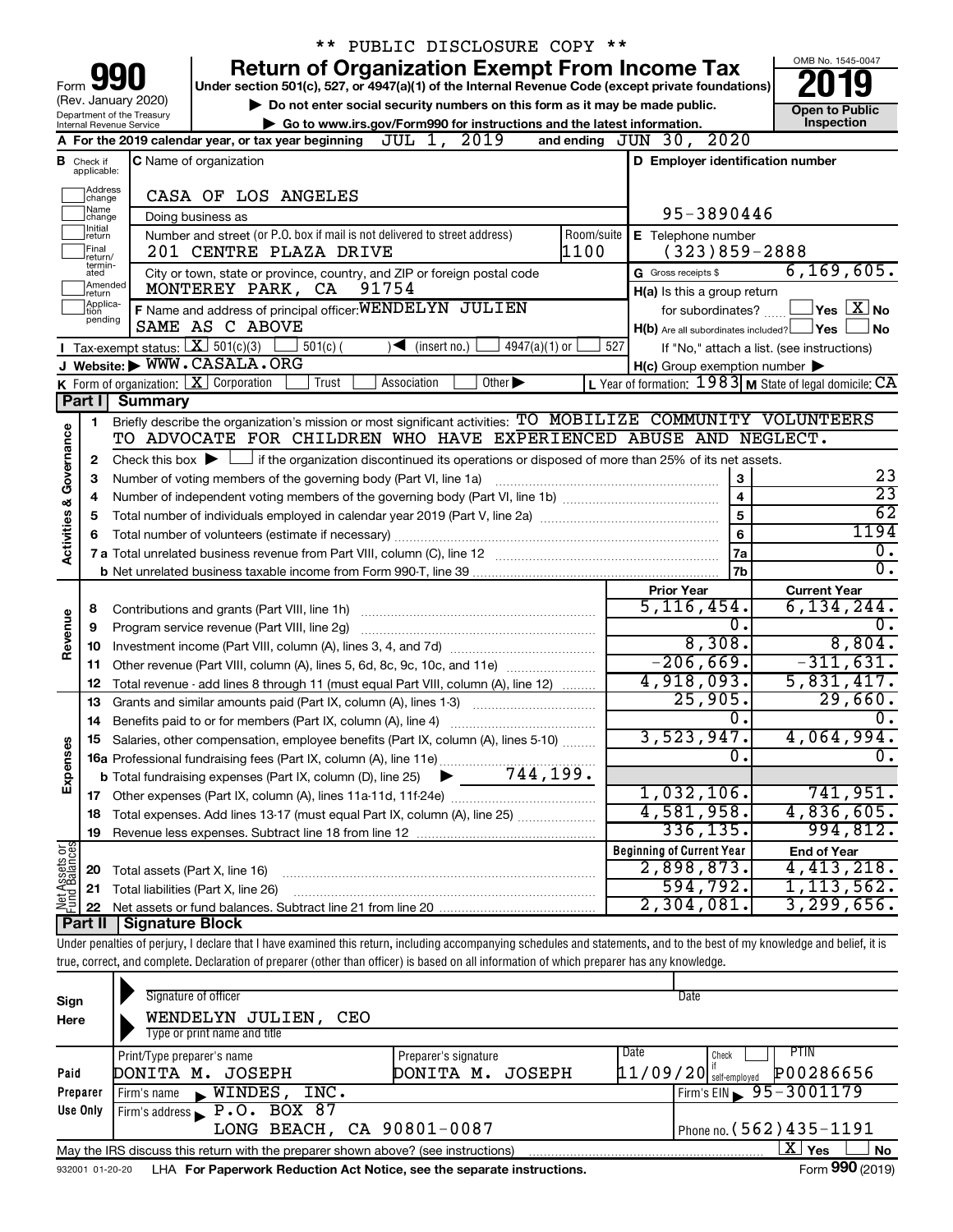** PUBLIC DISCLOSURE COPY **

# Form 990 — Return of Organization Exempt From Income Tax

Under section 501(c), 527, or 4947(a)(1) of the Internal Revenue Code (except private foundations)

(Rev. January 2020) Department of the Treasury Internal Revenue Service

▶ Do not enter social security numbers on this form as it may be made public.

▶ Go to www.irs.gov/Form990 for instructions and the latest information.

OMB No. 1545-0047 — **2019** — Open to Public Inspection

**A** For the 2019 calendar year, or tax year beginning JUL 1, 2019 and ending JUN 30, 2020

**B** Check if applicable: Address change, Name change, Initial return, Final return/terminated, Amended return, Application pending

**C** Name of organization: CASA OF LOS ANGELES

Doing business as

Number and street (or P.O. box if mail is not delivered to street address): 201 CENTRE PLAZA DRIVE — Room/suite: 1100

City or town, state or province, country, and ZIP or foreign postal code: MONTEREY PARK, CA 91754

**D** Employer identification number: 95-3890446

**E** Telephone number: (323)859-2888

**G** Gross receipts $ 6,169,605.

**F** Name and address of principal officer: WENDELYN JULIEN, SAME AS C ABOVE

**H(a)** Is this a group return for subordinates? Yes [ ] No [X]

**H(b)** Are all subordinates included? Yes [ ] No [ ] If "No," attach a list. (see instructions)

**H(c)** Group exemption number ▶

**I** Tax-exempt status: [X] 501(c)(3) [ ] 501(c) ( ) ◀ (insert no.) [ ] 4947(a)(1) or [ ] 527

**J** Website: ▶ WWW.CASALA.ORG

**K** Form of organization: [X] Corporation [ ] Trust [ ] Association [ ] Other ▶

**L** Year of formation: 1983 **M** State of legal domicile: CA

## Part I Summary

**Activities & Governance**

1. Briefly describe the organization's mission or most significant activities: TO MOBILIZE COMMUNITY VOLUNTEERS TO ADVOCATE FOR CHILDREN WHO HAVE EXPERIENCED ABUSE AND NEGLECT.
2. Check this box ▶ [ ] if the organization discontinued its operations or disposed of more than 25% of its net assets.

| Line | Description | No. | Value |
|---|---|---|---|
| 3 | Number of voting members of the governing body (Part VI, line 1a) | 3 | 23 |
| 4 | Number of independent voting members of the governing body (Part VI, line 1b) | 4 | 23 |
| 5 | Total number of individuals employed in calendar year 2019 (Part V, line 2a) | 5 | 62 |
| 6 | Total number of volunteers (estimate if necessary) | 6 | 1194 |
| 7a | Total unrelated business revenue from Part VIII, column (C), line 12 | 7a | 0. |
| 7b | Net unrelated business taxable income from Form 990-T, line 39 | 7b | 0. |

| Line | Description | Prior Year | Current Year |
|---|---|---|---|
| **Revenue** | | | |
| 8 | Contributions and grants (Part VIII, line 1h) | 5,116,454. | 6,134,244. |
| 9 | Program service revenue (Part VIII, line 2g) | 0. | 0. |
| 10 | Investment income (Part VIII, column (A), lines 3, 4, and 7d) | 8,308. | 8,804. |
| 11 | Other revenue (Part VIII, column (A), lines 5, 6d, 8c, 9c, 10c, and 11e) | -206,669. | -311,631. |
| 12 | Total revenue - add lines 8 through 11 (must equal Part VIII, column (A), line 12) | 4,918,093. | 5,831,417. |
| **Expenses** | | | |
| 13 | Grants and similar amounts paid (Part IX, column (A), lines 1-3) | 25,905. | 29,660. |
| 14 | Benefits paid to or for members (Part IX, column (A), line 4) | 0. | 0. |
| 15 | Salaries, other compensation, employee benefits (Part IX, column (A), lines 5-10) | 3,523,947. | 4,064,994. |
| 16a | Professional fundraising fees (Part IX, column (A), line 11e) | 0. | 0. |
| b | Total fundraising expenses (Part IX, column (D), line 25) ▶ 744,199. | | |
| 17 | Other expenses (Part IX, column (A), lines 11a-11d, 11f-24e) | 1,032,106. | 741,951. |
| 18 | Total expenses. Add lines 13-17 (must equal Part IX, column (A), line 25) | 4,581,958. | 4,836,605. |
| 19 | Revenue less expenses. Subtract line 18 from line 12 | 336,135. | 994,812. |

| Line | Net Assets or Fund Balances | Beginning of Current Year | End of Year |
|---|---|---|---|
| 20 | Total assets (Part X, line 16) | 2,898,873. | 4,413,218. |
| 21 | Total liabilities (Part X, line 26) | 594,792. | 1,113,562. |
| 22 | Net assets or fund balances. Subtract line 21 from line 20 | 2,304,081. | 3,299,656. |

## Part II Signature Block

Under penalties of perjury, I declare that I have examined this return, including accompanying schedules and statements, and to the best of my knowledge and belief, it is true, correct, and complete. Declaration of preparer (other than officer) is based on all information of which preparer has any knowledge.

**Sign Here**

Signature of officer — Date

WENDELYN JULIEN, CEO

Type or print name and title

**Paid Preparer Use Only**

| Print/Type preparer's name | Preparer's signature | Date | Check if self-employed | PTIN |
|---|---|---|---|---|
| DONITA M. JOSEPH | DONITA M. JOSEPH | 11/09/20 | [ ] | P00286656 |

Firm's name ▶ WINDES, INC. — Firm's EIN ▶ 95-3001179

Firm's address ▶ P.O. BOX 87, LONG BEACH, CA 90801-0087 — Phone no. (562)435-1191

May the IRS discuss this return with the preparer shown above? (see instructions) [X] Yes [ ] No

932001 01-20-20 LHA For Paperwork Reduction Act Notice, see the separate instructions. Form **990** (2019)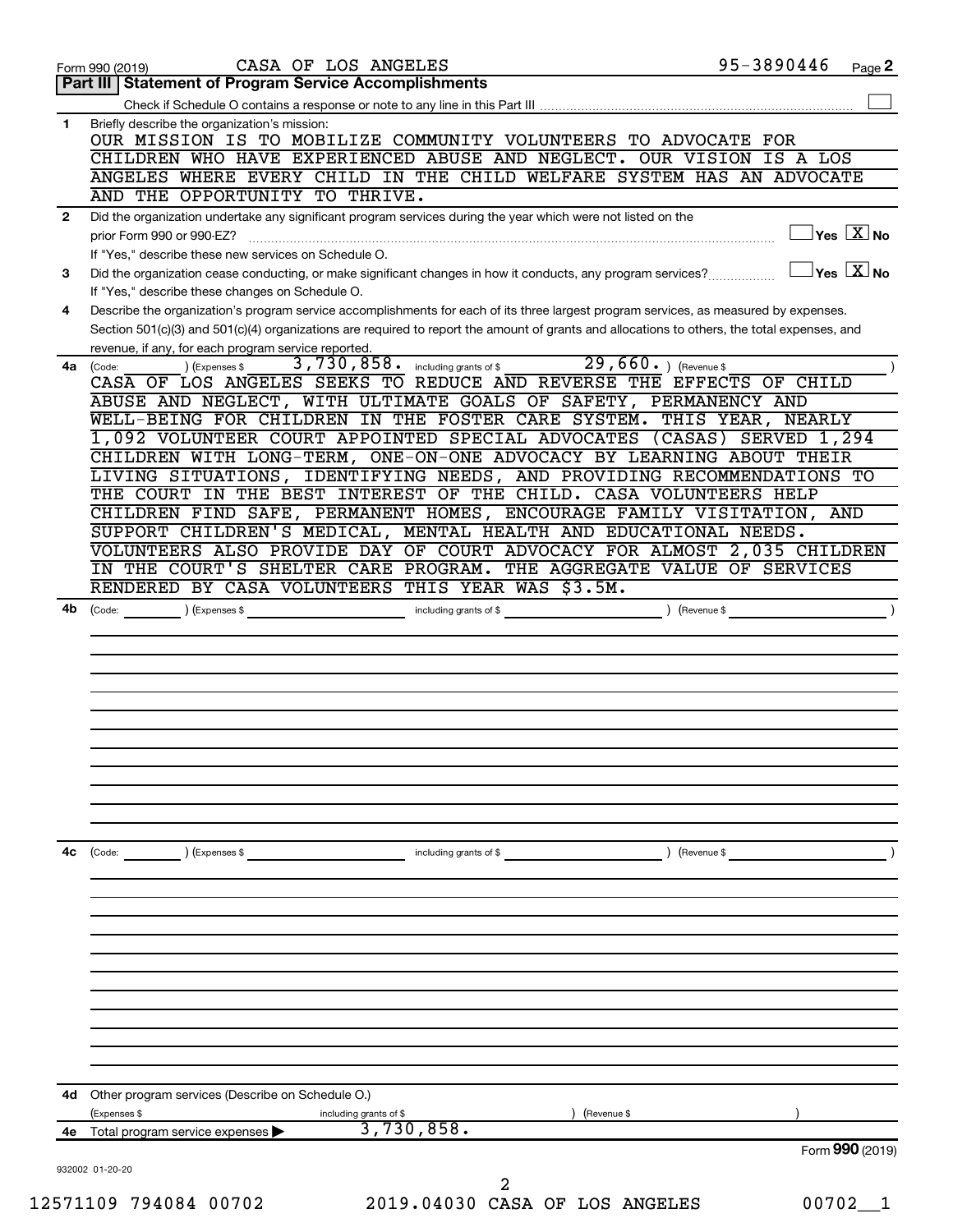Form 990 (2019) CASA OF LOS ANGELES 95-3890446 Page 2

## Part III | Statement of Program Service Accomplishments

Check if Schedule O contains a response or note to any line in this Part III ☐

**1** Briefly describe the organization's mission:

OUR MISSION IS TO MOBILIZE COMMUNITY VOLUNTEERS TO ADVOCATE FOR CHILDREN WHO HAVE EXPERIENCED ABUSE AND NEGLECT. OUR VISION IS A LOS ANGELES WHERE EVERY CHILD IN THE CHILD WELFARE SYSTEM HAS AN ADVOCATE AND THE OPPORTUNITY TO THRIVE.

**2** Did the organization undertake any significant program services during the year which were not listed on the prior Form 990 or 990-EZ? ☐ Yes ☒ No

If "Yes," describe these new services on Schedule O.

**3** Did the organization cease conducting, or make significant changes in how it conducts, any program services? ☐ Yes ☒ No

If "Yes," describe these changes on Schedule O.

**4** Describe the organization's program service accomplishments for each of its three largest program services, as measured by expenses. Section 501(c)(3) and 501(c)(4) organizations are required to report the amount of grants and allocations to others, the total expenses, and revenue, if any, for each program service reported.

**4a** (Code: ) (Expenses $ 3,730,858. including grants of $ 29,660. ) (Revenue $ )

CASA OF LOS ANGELES SEEKS TO REDUCE AND REVERSE THE EFFECTS OF CHILD ABUSE AND NEGLECT, WITH ULTIMATE GOALS OF SAFETY, PERMANENCY AND WELL-BEING FOR CHILDREN IN THE FOSTER CARE SYSTEM. THIS YEAR, NEARLY 1,092 VOLUNTEER COURT APPOINTED SPECIAL ADVOCATES (CASAS) SERVED 1,294 CHILDREN WITH LONG-TERM, ONE-ON-ONE ADVOCACY BY LEARNING ABOUT THEIR LIVING SITUATIONS, IDENTIFYING NEEDS, AND PROVIDING RECOMMENDATIONS TO THE COURT IN THE BEST INTEREST OF THE CHILD. CASA VOLUNTEERS HELP CHILDREN FIND SAFE, PERMANENT HOMES, ENCOURAGE FAMILY VISITATION, AND SUPPORT CHILDREN'S MEDICAL, MENTAL HEALTH AND EDUCATIONAL NEEDS. VOLUNTEERS ALSO PROVIDE DAY OF COURT ADVOCACY FOR ALMOST 2,035 CHILDREN IN THE COURT'S SHELTER CARE PROGRAM. THE AGGREGATE VALUE OF SERVICES RENDERED BY CASA VOLUNTEERS THIS YEAR WAS $3.5M.

**4b** (Code: ) (Expenses $ including grants of $ ) (Revenue $ )

**4c** (Code: ) (Expenses $ including grants of $ ) (Revenue $ )

**4d** Other program services (Describe on Schedule O.)

(Expenses $ including grants of $ ) (Revenue $ )

**4e** Total program service expenses ▶ 3,730,858.

Form **990** (2019)

932002 01-20-20

12571109 794084 00702 2019.04030 CASA OF LOS ANGELES 00702__1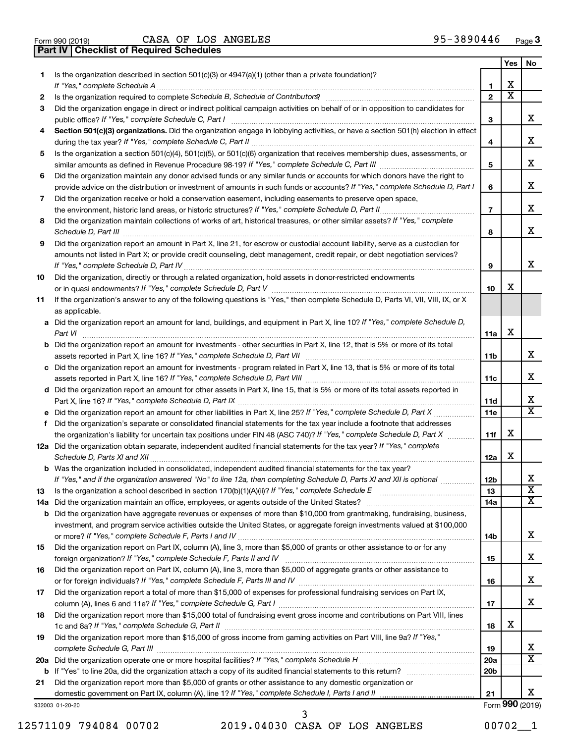Form 990 (2019) CASA OF LOS ANGELES 95-3890446

**Part IV | Checklist of Required Schedules**

| | | | Yes | No |
|---|---|---|---|---|
| 1 | Is the organization described in section 501(c)(3) or 4947(a)(1) (other than a private foundation)? *If "Yes," complete Schedule A* | 1 | X | |
| 2 | Is the organization required to complete *Schedule B, Schedule of Contributors*? | 2 | X | |
| 3 | Did the organization engage in direct or indirect political campaign activities on behalf of or in opposition to candidates for public office? *If "Yes," complete Schedule C, Part I* | 3 | | X |
| 4 | **Section 501(c)(3) organizations.** Did the organization engage in lobbying activities, or have a section 501(h) election in effect during the tax year? *If "Yes," complete Schedule C, Part II* | 4 | | X |
| 5 | Is the organization a section 501(c)(4), 501(c)(5), or 501(c)(6) organization that receives membership dues, assessments, or similar amounts as defined in Revenue Procedure 98-19? *If "Yes," complete Schedule C, Part III* | 5 | | X |
| 6 | Did the organization maintain any donor advised funds or any similar funds or accounts for which donors have the right to provide advice on the distribution or investment of amounts in such funds or accounts? *If "Yes," complete Schedule D, Part I* | 6 | | X |
| 7 | Did the organization receive or hold a conservation easement, including easements to preserve open space, the environment, historic land areas, or historic structures? *If "Yes," complete Schedule D, Part II* | 7 | | X |
| 8 | Did the organization maintain collections of works of art, historical treasures, or other similar assets? *If "Yes," complete Schedule D, Part III* | 8 | | X |
| 9 | Did the organization report an amount in Part X, line 21, for escrow or custodial account liability, serve as a custodian for amounts not listed in Part X; or provide credit counseling, debt management, credit repair, or debt negotiation services? *If "Yes," complete Schedule D, Part IV* | 9 | | X |
| 10 | Did the organization, directly or through a related organization, hold assets in donor-restricted endowments or in quasi endowments? *If "Yes," complete Schedule D, Part V* | 10 | X | |
| 11 | If the organization's answer to any of the following questions is "Yes," then complete Schedule D, Parts VI, VII, VIII, IX, or X as applicable. | | | |
| a | Did the organization report an amount for land, buildings, and equipment in Part X, line 10? *If "Yes," complete Schedule D, Part VI* | 11a | X | |
| b | Did the organization report an amount for investments - other securities in Part X, line 12, that is 5% or more of its total assets reported in Part X, line 16? *If "Yes," complete Schedule D, Part VII* | 11b | | X |
| c | Did the organization report an amount for investments - program related in Part X, line 13, that is 5% or more of its total assets reported in Part X, line 16? *If "Yes," complete Schedule D, Part VIII* | 11c | | X |
| d | Did the organization report an amount for other assets in Part X, line 15, that is 5% or more of its total assets reported in Part X, line 16? *If "Yes," complete Schedule D, Part IX* | 11d | | X |
| e | Did the organization report an amount for other liabilities in Part X, line 25? *If "Yes," complete Schedule D, Part X* | 11e | | X |
| f | Did the organization's separate or consolidated financial statements for the tax year include a footnote that addresses the organization's liability for uncertain tax positions under FIN 48 (ASC 740)? *If "Yes," complete Schedule D, Part X* | 11f | X | |
| 12a | Did the organization obtain separate, independent audited financial statements for the tax year? *If "Yes," complete Schedule D, Parts XI and XII* | 12a | X | |
| b | Was the organization included in consolidated, independent audited financial statements for the tax year? *If "Yes," and if the organization answered "No" to line 12a, then completing Schedule D, Parts XI and XII is optional* | 12b | | X |
| 13 | Is the organization a school described in section 170(b)(1)(A)(ii)? *If "Yes," complete Schedule E* | 13 | | X |
| 14a | Did the organization maintain an office, employees, or agents outside of the United States? | 14a | | X |
| b | Did the organization have aggregate revenues or expenses of more than $10,000 from grantmaking, fundraising, business, investment, and program service activities outside the United States, or aggregate foreign investments valued at $100,000 or more? *If "Yes," complete Schedule F, Parts I and IV* | 14b | | X |
| 15 | Did the organization report on Part IX, column (A), line 3, more than $5,000 of grants or other assistance to or for any foreign organization? *If "Yes," complete Schedule F, Parts II and IV* | 15 | | X |
| 16 | Did the organization report on Part IX, column (A), line 3, more than $5,000 of aggregate grants or other assistance to or for foreign individuals? *If "Yes," complete Schedule F, Parts III and IV* | 16 | | X |
| 17 | Did the organization report a total of more than $15,000 of expenses for professional fundraising services on Part IX, column (A), lines 6 and 11e? *If "Yes," complete Schedule G, Part I* | 17 | | X |
| 18 | Did the organization report more than $15,000 total of fundraising event gross income and contributions on Part VIII, lines 1c and 8a? *If "Yes," complete Schedule G, Part II* | 18 | X | |
| 19 | Did the organization report more than $15,000 of gross income from gaming activities on Part VIII, line 9a? *If "Yes," complete Schedule G, Part III* | 19 | | X |
| 20a | Did the organization operate one or more hospital facilities? *If "Yes," complete Schedule H* | 20a | | X |
| b | If "Yes" to line 20a, did the organization attach a copy of its audited financial statements to this return? | 20b | | |
| 21 | Did the organization report more than $5,000 of grants or other assistance to any domestic organization or domestic government on Part IX, column (A), line 1? *If "Yes," complete Schedule I, Parts I and II* | 21 | | X |

932003 01-20-20 Form **990** (2019)

12571109 794084 00702 2019.04030 CASA OF LOS ANGELES 00702__1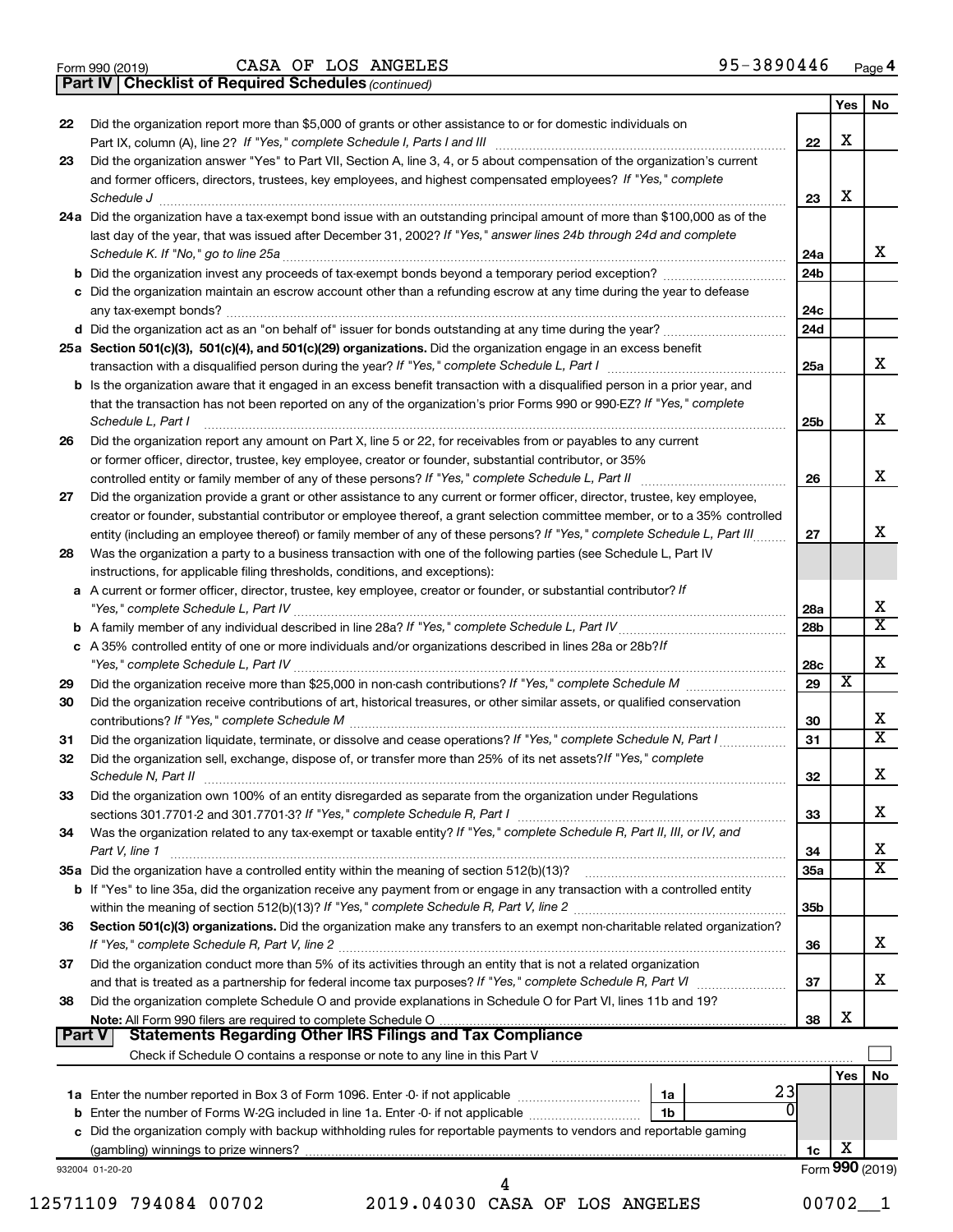Form 990 (2019) CASA OF LOS ANGELES 95-3890446 Page 4

**Part IV | Checklist of Required Schedules** *(continued)*

| | | | Yes | No |
|---|---|---|---|---|
| 22 | Did the organization report more than $5,000 of grants or other assistance to or for domestic individuals on Part IX, column (A), line 2? *If "Yes," complete Schedule I, Parts I and III* | 22 | X | |
| 23 | Did the organization answer "Yes" to Part VII, Section A, line 3, 4, or 5 about compensation of the organization's current and former officers, directors, trustees, key employees, and highest compensated employees? *If "Yes," complete Schedule J* | 23 | X | |
| 24a | Did the organization have a tax-exempt bond issue with an outstanding principal amount of more than $100,000 as of the last day of the year, that was issued after December 31, 2002? *If "Yes," answer lines 24b through 24d and complete Schedule K. If "No," go to line 25a* | 24a | | X |
| b | Did the organization invest any proceeds of tax-exempt bonds beyond a temporary period exception? | 24b | | |
| c | Did the organization maintain an escrow account other than a refunding escrow at any time during the year to defease any tax-exempt bonds? | 24c | | |
| d | Did the organization act as an "on behalf of" issuer for bonds outstanding at any time during the year? | 24d | | |
| 25a | **Section 501(c)(3), 501(c)(4), and 501(c)(29) organizations.** Did the organization engage in an excess benefit transaction with a disqualified person during the year? *If "Yes," complete Schedule L, Part I* | 25a | | X |
| b | Is the organization aware that it engaged in an excess benefit transaction with a disqualified person in a prior year, and that the transaction has not been reported on any of the organization's prior Forms 990 or 990-EZ? *If "Yes," complete Schedule L, Part I* | 25b | | X |
| 26 | Did the organization report any amount on Part X, line 5 or 22, for receivables from or payables to any current or former officer, director, trustee, key employee, creator or founder, substantial contributor, or 35% controlled entity or family member of any of these persons? *If "Yes," complete Schedule L, Part II* | 26 | | X |
| 27 | Did the organization provide a grant or other assistance to any current or former officer, director, trustee, key employee, creator or founder, substantial contributor or employee thereof, a grant selection committee member, or to a 35% controlled entity (including an employee thereof) or family member of any of these persons? *If "Yes," complete Schedule L, Part III* | 27 | | X |
| 28 | Was the organization a party to a business transaction with one of the following parties (see Schedule L, Part IV instructions, for applicable filing thresholds, conditions, and exceptions): | | | |
| a | A current or former officer, director, trustee, key employee, creator or founder, or substantial contributor? *If "Yes," complete Schedule L, Part IV* | 28a | | X |
| b | A family member of any individual described in line 28a? *If "Yes," complete Schedule L, Part IV* | 28b | | X |
| c | A 35% controlled entity of one or more individuals and/or organizations described in lines 28a or 28b? *If "Yes," complete Schedule L, Part IV* | 28c | | X |
| 29 | Did the organization receive more than $25,000 in non-cash contributions? *If "Yes," complete Schedule M* | 29 | X | |
| 30 | Did the organization receive contributions of art, historical treasures, or other similar assets, or qualified conservation contributions? *If "Yes," complete Schedule M* | 30 | | X |
| 31 | Did the organization liquidate, terminate, or dissolve and cease operations? *If "Yes," complete Schedule N, Part I* | 31 | | X |
| 32 | Did the organization sell, exchange, dispose of, or transfer more than 25% of its net assets? *If "Yes," complete Schedule N, Part II* | 32 | | X |
| 33 | Did the organization own 100% of an entity disregarded as separate from the organization under Regulations sections 301.7701-2 and 301.7701-3? *If "Yes," complete Schedule R, Part I* | 33 | | X |
| 34 | Was the organization related to any tax-exempt or taxable entity? *If "Yes," complete Schedule R, Part II, III, or IV, and Part V, line 1* | 34 | | X |
| 35a | Did the organization have a controlled entity within the meaning of section 512(b)(13)? | 35a | | X |
| b | If "Yes" to line 35a, did the organization receive any payment from or engage in any transaction with a controlled entity within the meaning of section 512(b)(13)? *If "Yes," complete Schedule R, Part V, line 2* | 35b | | |
| 36 | **Section 501(c)(3) organizations.** Did the organization make any transfers to an exempt non-charitable related organization? *If "Yes," complete Schedule R, Part V, line 2* | 36 | | X |
| 37 | Did the organization conduct more than 5% of its activities through an entity that is not a related organization and that is treated as a partnership for federal income tax purposes? *If "Yes," complete Schedule R, Part VI* | 37 | | X |
| 38 | Did the organization complete Schedule O and provide explanations in Schedule O for Part VI, lines 11b and 19? **Note:** All Form 990 filers are required to complete Schedule O | 38 | X | |

**Part V | Statements Regarding Other IRS Filings and Tax Compliance**

Check if Schedule O contains a response or note to any line in this Part V ☐

| | | | | | Yes | No |
|---|---|---|---|---|---|---|
| 1a | Enter the number reported in Box 3 of Form 1096. Enter -0- if not applicable | 1a | 23 | | | |
| b | Enter the number of Forms W-2G included in line 1a. Enter -0- if not applicable | 1b | 0 | | | |
| c | Did the organization comply with backup withholding rules for reportable payments to vendors and reportable gaming (gambling) winnings to prize winners? | | | 1c | X | |

932004 01-20-20

Form **990** (2019)

12571109 794084 00702 2019.04030 CASA OF LOS ANGELES 00702__1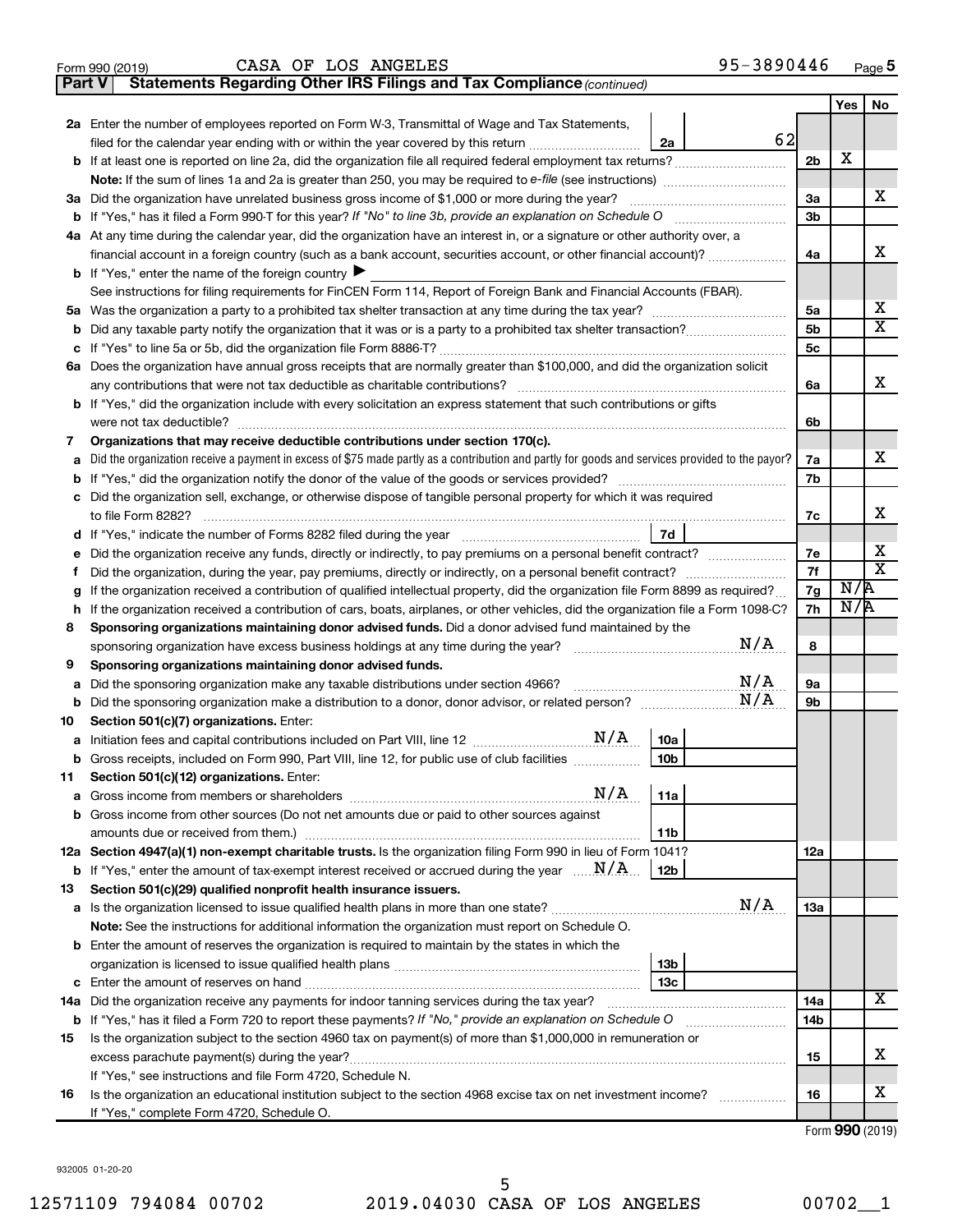Form 990 (2019) CASA OF LOS ANGELES 95-3890446 Page 5

**Part V Statements Regarding Other IRS Filings and Tax Compliance** *(continued)*

| | | | | Yes | No |
|---|---|---|---|---|---|
| **2a** | Enter the number of employees reported on Form W-3, Transmittal of Wage and Tax Statements, filed for the calendar year ending with or within the year covered by this return | 2a | 62 | | |
| **b** | If at least one is reported on line 2a, did the organization file all required federal employment tax returns? | | 2b | X | |
| | **Note:** If the sum of lines 1a and 2a is greater than 250, you may be required to *e-file* (see instructions) | | | | |
| **3a** | Did the organization have unrelated business gross income of $1,000 or more during the year? | | 3a | | X |
| **b** | If "Yes," has it filed a Form 990-T for this year? *If "No" to line 3b, provide an explanation on Schedule O* | | 3b | | |
| **4a** | At any time during the calendar year, did the organization have an interest in, or a signature or other authority over, a financial account in a foreign country (such as a bank account, securities account, or other financial account)? | | 4a | | X |
| **b** | If "Yes," enter the name of the foreign country ▶ | | | | |
| | See instructions for filing requirements for FinCEN Form 114, Report of Foreign Bank and Financial Accounts (FBAR). | | | | |
| **5a** | Was the organization a party to a prohibited tax shelter transaction at any time during the tax year? | | 5a | | X |
| **b** | Did any taxable party notify the organization that it was or is a party to a prohibited tax shelter transaction? | | 5b | | X |
| **c** | If "Yes" to line 5a or 5b, did the organization file Form 8886-T? | | 5c | | |
| **6a** | Does the organization have annual gross receipts that are normally greater than $100,000, and did the organization solicit any contributions that were not tax deductible as charitable contributions? | | 6a | | X |
| **b** | If "Yes," did the organization include with every solicitation an express statement that such contributions or gifts were not tax deductible? | | 6b | | |
| **7** | **Organizations that may receive deductible contributions under section 170(c).** | | | | |
| **a** | Did the organization receive a payment in excess of $75 made partly as a contribution and partly for goods and services provided to the payor? | | 7a | | X |
| **b** | If "Yes," did the organization notify the donor of the value of the goods or services provided? | | 7b | | |
| **c** | Did the organization sell, exchange, or otherwise dispose of tangible personal property for which it was required to file Form 8282? | | 7c | | X |
| **d** | If "Yes," indicate the number of Forms 8282 filed during the year | 7d | | | |
| **e** | Did the organization receive any funds, directly or indirectly, to pay premiums on a personal benefit contract? | | 7e | | X |
| **f** | Did the organization, during the year, pay premiums, directly or indirectly, on a personal benefit contract? | | 7f | | X |
| **g** | If the organization received a contribution of qualified intellectual property, did the organization file Form 8899 as required? | | 7g | N/A | |
| **h** | If the organization received a contribution of cars, boats, airplanes, or other vehicles, did the organization file a Form 1098-C? | | 7h | N/A | |
| **8** | **Sponsoring organizations maintaining donor advised funds.** Did a donor advised fund maintained by the sponsoring organization have excess business holdings at any time during the year? N/A | | 8 | | |
| **9** | **Sponsoring organizations maintaining donor advised funds.** | | | | |
| **a** | Did the sponsoring organization make any taxable distributions under section 4966? N/A | | 9a | | |
| **b** | Did the sponsoring organization make a distribution to a donor, donor advisor, or related person? N/A | | 9b | | |
| **10** | **Section 501(c)(7) organizations.** Enter: | | | | |
| **a** | Initiation fees and capital contributions included on Part VIII, line 12 N/A | 10a | | | |
| **b** | Gross receipts, included on Form 990, Part VIII, line 12, for public use of club facilities | 10b | | | |
| **11** | **Section 501(c)(12) organizations.** Enter: | | | | |
| **a** | Gross income from members or shareholders N/A | 11a | | | |
| **b** | Gross income from other sources (Do not net amounts due or paid to other sources against amounts due or received from them.) | 11b | | | |
| **12a** | **Section 4947(a)(1) non-exempt charitable trusts.** Is the organization filing Form 990 in lieu of Form 1041? | | 12a | | |
| **b** | If "Yes," enter the amount of tax-exempt interest received or accrued during the year N/A | 12b | | | |
| **13** | **Section 501(c)(29) qualified nonprofit health insurance issuers.** | | | | |
| **a** | Is the organization licensed to issue qualified health plans in more than one state? N/A | | 13a | | |
| | **Note:** See the instructions for additional information the organization must report on Schedule O. | | | | |
| **b** | Enter the amount of reserves the organization is required to maintain by the states in which the organization is licensed to issue qualified health plans | 13b | | | |
| **c** | Enter the amount of reserves on hand | 13c | | | |
| **14a** | Did the organization receive any payments for indoor tanning services during the tax year? | | 14a | | X |
| **b** | If "Yes," has it filed a Form 720 to report these payments? *If "No," provide an explanation on Schedule O* | | 14b | | |
| **15** | Is the organization subject to the section 4960 tax on payment(s) of more than $1,000,000 in remuneration or excess parachute payment(s) during the year? | | 15 | | X |
| | If "Yes," see instructions and file Form 4720, Schedule N. | | | | |
| **16** | Is the organization an educational institution subject to the section 4968 excise tax on net investment income? | | 16 | | X |
| | If "Yes," complete Form 4720, Schedule O. | | | | |

Form **990** (2019)

932005 01-20-20

12571109 794084 00702 2019.04030 CASA OF LOS ANGELES 00702__1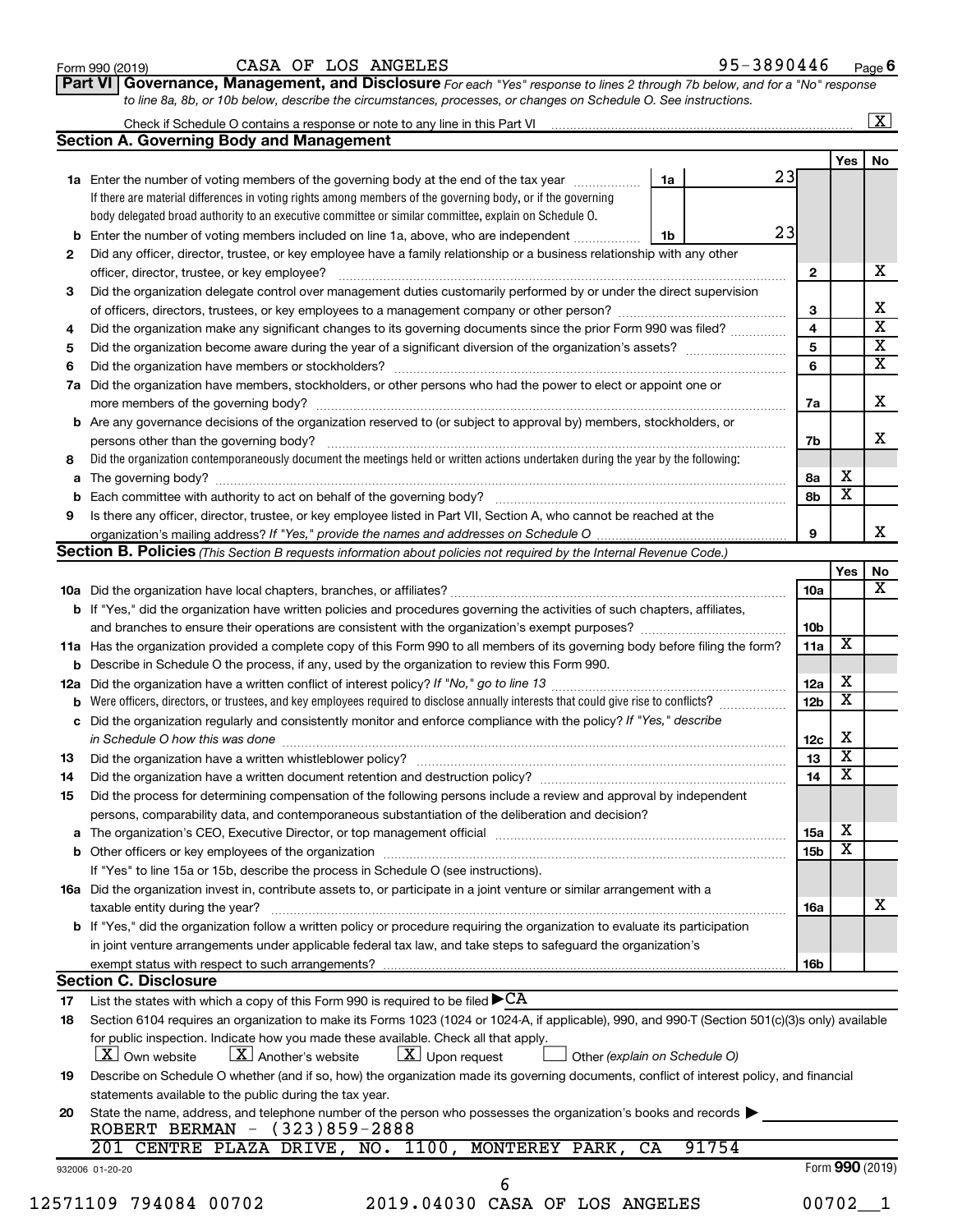Form 990 (2019) CASA OF LOS ANGELES 95-3890446 Page 6

**Part VI Governance, Management, and Disclosure** *For each "Yes" response to lines 2 through 7b below, and for a "No" response to line 8a, 8b, or 10b below, describe the circumstances, processes, or changes on Schedule O. See instructions.*

Check if Schedule O contains a response or note to any line in this Part VI ..... [X]

## Section A. Governing Body and Management

| | | | Yes | No |
|---|---|---|---|---|
| **1a** | Enter the number of voting members of the governing body at the end of the tax year ..... **1a** 23. If there are material differences in voting rights among members of the governing body, or if the governing body delegated broad authority to an executive committee or similar committee, explain on Schedule O. | | | |
| **b** | Enter the number of voting members included on line 1a, above, who are independent ..... **1b** 23 | | | |
| **2** | Did any officer, director, trustee, or key employee have a family relationship or a business relationship with any other officer, director, trustee, or key employee? | 2 | | X |
| **3** | Did the organization delegate control over management duties customarily performed by or under the direct supervision of officers, directors, trustees, or key employees to a management company or other person? | 3 | | X |
| **4** | Did the organization make any significant changes to its governing documents since the prior Form 990 was filed? | 4 | | X |
| **5** | Did the organization become aware during the year of a significant diversion of the organization's assets? | 5 | | X |
| **6** | Did the organization have members or stockholders? | 6 | | X |
| **7a** | Did the organization have members, stockholders, or other persons who had the power to elect or appoint one or more members of the governing body? | 7a | | X |
| **b** | Are any governance decisions of the organization reserved to (or subject to approval by) members, stockholders, or persons other than the governing body? | 7b | | X |
| **8** | Did the organization contemporaneously document the meetings held or written actions undertaken during the year by the following: | | | |
| **a** | The governing body? | 8a | X | |
| **b** | Each committee with authority to act on behalf of the governing body? | 8b | X | |
| **9** | Is there any officer, director, trustee, or key employee listed in Part VII, Section A, who cannot be reached at the organization's mailing address? *If "Yes," provide the names and addresses on Schedule O* | 9 | | X |

## Section B. Policies *(This Section B requests information about policies not required by the Internal Revenue Code.)*

| | | | Yes | No |
|---|---|---|---|---|
| **10a** | Did the organization have local chapters, branches, or affiliates? | 10a | | X |
| **b** | If "Yes," did the organization have written policies and procedures governing the activities of such chapters, affiliates, and branches to ensure their operations are consistent with the organization's exempt purposes? | 10b | | |
| **11a** | Has the organization provided a complete copy of this Form 990 to all members of its governing body before filing the form? | 11a | X | |
| **b** | Describe in Schedule O the process, if any, used by the organization to review this Form 990. | | | |
| **12a** | Did the organization have a written conflict of interest policy? *If "No," go to line 13* | 12a | X | |
| **b** | Were officers, directors, or trustees, and key employees required to disclose annually interests that could give rise to conflicts? | 12b | X | |
| **c** | Did the organization regularly and consistently monitor and enforce compliance with the policy? *If "Yes," describe in Schedule O how this was done* | 12c | X | |
| **13** | Did the organization have a written whistleblower policy? | 13 | X | |
| **14** | Did the organization have a written document retention and destruction policy? | 14 | X | |
| **15** | Did the process for determining compensation of the following persons include a review and approval by independent persons, comparability data, and contemporaneous substantiation of the deliberation and decision? | | | |
| **a** | The organization's CEO, Executive Director, or top management official | 15a | X | |
| **b** | Other officers or key employees of the organization | 15b | X | |
| | If "Yes" to line 15a or 15b, describe the process in Schedule O (see instructions). | | | |
| **16a** | Did the organization invest in, contribute assets to, or participate in a joint venture or similar arrangement with a taxable entity during the year? | 16a | | X |
| **b** | If "Yes," did the organization follow a written policy or procedure requiring the organization to evaluate its participation in joint venture arrangements under applicable federal tax law, and take steps to safeguard the organization's exempt status with respect to such arrangements? | 16b | | |

## Section C. Disclosure

**17** List the states with which a copy of this Form 990 is required to be filed ▶ CA

**18** Section 6104 requires an organization to make its Forms 1023 (1024 or 1024-A, if applicable), 990, and 990-T (Section 501(c)(3)s only) available for public inspection. Indicate how you made these available. Check all that apply.

[X] Own website [X] Another's website [X] Upon request [ ] Other *(explain on Schedule O)*

**19** Describe on Schedule O whether (and if so, how) the organization made its governing documents, conflict of interest policy, and financial statements available to the public during the tax year.

**20** State the name, address, and telephone number of the person who possesses the organization's books and records ▶

ROBERT BERMAN - (323)859-2888
201 CENTRE PLAZA DRIVE, NO. 1100, MONTEREY PARK, CA 91754

932006 01-20-20 Form **990** (2019)

12571109 794084 00702 2019.04030 CASA OF LOS ANGELES 00702__1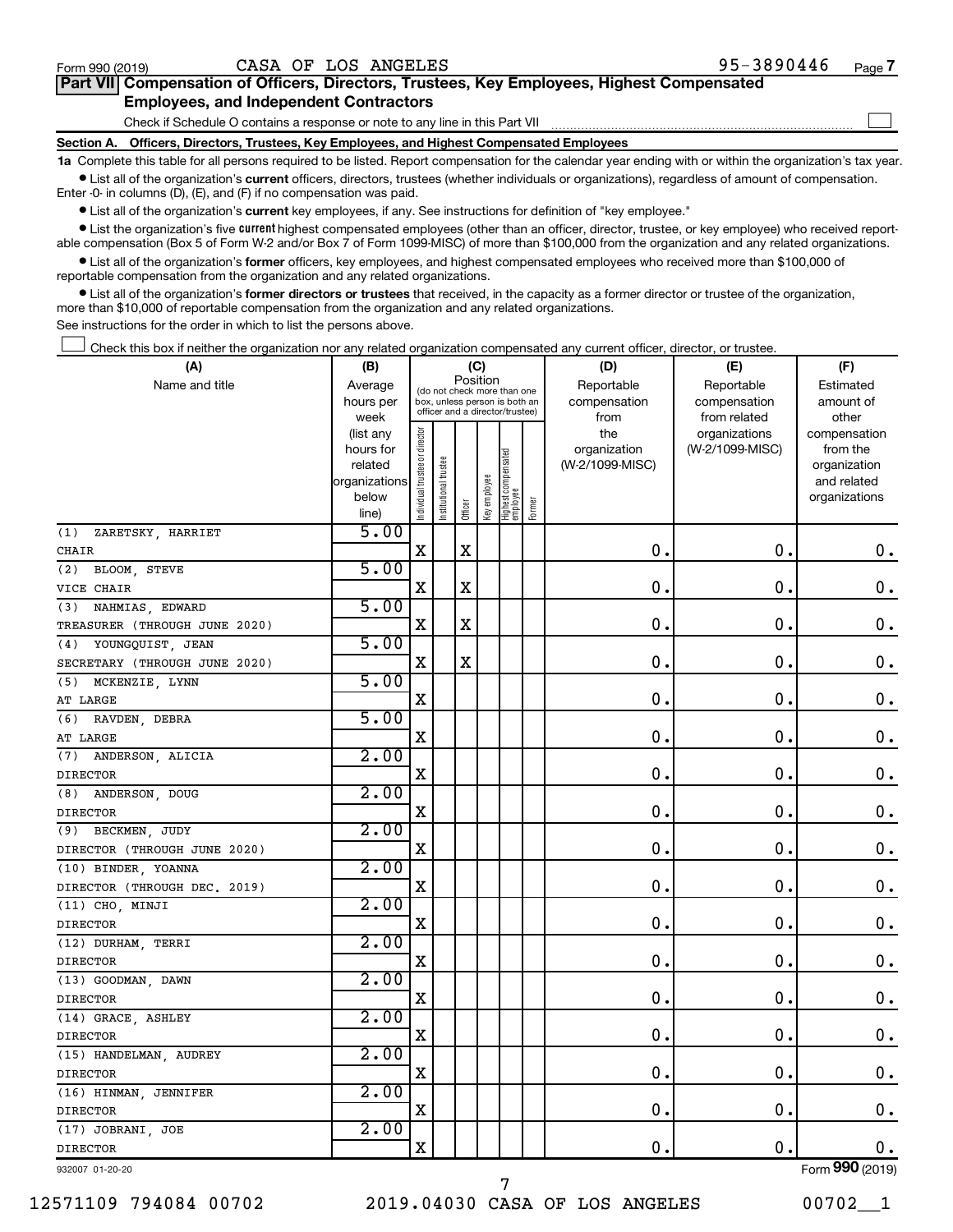Form 990 (2019) CASA OF LOS ANGELES 95-3890446 Page 7

**Part VII Compensation of Officers, Directors, Trustees, Key Employees, Highest Compensated Employees, and Independent Contractors**

Check if Schedule O contains a response or note to any line in this Part VII ☐

**Section A. Officers, Directors, Trustees, Key Employees, and Highest Compensated Employees**

**1a** Complete this table for all persons required to be listed. Report compensation for the calendar year ending with or within the organization's tax year.

- List all of the organization's **current** officers, directors, trustees (whether individuals or organizations), regardless of amount of compensation. Enter -0- in columns (D), (E), and (F) if no compensation was paid.
- List all of the organization's **current** key employees, if any. See instructions for definition of "key employee."
- List the organization's five **current** highest compensated employees (other than an officer, director, trustee, or key employee) who received reportable compensation (Box 5 of Form W-2 and/or Box 7 of Form 1099-MISC) of more than $100,000 from the organization and any related organizations.
- List all of the organization's **former** officers, key employees, and highest compensated employees who received more than $100,000 of reportable compensation from the organization and any related organizations.
- List all of the organization's **former directors or trustees** that received, in the capacity as a former director or trustee of the organization, more than $10,000 of reportable compensation from the organization and any related organizations.

See instructions for the order in which to list the persons above.

☐ Check this box if neither the organization nor any related organization compensated any current officer, director, or trustee.

| (A) Name and title | (B) Average hours per week (list any hours for related organizations below line) | (C) Position: Individual trustee or director | Institutional trustee | Officer | Key employee | Highest compensated employee | Former | (D) Reportable compensation from the organization (W-2/1099-MISC) | (E) Reportable compensation from related organizations (W-2/1099-MISC) | (F) Estimated amount of other compensation from the organization and related organizations |
|---|---|---|---|---|---|---|---|---|---|---|
| (1) ZARETSKY, HARRIET<br>CHAIR | 5.00 | X | | X | | | | 0. | 0. | 0. |
| (2) BLOOM, STEVE<br>VICE CHAIR | 5.00 | X | | X | | | | 0. | 0. | 0. |
| (3) NAHMIAS, EDWARD<br>TREASURER (THROUGH JUNE 2020) | 5.00 | X | | X | | | | 0. | 0. | 0. |
| (4) YOUNGQUIST, JEAN<br>SECRETARY (THROUGH JUNE 2020) | 5.00 | X | | X | | | | 0. | 0. | 0. |
| (5) MCKENZIE, LYNN<br>AT LARGE | 5.00 | X | | | | | | 0. | 0. | 0. |
| (6) RAVDEN, DEBRA<br>AT LARGE | 5.00 | X | | | | | | 0. | 0. | 0. |
| (7) ANDERSON, ALICIA<br>DIRECTOR | 2.00 | X | | | | | | 0. | 0. | 0. |
| (8) ANDERSON, DOUG<br>DIRECTOR | 2.00 | X | | | | | | 0. | 0. | 0. |
| (9) BECKMEN, JUDY<br>DIRECTOR (THROUGH JUNE 2020) | 2.00 | X | | | | | | 0. | 0. | 0. |
| (10) BINDER, YOANNA<br>DIRECTOR (THROUGH DEC. 2019) | 2.00 | X | | | | | | 0. | 0. | 0. |
| (11) CHO, MINJI<br>DIRECTOR | 2.00 | X | | | | | | 0. | 0. | 0. |
| (12) DURHAM, TERRI<br>DIRECTOR | 2.00 | X | | | | | | 0. | 0. | 0. |
| (13) GOODMAN, DAWN<br>DIRECTOR | 2.00 | X | | | | | | 0. | 0. | 0. |
| (14) GRACE, ASHLEY<br>DIRECTOR | 2.00 | X | | | | | | 0. | 0. | 0. |
| (15) HANDELMAN, AUDREY<br>DIRECTOR | 2.00 | X | | | | | | 0. | 0. | 0. |
| (16) HINMAN, JENNIFER<br>DIRECTOR | 2.00 | X | | | | | | 0. | 0. | 0. |
| (17) JOBRANI, JOE<br>DIRECTOR | 2.00 | X | | | | | | 0. | 0. | 0. |

932007 01-20-20 Form **990** (2019)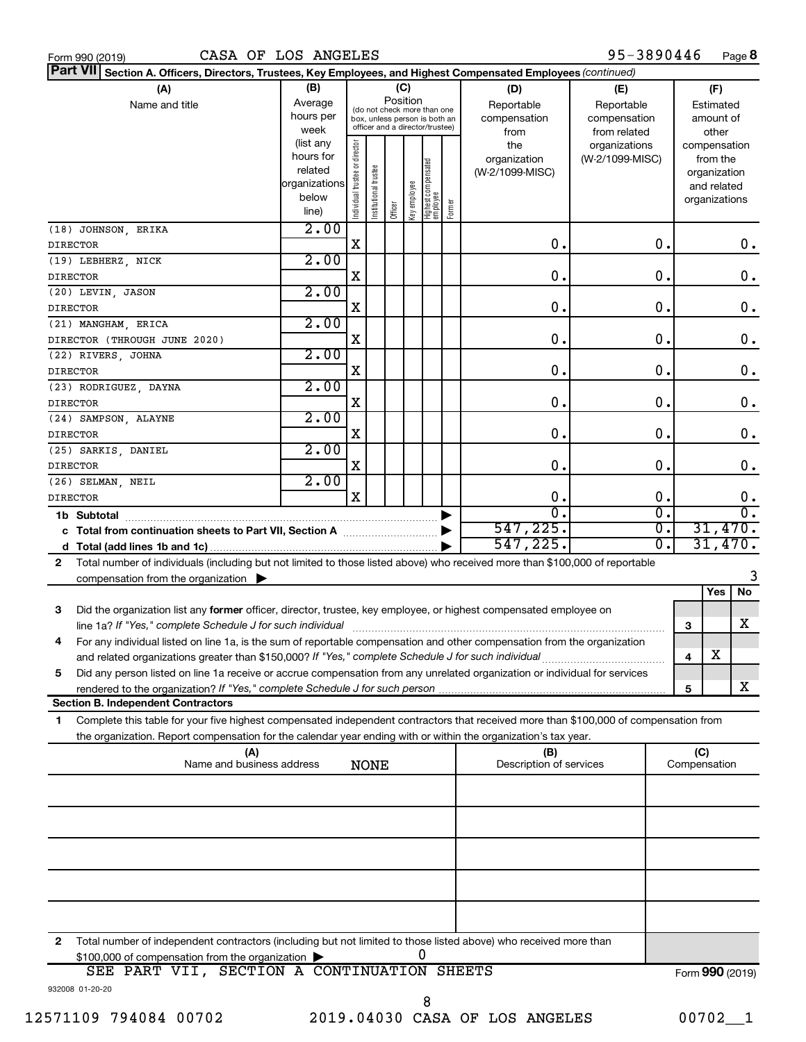Form 990 (2019) CASA OF LOS ANGELES 95-3890446

**Part VII Section A. Officers, Directors, Trustees, Key Employees, and Highest Compensated Employees** *(continued)*

| (A) Name and title | (B) Average hours per week (list any hours for related organizations below line) | (C) Position: Individual trustee or director | Institutional trustee | Officer | Key employee | Highest compensated employee | Former | (D) Reportable compensation from the organization (W-2/1099-MISC) | (E) Reportable compensation from related organizations (W-2/1099-MISC) | (F) Estimated amount of other compensation from the organization and related organizations |
|---|---|---|---|---|---|---|---|---|---|---|
| (18) JOHNSON, ERIKA<br>DIRECTOR | 2.00 | X | | | | | | 0. | 0. | 0. |
| (19) LEBHERZ, NICK<br>DIRECTOR | 2.00 | X | | | | | | 0. | 0. | 0. |
| (20) LEVIN, JASON<br>DIRECTOR | 2.00 | X | | | | | | 0. | 0. | 0. |
| (21) MANGHAM, ERICA<br>DIRECTOR (THROUGH JUNE 2020) | 2.00 | X | | | | | | 0. | 0. | 0. |
| (22) RIVERS, JOHNA<br>DIRECTOR | 2.00 | X | | | | | | 0. | 0. | 0. |
| (23) RODRIGUEZ, DAYNA<br>DIRECTOR | 2.00 | X | | | | | | 0. | 0. | 0. |
| (24) SAMPSON, ALAYNE<br>DIRECTOR | 2.00 | X | | | | | | 0. | 0. | 0. |
| (25) SARKIS, DANIEL<br>DIRECTOR | 2.00 | X | | | | | | 0. | 0. | 0. |
| (26) SELMAN, NEIL<br>DIRECTOR | 2.00 | X | | | | | | 0. | 0. | 0. |
| 1b Subtotal | | | | | | | | 0. | 0. | 0. |
| c Total from continuation sheets to Part VII, Section A | | | | | | | | 547,225. | 0. | 31,470. |
| d Total (add lines 1b and 1c) | | | | | | | | 547,225. | 0. | 31,470. |

2 Total number of individuals (including but not limited to those listed above) who received more than $100,000 of reportable compensation from the organization ▶ 3

| | | Yes | No |
|---|---|---|---|
| 3 Did the organization list any **former** officer, director, trustee, key employee, or highest compensated employee on line 1a? *If "Yes," complete Schedule J for such individual* | 3 | | X |
| 4 For any individual listed on line 1a, is the sum of reportable compensation and other compensation from the organization and related organizations greater than $150,000? *If "Yes," complete Schedule J for such individual* | 4 | X | |
| 5 Did any person listed on line 1a receive or accrue compensation from any unrelated organization or individual for services rendered to the organization? *If "Yes," complete Schedule J for such person* | 5 | | X |

**Section B. Independent Contractors**

1 Complete this table for your five highest compensated independent contractors that received more than $100,000 of compensation from the organization. Report compensation for the calendar year ending with or within the organization's tax year.

| (A) Name and business address | (B) Description of services | (C) Compensation |
|---|---|---|
| NONE | | |
| | | |
| | | |
| | | |
| | | |

2 Total number of independent contractors (including but not limited to those listed above) who received more than $100,000 of compensation from the organization ▶ 0

SEE PART VII, SECTION A CONTINUATION SHEETS

Form **990** (2019)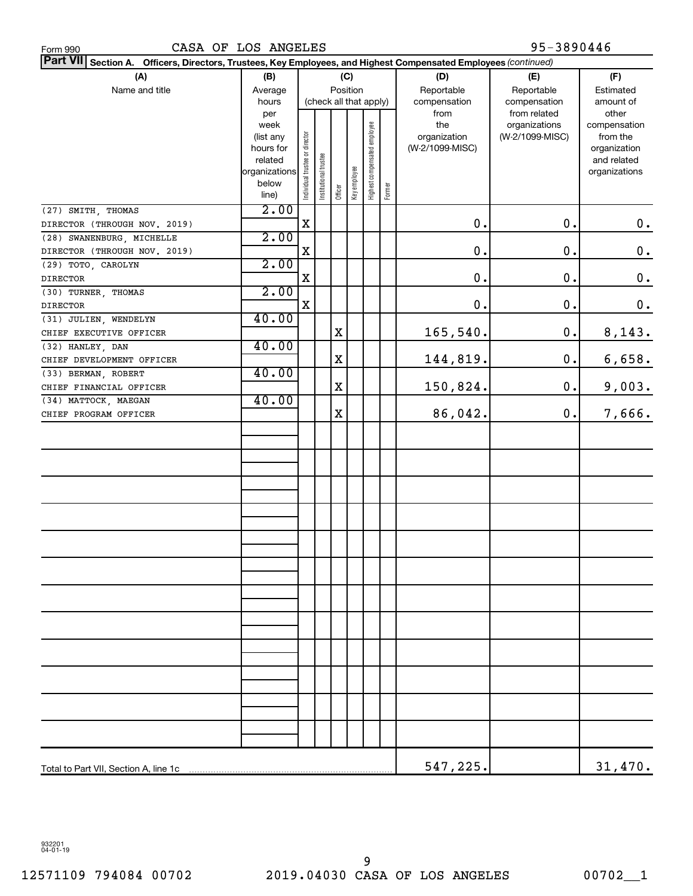Form 990 CASA OF LOS ANGELES 95-3890446

**Part VII** Section A. Officers, Directors, Trustees, Key Employees, and Highest Compensated Employees *(continued)*

| (A) Name and title | (B) Average hours per week (list any hours for related organizations below line) | (C) Position (check all that apply): Individual trustee or director | Institutional trustee | Officer | Key employee | Highest compensated employee | Former | (D) Reportable compensation from the organization (W-2/1099-MISC) | (E) Reportable compensation from related organizations (W-2/1099-MISC) | (F) Estimated amount of other compensation from the organization and related organizations |
|---|---|---|---|---|---|---|---|---|---|---|
| (27) SMITH, THOMAS<br>DIRECTOR (THROUGH NOV. 2019) | 2.00 | X | | | | | | 0. | 0. | 0. |
| (28) SWANENBURG, MICHELLE<br>DIRECTOR (THROUGH NOV. 2019) | 2.00 | X | | | | | | 0. | 0. | 0. |
| (29) TOTO, CAROLYN<br>DIRECTOR | 2.00 | X | | | | | | 0. | 0. | 0. |
| (30) TURNER, THOMAS<br>DIRECTOR | 2.00 | X | | | | | | 0. | 0. | 0. |
| (31) JULIEN, WENDELYN<br>CHIEF EXECUTIVE OFFICER | 40.00 | | | X | | | | 165,540. | 0. | 8,143. |
| (32) HANLEY, DAN<br>CHIEF DEVELOPMENT OFFICER | 40.00 | | | X | | | | 144,819. | 0. | 6,658. |
| (33) BERMAN, ROBERT<br>CHIEF FINANCIAL OFFICER | 40.00 | | | X | | | | 150,824. | 0. | 9,003. |
| (34) MATTOCK, MAEGAN<br>CHIEF PROGRAM OFFICER | 40.00 | | | X | | | | 86,042. | 0. | 7,666. |
| Total to Part VII, Section A, line 1c | | | | | | | | 547,225. | | 31,470. |

932201 04-01-19

12571109 794084 00702 2019.04030 CASA OF LOS ANGELES 00702__1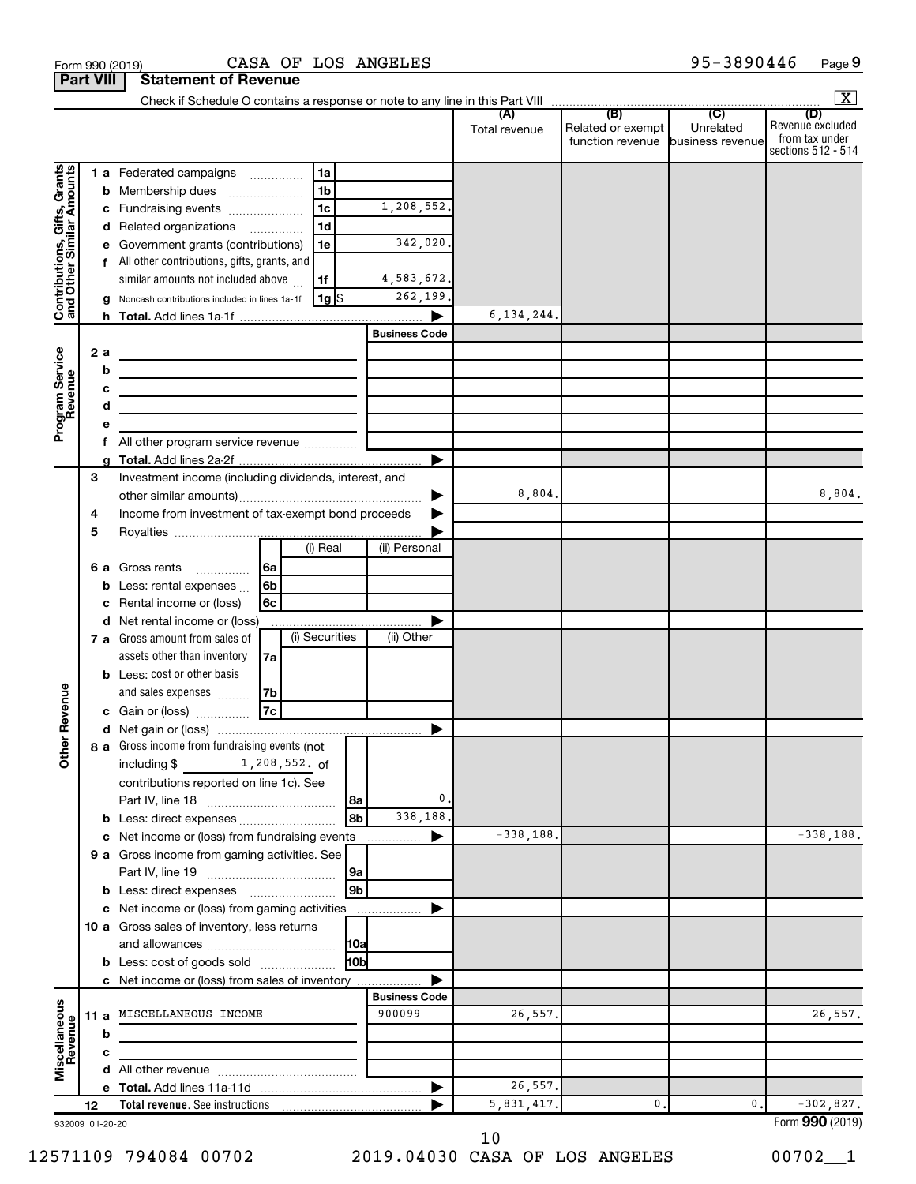Form 990 (2019) CASA OF LOS ANGELES 95-3890446 Page 9

**Part VIII Statement of Revenue**

Check if Schedule O contains a response or note to any line in this Part VIII [X]

| | | | (A) Total revenue | (B) Related or exempt function revenue | (C) Unrelated business revenue | (D) Revenue excluded from tax under sections 512 - 514 |
|---|---|---|---|---|---|---|
| **Contributions, Gifts, Grants and Other Similar Amounts** | 1 a Federated campaigns | 1a | | | | |
| | b Membership dues | 1b | | | | |
| | c Fundraising events | 1c 1,208,552. | | | | |
| | d Related organizations | 1d | | | | |
| | e Government grants (contributions) | 1e 342,020. | | | | |
| | f All other contributions, gifts, grants, and similar amounts not included above | 1f 4,583,672. | | | | |
| | g Noncash contributions included in lines 1a-1f | 1g $ 262,199. | | | | |
| | h Total. Add lines 1a-1f | ▶ | 6,134,244. | | | |
| **Program Service Revenue** | | Business Code | | | | |
| | 2 a | | | | | |
| | b | | | | | |
| | c | | | | | |
| | d | | | | | |
| | e | | | | | |
| | f All other program service revenue | | | | | |
| | g Total. Add lines 2a-2f | ▶ | | | | |
| **Other Revenue** | 3 Investment income (including dividends, interest, and other similar amounts) | ▶ | 8,804. | | | 8,804. |
| | 4 Income from investment of tax-exempt bond proceeds | ▶ | | | | |
| | 5 Royalties | ▶ | | | | |
| | | (i) Real / (ii) Personal | | | | |
| | 6 a Gross rents | 6a | | | | |
| | b Less: rental expenses | 6b | | | | |
| | c Rental income or (loss) | 6c | | | | |
| | d Net rental income or (loss) | ▶ | | | | |
| | | (i) Securities / (ii) Other | | | | |
| | 7 a Gross amount from sales of assets other than inventory | 7a | | | | |
| | b Less: cost or other basis and sales expenses | 7b | | | | |
| | c Gain or (loss) | 7c | | | | |
| | d Net gain or (loss) | ▶ | | | | |
| | 8 a Gross income from fundraising events (not including $ 1,208,552. of contributions reported on line 1c). See Part IV, line 18 | 8a 0. | | | | |
| | b Less: direct expenses | 8b 338,188. | | | | |
| | c Net income or (loss) from fundraising events | ▶ | -338,188. | | | -338,188. |
| | 9 a Gross income from gaming activities. See Part IV, line 19 | 9a | | | | |
| | b Less: direct expenses | 9b | | | | |
| | c Net income or (loss) from gaming activities | ▶ | | | | |
| | 10 a Gross sales of inventory, less returns and allowances | 10a | | | | |
| | b Less: cost of goods sold | 10b | | | | |
| | c Net income or (loss) from sales of inventory | ▶ | | | | |
| **Miscellaneous Revenue** | | Business Code | | | | |
| | 11 a MISCELLANEOUS INCOME | 900099 | 26,557. | | | 26,557. |
| | b | | | | | |
| | c | | | | | |
| | d All other revenue | | | | | |
| | e Total. Add lines 11a-11d | ▶ | 26,557. | | | |
| | 12 Total revenue. See instructions | ▶ | 5,831,417. | 0. | 0. | -302,827. |

932009 01-20-20 Form **990** (2019)

12571109 794084 00702 2019.04030 CASA OF LOS ANGELES 00702__1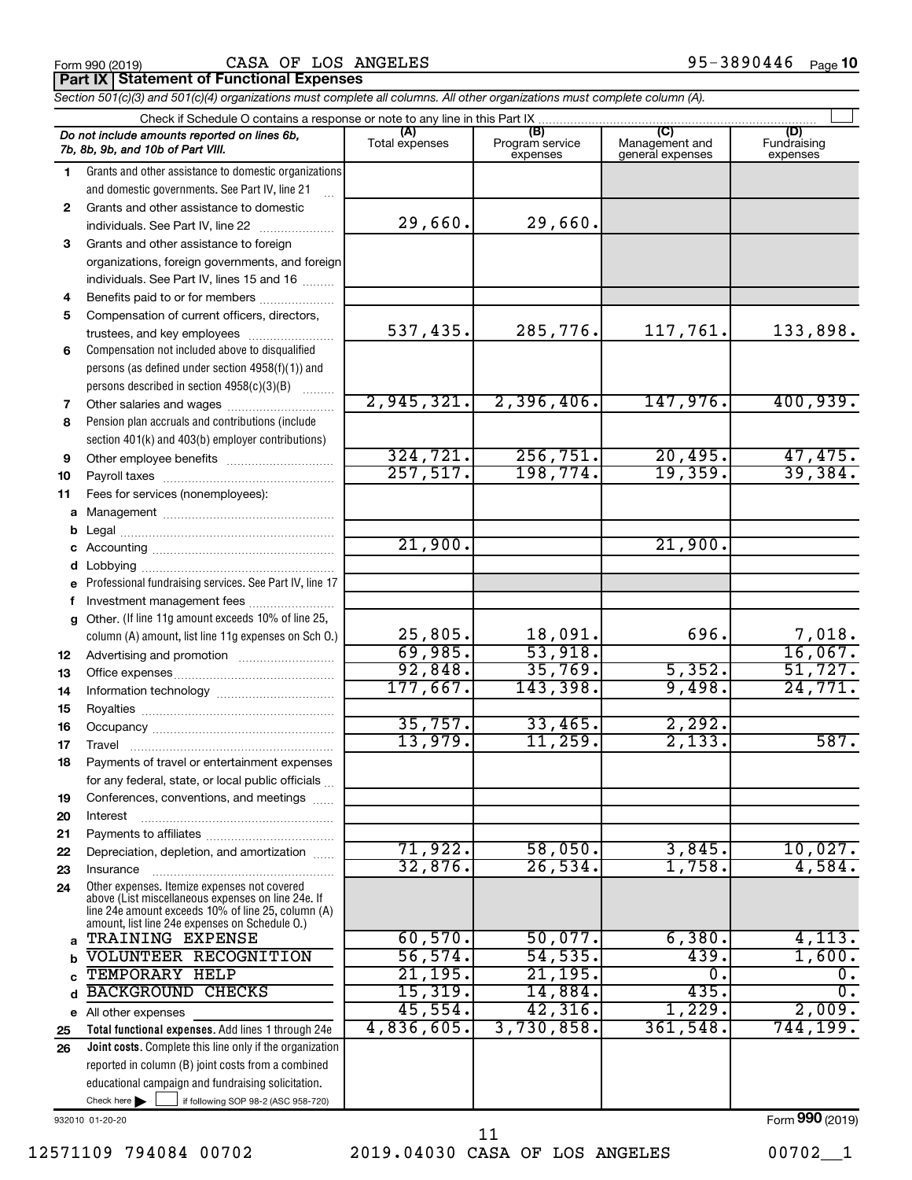Form 990 (2019) CASA OF LOS ANGELES 95-3890446 Page 10

**Part IX | Statement of Functional Expenses**

*Section 501(c)(3) and 501(c)(4) organizations must complete all columns. All other organizations must complete column (A).*

Check if Schedule O contains a response or note to any line in this Part IX ☐

| | *Do not include amounts reported on lines 6b, 7b, 8b, 9b, and 10b of Part VIII.* | (A) Total expenses | (B) Program service expenses | (C) Management and general expenses | (D) Fundraising expenses |
|---|---|---|---|---|---|
| 1 | Grants and other assistance to domestic organizations and domestic governments. See Part IV, line 21 | | | | |
| 2 | Grants and other assistance to domestic individuals. See Part IV, line 22 | 29,660. | 29,660. | | |
| 3 | Grants and other assistance to foreign organizations, foreign governments, and foreign individuals. See Part IV, lines 15 and 16 | | | | |
| 4 | Benefits paid to or for members | | | | |
| 5 | Compensation of current officers, directors, trustees, and key employees | 537,435. | 285,776. | 117,761. | 133,898. |
| 6 | Compensation not included above to disqualified persons (as defined under section 4958(f)(1)) and persons described in section 4958(c)(3)(B) | | | | |
| 7 | Other salaries and wages | 2,945,321. | 2,396,406. | 147,976. | 400,939. |
| 8 | Pension plan accruals and contributions (include section 401(k) and 403(b) employer contributions) | | | | |
| 9 | Other employee benefits | 324,721. | 256,751. | 20,495. | 47,475. |
| 10 | Payroll taxes | 257,517. | 198,774. | 19,359. | 39,384. |
| 11 | Fees for services (nonemployees): | | | | |
| a | Management | | | | |
| b | Legal | | | | |
| c | Accounting | 21,900. | | 21,900. | |
| d | Lobbying | | | | |
| e | Professional fundraising services. See Part IV, line 17 | | | | |
| f | Investment management fees | | | | |
| g | Other. (If line 11g amount exceeds 10% of line 25, column (A) amount, list line 11g expenses on Sch O.) | 25,805. | 18,091. | 696. | 7,018. |
| 12 | Advertising and promotion | 69,985. | 53,918. | | 16,067. |
| 13 | Office expenses | 92,848. | 35,769. | 5,352. | 51,727. |
| 14 | Information technology | 177,667. | 143,398. | 9,498. | 24,771. |
| 15 | Royalties | | | | |
| 16 | Occupancy | 35,757. | 33,465. | 2,292. | |
| 17 | Travel | 13,979. | 11,259. | 2,133. | 587. |
| 18 | Payments of travel or entertainment expenses for any federal, state, or local public officials | | | | |
| 19 | Conferences, conventions, and meetings | | | | |
| 20 | Interest | | | | |
| 21 | Payments to affiliates | | | | |
| 22 | Depreciation, depletion, and amortization | 71,922. | 58,050. | 3,845. | 10,027. |
| 23 | Insurance | 32,876. | 26,534. | 1,758. | 4,584. |
| 24 | Other expenses. Itemize expenses not covered above (List miscellaneous expenses on line 24e. If line 24e amount exceeds 10% of line 25, column (A) amount, list line 24e expenses on Schedule O.) | | | | |
| a | TRAINING EXPENSE | 60,570. | 50,077. | 6,380. | 4,113. |
| b | VOLUNTEER RECOGNITION | 56,574. | 54,535. | 439. | 1,600. |
| c | TEMPORARY HELP | 21,195. | 21,195. | 0. | 0. |
| d | BACKGROUND CHECKS | 15,319. | 14,884. | 435. | 0. |
| e | All other expenses | 45,554. | 42,316. | 1,229. | 2,009. |
| 25 | **Total functional expenses.** Add lines 1 through 24e | 4,836,605. | 3,730,858. | 361,548. | 744,199. |
| 26 | **Joint costs.** Complete this line only if the organization reported in column (B) joint costs from a combined educational campaign and fundraising solicitation. Check here ☐ if following SOP 98-2 (ASC 958-720) | | | | |

932010 01-20-20

Form **990** (2019)

12571109 794084 00702 2019.04030 CASA OF LOS ANGELES 00702__1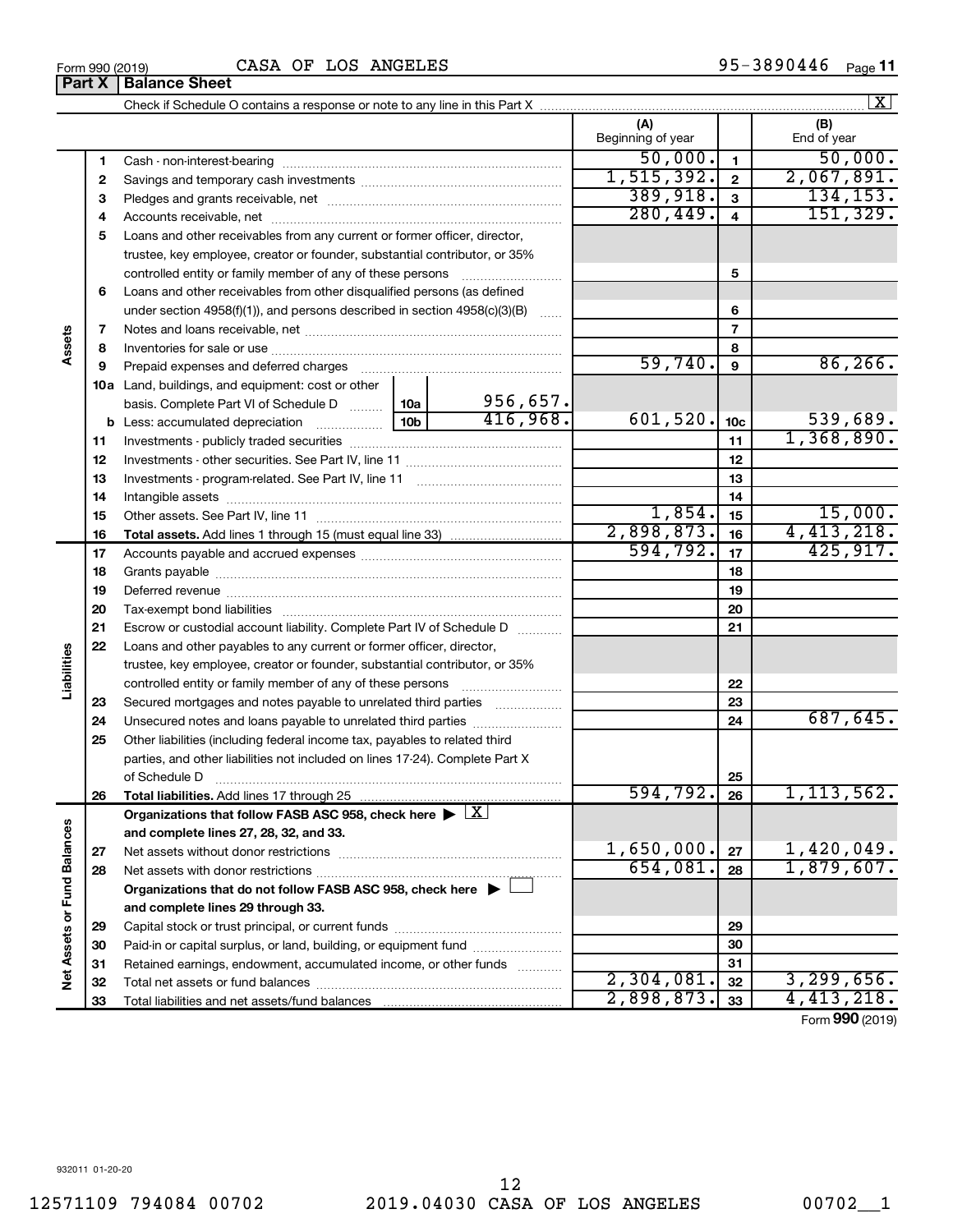Form 990 (2019) CASA OF LOS ANGELES 95-3890446

## Part X | Balance Sheet

Check if Schedule O contains a response or note to any line in this Part X ..... [X]

| | | | (A) Beginning of year | | (B) End of year |
|---|---|---|---|---|---|
| Assets | 1 | Cash - non-interest-bearing | 50,000. | 1 | 50,000. |
| | 2 | Savings and temporary cash investments | 1,515,392. | 2 | 2,067,891. |
| | 3 | Pledges and grants receivable, net | 389,918. | 3 | 134,153. |
| | 4 | Accounts receivable, net | 280,449. | 4 | 151,329. |
| | 5 | Loans and other receivables from any current or former officer, director, trustee, key employee, creator or founder, substantial contributor, or 35% controlled entity or family member of any of these persons | | 5 | |
| | 6 | Loans and other receivables from other disqualified persons (as defined under section 4958(f)(1)), and persons described in section 4958(c)(3)(B) | | 6 | |
| | 7 | Notes and loans receivable, net | | 7 | |
| | 8 | Inventories for sale or use | | 8 | |
| | 9 | Prepaid expenses and deferred charges | 59,740. | 9 | 86,266. |
| | 10a | Land, buildings, and equipment: cost or other basis. Complete Part VI of Schedule D ..... 10a 956,657. | | | |
| | b | Less: accumulated depreciation ..... 10b 416,968. | 601,520. | 10c | 539,689. |
| | 11 | Investments - publicly traded securities | | 11 | 1,368,890. |
| | 12 | Investments - other securities. See Part IV, line 11 | | 12 | |
| | 13 | Investments - program-related. See Part IV, line 11 | | 13 | |
| | 14 | Intangible assets | | 14 | |
| | 15 | Other assets. See Part IV, line 11 | 1,854. | 15 | 15,000. |
| | 16 | **Total assets.** Add lines 1 through 15 (must equal line 33) | 2,898,873. | 16 | 4,413,218. |
| Liabilities | 17 | Accounts payable and accrued expenses | 594,792. | 17 | 425,917. |
| | 18 | Grants payable | | 18 | |
| | 19 | Deferred revenue | | 19 | |
| | 20 | Tax-exempt bond liabilities | | 20 | |
| | 21 | Escrow or custodial account liability. Complete Part IV of Schedule D | | 21 | |
| | 22 | Loans and other payables to any current or former officer, director, trustee, key employee, creator or founder, substantial contributor, or 35% controlled entity or family member of any of these persons | | 22 | |
| | 23 | Secured mortgages and notes payable to unrelated third parties | | 23 | |
| | 24 | Unsecured notes and loans payable to unrelated third parties | | 24 | 687,645. |
| | 25 | Other liabilities (including federal income tax, payables to related third parties, and other liabilities not included on lines 17-24). Complete Part X of Schedule D | | 25 | |
| | 26 | **Total liabilities.** Add lines 17 through 25 | 594,792. | 26 | 1,113,562. |
| Net Assets or Fund Balances | | **Organizations that follow FASB ASC 958, check here** ▶ [X] **and complete lines 27, 28, 32, and 33.** | | | |
| | 27 | Net assets without donor restrictions | 1,650,000. | 27 | 1,420,049. |
| | 28 | Net assets with donor restrictions | 654,081. | 28 | 1,879,607. |
| | | **Organizations that do not follow FASB ASC 958, check here** ▶ [ ] **and complete lines 29 through 33.** | | | |
| | 29 | Capital stock or trust principal, or current funds | | 29 | |
| | 30 | Paid-in or capital surplus, or land, building, or equipment fund | | 30 | |
| | 31 | Retained earnings, endowment, accumulated income, or other funds | | 31 | |
| | 32 | Total net assets or fund balances | 2,304,081. | 32 | 3,299,656. |
| | 33 | Total liabilities and net assets/fund balances | 2,898,873. | 33 | 4,413,218. |

Form **990** (2019)

932011 01-20-20

12571109 794084 00702 2019.04030 CASA OF LOS ANGELES 00702__1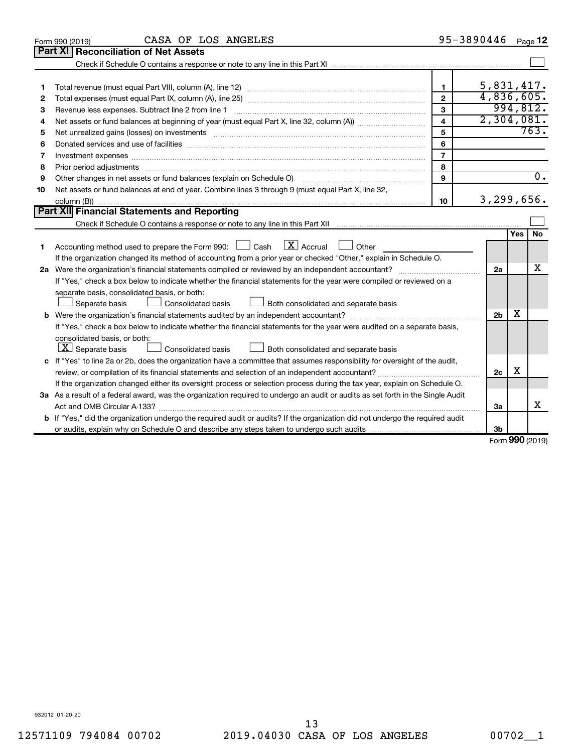Form 990 (2019) CASA OF LOS ANGELES 95-3890446 Page 12

## Part XI Reconciliation of Net Assets

Check if Schedule O contains a response or note to any line in this Part XI ☐

| | | | |
|---|---|---|---|
| 1 | Total revenue (must equal Part VIII, column (A), line 12) | 1 | 5,831,417. |
| 2 | Total expenses (must equal Part IX, column (A), line 25) | 2 | 4,836,605. |
| 3 | Revenue less expenses. Subtract line 2 from line 1 | 3 | 994,812. |
| 4 | Net assets or fund balances at beginning of year (must equal Part X, line 32, column (A)) | 4 | 2,304,081. |
| 5 | Net unrealized gains (losses) on investments | 5 | 763. |
| 6 | Donated services and use of facilities | 6 | |
| 7 | Investment expenses | 7 | |
| 8 | Prior period adjustments | 8 | |
| 9 | Other changes in net assets or fund balances (explain on Schedule O) | 9 | 0. |
| 10 | Net assets or fund balances at end of year. Combine lines 3 through 9 (must equal Part X, line 32, column (B)) | 10 | 3,299,656. |

## Part XII Financial Statements and Reporting

Check if Schedule O contains a response or note to any line in this Part XII ☐

| | | | Yes | No |
|---|---|---|---|---|
| 1 | Accounting method used to prepare the Form 990: ☐ Cash ☒ Accrual ☐ Other<br>If the organization changed its method of accounting from a prior year or checked "Other," explain in Schedule O. | | | |
| 2a | Were the organization's financial statements compiled or reviewed by an independent accountant?<br>If "Yes," check a box below to indicate whether the financial statements for the year were compiled or reviewed on a separate basis, consolidated basis, or both:<br>☐ Separate basis ☐ Consolidated basis ☐ Both consolidated and separate basis | 2a | | X |
| b | Were the organization's financial statements audited by an independent accountant?<br>If "Yes," check a box below to indicate whether the financial statements for the year were audited on a separate basis, consolidated basis, or both:<br>☒ Separate basis ☐ Consolidated basis ☐ Both consolidated and separate basis | 2b | X | |
| c | If "Yes" to line 2a or 2b, does the organization have a committee that assumes responsibility for oversight of the audit, review, or compilation of its financial statements and selection of an independent accountant?<br>If the organization changed either its oversight process or selection process during the tax year, explain on Schedule O. | 2c | X | |
| 3a | As a result of a federal award, was the organization required to undergo an audit or audits as set forth in the Single Audit Act and OMB Circular A-133? | 3a | | X |
| b | If "Yes," did the organization undergo the required audit or audits? If the organization did not undergo the required audit or audits, explain why on Schedule O and describe any steps taken to undergo such audits | 3b | | |

Form 990 (2019)

932012 01-20-20

12571109 794084 00702 2019.04030 CASA OF LOS ANGELES 00702__1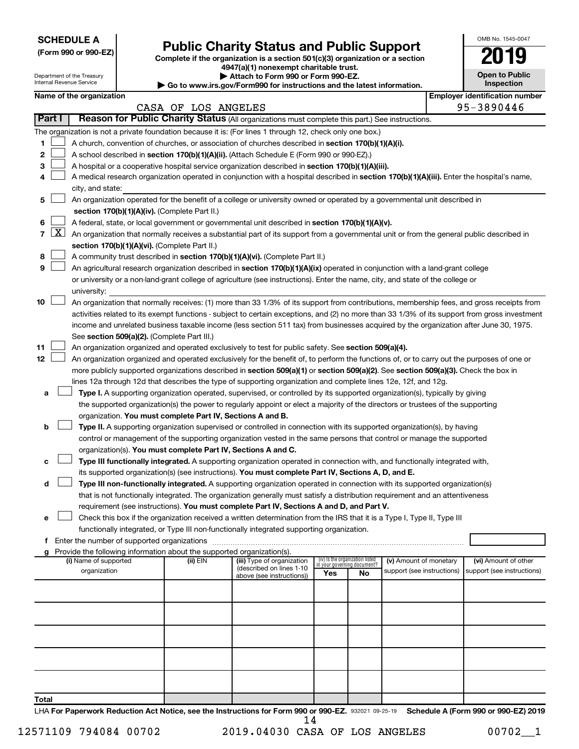**SCHEDULE A**
**(Form 990 or 990-EZ)**

Department of the Treasury
Internal Revenue Service

# Public Charity Status and Public Support

**Complete if the organization is a section 501(c)(3) organization or a section 4947(a)(1) nonexempt charitable trust.**
**▶ Attach to Form 990 or Form 990-EZ.**
**▶ Go to www.irs.gov/Form990 for instructions and the latest information.**

OMB No. 1545-0047
**2019**
**Open to Public Inspection**

**Name of the organization:** CASA OF LOS ANGELES
**Employer identification number:** 95-3890446

**Part I — Reason for Public Charity Status** (All organizations must complete this part.) See instructions.

The organization is not a private foundation because it is: (For lines 1 through 12, check only one box.)

1 [ ] A church, convention of churches, or association of churches described in **section 170(b)(1)(A)(i).**
2 [ ] A school described in **section 170(b)(1)(A)(ii).** (Attach Schedule E (Form 990 or 990-EZ).)
3 [ ] A hospital or a cooperative hospital service organization described in **section 170(b)(1)(A)(iii).**
4 [ ] A medical research organization operated in conjunction with a hospital described in **section 170(b)(1)(A)(iii).** Enter the hospital's name, city, and state:
5 [ ] An organization operated for the benefit of a college or university owned or operated by a governmental unit described in **section 170(b)(1)(A)(iv).** (Complete Part II.)
6 [ ] A federal, state, or local government or governmental unit described in **section 170(b)(1)(A)(v).**
7 [X] An organization that normally receives a substantial part of its support from a governmental unit or from the general public described in **section 170(b)(1)(A)(vi).** (Complete Part II.)
8 [ ] A community trust described in **section 170(b)(1)(A)(vi).** (Complete Part II.)
9 [ ] An agricultural research organization described in **section 170(b)(1)(A)(ix)** operated in conjunction with a land-grant college or university or a non-land-grant college of agriculture (see instructions). Enter the name, city, and state of the college or university:
10 [ ] An organization that normally receives: (1) more than 33 1/3% of its support from contributions, membership fees, and gross receipts from activities related to its exempt functions - subject to certain exceptions, and (2) no more than 33 1/3% of its support from gross investment income and unrelated business taxable income (less section 511 tax) from businesses acquired by the organization after June 30, 1975. See **section 509(a)(2).** (Complete Part III.)
11 [ ] An organization organized and operated exclusively to test for public safety. See **section 509(a)(4).**
12 [ ] An organization organized and operated exclusively for the benefit of, to perform the functions of, or to carry out the purposes of one or more publicly supported organizations described in **section 509(a)(1)** or **section 509(a)(2).** See **section 509(a)(3).** Check the box in lines 12a through 12d that describes the type of supporting organization and complete lines 12e, 12f, and 12g.

a [ ] **Type I.** A supporting organization operated, supervised, or controlled by its supported organization(s), typically by giving the supported organization(s) the power to regularly appoint or elect a majority of the directors or trustees of the supporting organization. **You must complete Part IV, Sections A and B.**

b [ ] **Type II.** A supporting organization supervised or controlled in connection with its supported organization(s), by having control or management of the supporting organization vested in the same persons that control or manage the supported organization(s). **You must complete Part IV, Sections A and C.**

c [ ] **Type III functionally integrated.** A supporting organization operated in connection with, and functionally integrated with, its supported organization(s) (see instructions). **You must complete Part IV, Sections A, D, and E.**

d [ ] **Type III non-functionally integrated.** A supporting organization operated in connection with its supported organization(s) that is not functionally integrated. The organization generally must satisfy a distribution requirement and an attentiveness requirement (see instructions). **You must complete Part IV, Sections A and D, and Part V.**

e [ ] Check this box if the organization received a written determination from the IRS that it is a Type I, Type II, Type III functionally integrated, or Type III non-functionally integrated supporting organization.

f Enter the number of supported organizations

g Provide the following information about the supported organization(s).

| (i) Name of supported organization | (ii) EIN | (iii) Type of organization (described on lines 1-10 above (see instructions)) | (iv) Is the organization listed in your governing document? Yes | No | (v) Amount of monetary support (see instructions) | (vi) Amount of other support (see instructions) |
|---|---|---|---|---|---|---|
| | | | | | | |
| | | | | | | |
| | | | | | | |
| | | | | | | |
| | | | | | | |
| **Total** | | | | | | |

LHA **For Paperwork Reduction Act Notice, see the Instructions for Form 990 or 990-EZ.** 932021 09-25-19 **Schedule A (Form 990 or 990-EZ) 2019**

12571109 794084 00702 2019.04030 CASA OF LOS ANGELES 00702__1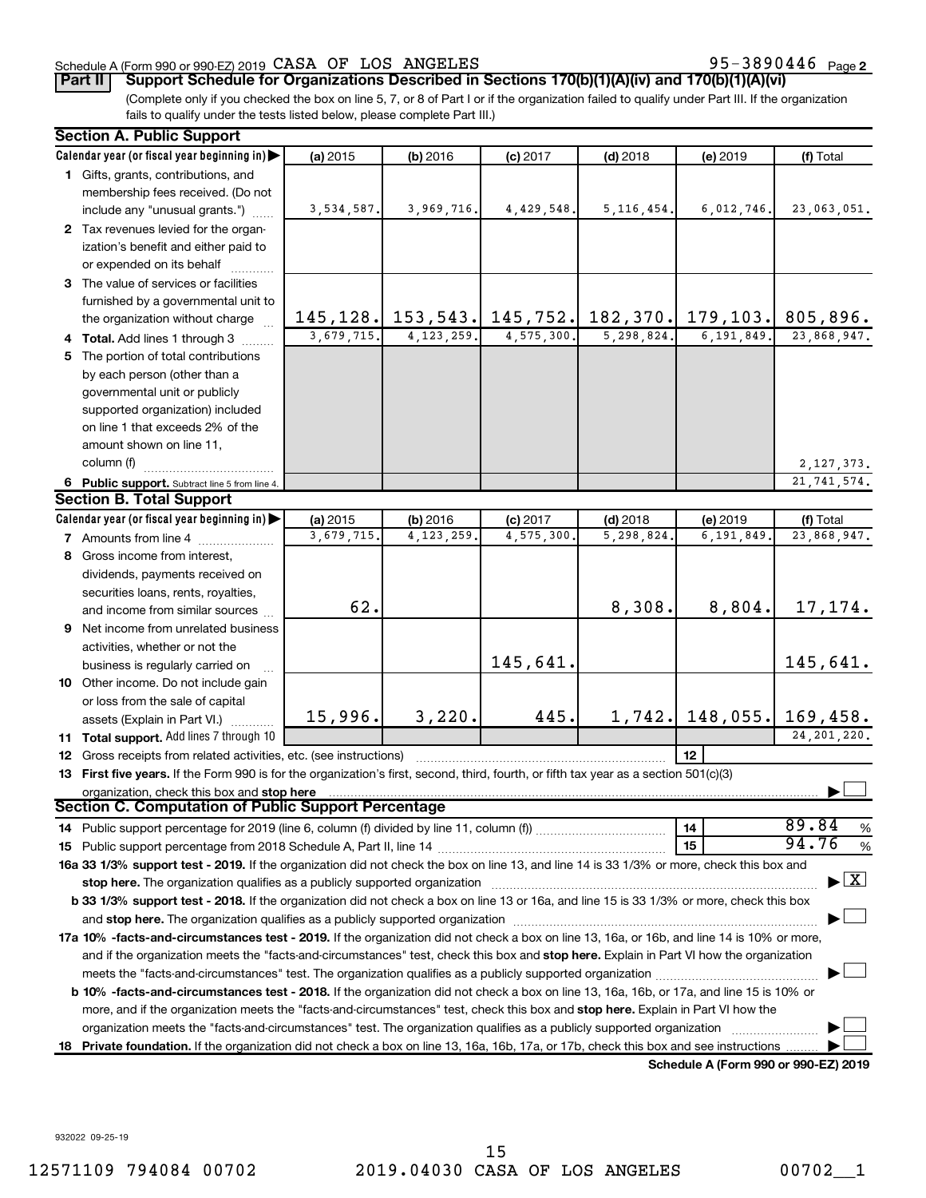Schedule A (Form 990 or 990-EZ) 2019 CASA OF LOS ANGELES 95-3890446 Page 2

**Part II | Support Schedule for Organizations Described in Sections 170(b)(1)(A)(iv) and 170(b)(1)(A)(vi)**

(Complete only if you checked the box on line 5, 7, or 8 of Part I or if the organization failed to qualify under Part III. If the organization fails to qualify under the tests listed below, please complete Part III.)

**Section A. Public Support**

| Calendar year (or fiscal year beginning in) ▶ | (a) 2015 | (b) 2016 | (c) 2017 | (d) 2018 | (e) 2019 | (f) Total |
|---|---|---|---|---|---|---|
| **1** Gifts, grants, contributions, and membership fees received. (Do not include any "unusual grants.") | 3,534,587. | 3,969,716. | 4,429,548. | 5,116,454. | 6,012,746. | 23,063,051. |
| **2** Tax revenues levied for the organization's benefit and either paid to or expended on its behalf | | | | | | |
| **3** The value of services or facilities furnished by a governmental unit to the organization without charge | 145,128. | 153,543. | 145,752. | 182,370. | 179,103. | 805,896. |
| **4 Total.** Add lines 1 through 3 | 3,679,715. | 4,123,259. | 4,575,300. | 5,298,824. | 6,191,849. | 23,868,947. |
| **5** The portion of total contributions by each person (other than a governmental unit or publicly supported organization) included on line 1 that exceeds 2% of the amount shown on line 11, column (f) | | | | | | 2,127,373. |
| **6 Public support.** Subtract line 5 from line 4. | | | | | | 21,741,574. |

**Section B. Total Support**

| Calendar year (or fiscal year beginning in) ▶ | (a) 2015 | (b) 2016 | (c) 2017 | (d) 2018 | (e) 2019 | (f) Total |
|---|---|---|---|---|---|---|
| **7** Amounts from line 4 | 3,679,715. | 4,123,259. | 4,575,300. | 5,298,824. | 6,191,849. | 23,868,947. |
| **8** Gross income from interest, dividends, payments received on securities loans, rents, royalties, and income from similar sources | 62. | | | 8,308. | 8,804. | 17,174. |
| **9** Net income from unrelated business activities, whether or not the business is regularly carried on | | | 145,641. | | | 145,641. |
| **10** Other income. Do not include gain or loss from the sale of capital assets (Explain in Part VI.) | 15,996. | 3,220. | 445. | 1,742. | 148,055. | 169,458. |
| **11 Total support.** Add lines 7 through 10 | | | | | | 24,201,220. |

**12** Gross receipts from related activities, etc. (see instructions) | 12 |

**13 First five years.** If the Form 990 is for the organization's first, second, third, fourth, or fifth tax year as a section 501(c)(3) organization, check this box and **stop here** ☐

**Section C. Computation of Public Support Percentage**

**14** Public support percentage for 2019 (line 6, column (f) divided by line 11, column (f)) | 14 | 89.84 %

**15** Public support percentage from 2018 Schedule A, Part II, line 14 | 15 | 94.76 %

**16a 33 1/3% support test - 2019.** If the organization did not check the box on line 13, and line 14 is 33 1/3% or more, check this box and **stop here.** The organization qualifies as a publicly supported organization ☒

**b 33 1/3% support test - 2018.** If the organization did not check a box on line 13 or 16a, and line 15 is 33 1/3% or more, check this box and **stop here.** The organization qualifies as a publicly supported organization ☐

**17a 10% -facts-and-circumstances test - 2019.** If the organization did not check a box on line 13, 16a, or 16b, and line 14 is 10% or more, and if the organization meets the "facts-and-circumstances" test, check this box and **stop here.** Explain in Part VI how the organization meets the "facts-and-circumstances" test. The organization qualifies as a publicly supported organization ☐

**b 10% -facts-and-circumstances test - 2018.** If the organization did not check a box on line 13, 16a, 16b, or 17a, and line 15 is 10% or more, and if the organization meets the "facts-and-circumstances" test, check this box and **stop here.** Explain in Part VI how the organization meets the "facts-and-circumstances" test. The organization qualifies as a publicly supported organization ☐

**18 Private foundation.** If the organization did not check a box on line 13, 16a, 16b, 17a, or 17b, check this box and see instructions ☐

**Schedule A (Form 990 or 990-EZ) 2019**

932022 09-25-19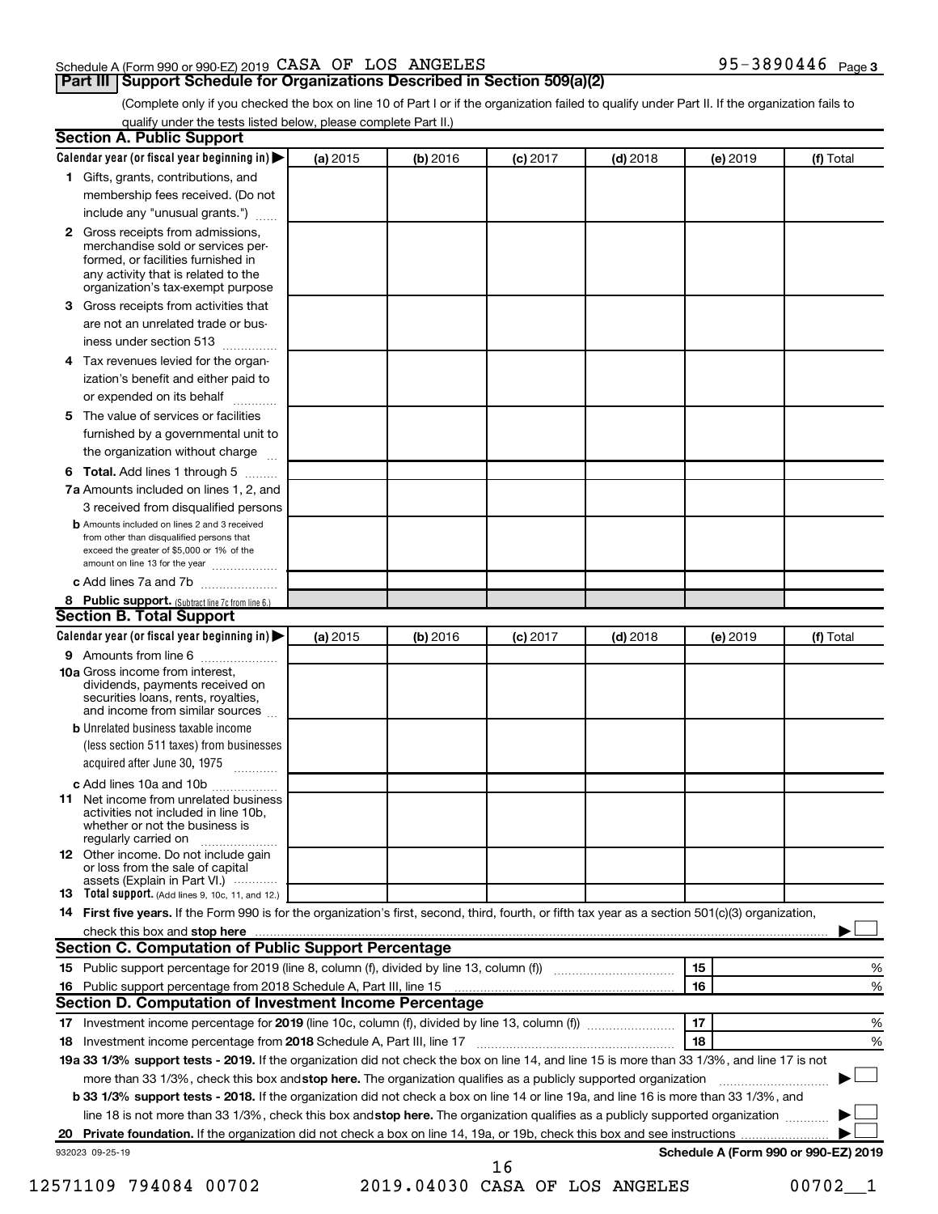Schedule A (Form 990 or 990-EZ) 2019 CASA OF LOS ANGELES 95-3890446 Page 3

## Part III Support Schedule for Organizations Described in Section 509(a)(2)

(Complete only if you checked the box on line 10 of Part I or if the organization failed to qualify under Part II. If the organization fails to qualify under the tests listed below, please complete Part II.)

### Section A. Public Support

| Calendar year (or fiscal year beginning in) | (a) 2015 | (b) 2016 | (c) 2017 | (d) 2018 | (e) 2019 | (f) Total |
|---|---|---|---|---|---|---|
| 1 Gifts, grants, contributions, and membership fees received. (Do not include any "unusual grants.") | | | | | | |
| 2 Gross receipts from admissions, merchandise sold or services performed, or facilities furnished in any activity that is related to the organization's tax-exempt purpose | | | | | | |
| 3 Gross receipts from activities that are not an unrelated trade or business under section 513 | | | | | | |
| 4 Tax revenues levied for the organization's benefit and either paid to or expended on its behalf | | | | | | |
| 5 The value of services or facilities furnished by a governmental unit to the organization without charge | | | | | | |
| 6 **Total.** Add lines 1 through 5 | | | | | | |
| 7a Amounts included on lines 1, 2, and 3 received from disqualified persons | | | | | | |
| b Amounts included on lines 2 and 3 received from other than disqualified persons that exceed the greater of $5,000 or 1% of the amount on line 13 for the year | | | | | | |
| c Add lines 7a and 7b | | | | | | |
| 8 **Public support.** (Subtract line 7c from line 6.) | | | | | | |

### Section B. Total Support

| Calendar year (or fiscal year beginning in) | (a) 2015 | (b) 2016 | (c) 2017 | (d) 2018 | (e) 2019 | (f) Total |
|---|---|---|---|---|---|---|
| 9 Amounts from line 6 | | | | | | |
| 10a Gross income from interest, dividends, payments received on securities loans, rents, royalties, and income from similar sources | | | | | | |
| b Unrelated business taxable income (less section 511 taxes) from businesses acquired after June 30, 1975 | | | | | | |
| c Add lines 10a and 10b | | | | | | |
| 11 Net income from unrelated business activities not included in line 10b, whether or not the business is regularly carried on | | | | | | |
| 12 Other income. Do not include gain or loss from the sale of capital assets (Explain in Part VI.) | | | | | | |
| 13 **Total support.** (Add lines 9, 10c, 11, and 12.) | | | | | | |

14 **First five years.** If the Form 990 is for the organization's first, second, third, fourth, or fifth tax year as a section 501(c)(3) organization, check this box and **stop here** ☐

### Section C. Computation of Public Support Percentage

| | | | |
|---|---|---|---|
| 15 | Public support percentage for 2019 (line 8, column (f), divided by line 13, column (f)) | 15 | % |
| 16 | Public support percentage from 2018 Schedule A, Part III, line 15 | 16 | % |

### Section D. Computation of Investment Income Percentage

| | | | |
|---|---|---|---|
| 17 | Investment income percentage for **2019** (line 10c, column (f), divided by line 13, column (f)) | 17 | % |
| 18 | Investment income percentage from **2018** Schedule A, Part III, line 17 | 18 | % |

**19a 33 1/3% support tests - 2019.** If the organization did not check the box on line 14, and line 15 is more than 33 1/3%, and line 17 is not more than 33 1/3%, check this box and **stop here.** The organization qualifies as a publicly supported organization ☐

**b 33 1/3% support tests - 2018.** If the organization did not check a box on line 14 or line 19a, and line 16 is more than 33 1/3%, and line 18 is not more than 33 1/3%, check this box and **stop here.** The organization qualifies as a publicly supported organization ☐

**20 Private foundation.** If the organization did not check a box on line 14, 19a, or 19b, check this box and see instructions ☐

932023 09-25-19 **Schedule A (Form 990 or 990-EZ) 2019**

12571109 794084 00702 2019.04030 CASA OF LOS ANGELES 00702__1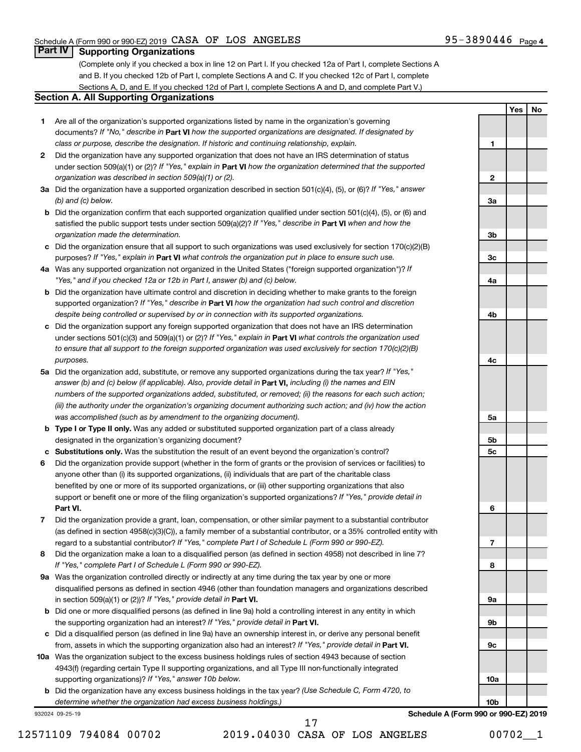Schedule A (Form 990 or 990-EZ) 2019 CASA OF LOS ANGELES 95-3890446 Page 4

## Part IV Supporting Organizations

(Complete only if you checked a box in line 12 on Part I. If you checked 12a of Part I, complete Sections A and B. If you checked 12b of Part I, complete Sections A and C. If you checked 12c of Part I, complete Sections A, D, and E. If you checked 12d of Part I, complete Sections A and D, and complete Part V.)

### Section A. All Supporting Organizations

| | | | Yes | No |
|---|---|---|---|---|
| **1** | Are all of the organization's supported organizations listed by name in the organization's governing documents? *If "No," describe in* **Part VI** *how the supported organizations are designated. If designated by class or purpose, describe the designation. If historic and continuing relationship, explain.* | 1 | | |
| **2** | Did the organization have any supported organization that does not have an IRS determination of status under section 509(a)(1) or (2)? *If "Yes," explain in* **Part VI** *how the organization determined that the supported organization was described in section 509(a)(1) or (2).* | 2 | | |
| **3a** | Did the organization have a supported organization described in section 501(c)(4), (5), or (6)? *If "Yes," answer (b) and (c) below.* | 3a | | |
| **b** | Did the organization confirm that each supported organization qualified under section 501(c)(4), (5), or (6) and satisfied the public support tests under section 509(a)(2)? *If "Yes," describe in* **Part VI** *when and how the organization made the determination.* | 3b | | |
| **c** | Did the organization ensure that all support to such organizations was used exclusively for section 170(c)(2)(B) purposes? *If "Yes," explain in* **Part VI** *what controls the organization put in place to ensure such use.* | 3c | | |
| **4a** | Was any supported organization not organized in the United States ("foreign supported organization")? *If "Yes," and if you checked 12a or 12b in Part I, answer (b) and (c) below.* | 4a | | |
| **b** | Did the organization have ultimate control and discretion in deciding whether to make grants to the foreign supported organization? *If "Yes," describe in* **Part VI** *how the organization had such control and discretion despite being controlled or supervised by or in connection with its supported organizations.* | 4b | | |
| **c** | Did the organization support any foreign supported organization that does not have an IRS determination under sections 501(c)(3) and 509(a)(1) or (2)? *If "Yes," explain in* **Part VI** *what controls the organization used to ensure that all support to the foreign supported organization was used exclusively for section 170(c)(2)(B) purposes.* | 4c | | |
| **5a** | Did the organization add, substitute, or remove any supported organizations during the tax year? *If "Yes," answer (b) and (c) below (if applicable). Also, provide detail in* **Part VI,** *including (i) the names and EIN numbers of the supported organizations added, substituted, or removed; (ii) the reasons for each such action; (iii) the authority under the organization's organizing document authorizing such action; and (iv) how the action was accomplished (such as by amendment to the organizing document).* | 5a | | |
| **b** | **Type I or Type II only.** Was any added or substituted supported organization part of a class already designated in the organization's organizing document? | 5b | | |
| **c** | **Substitutions only.** Was the substitution the result of an event beyond the organization's control? | 5c | | |
| **6** | Did the organization provide support (whether in the form of grants or the provision of services or facilities) to anyone other than (i) its supported organizations, (ii) individuals that are part of the charitable class benefited by one or more of its supported organizations, or (iii) other supporting organizations that also support or benefit one or more of the filing organization's supported organizations? *If "Yes," provide detail in* **Part VI.** | 6 | | |
| **7** | Did the organization provide a grant, loan, compensation, or other similar payment to a substantial contributor (as defined in section 4958(c)(3)(C)), a family member of a substantial contributor, or a 35% controlled entity with regard to a substantial contributor? *If "Yes," complete Part I of Schedule L (Form 990 or 990-EZ).* | 7 | | |
| **8** | Did the organization make a loan to a disqualified person (as defined in section 4958) not described in line 7? *If "Yes," complete Part I of Schedule L (Form 990 or 990-EZ).* | 8 | | |
| **9a** | Was the organization controlled directly or indirectly at any time during the tax year by one or more disqualified persons as defined in section 4946 (other than foundation managers and organizations described in section 509(a)(1) or (2))? *If "Yes," provide detail in* **Part VI.** | 9a | | |
| **b** | Did one or more disqualified persons (as defined in line 9a) hold a controlling interest in any entity in which the supporting organization had an interest? *If "Yes," provide detail in* **Part VI.** | 9b | | |
| **c** | Did a disqualified person (as defined in line 9a) have an ownership interest in, or derive any personal benefit from, assets in which the supporting organization also had an interest? *If "Yes," provide detail in* **Part VI.** | 9c | | |
| **10a** | Was the organization subject to the excess business holdings rules of section 4943 because of section 4943(f) (regarding certain Type II supporting organizations, and all Type III non-functionally integrated supporting organizations)? *If "Yes," answer 10b below.* | 10a | | |
| **b** | Did the organization have any excess business holdings in the tax year? *(Use Schedule C, Form 4720, to determine whether the organization had excess business holdings.)* | 10b | | |

932024 09-25-19 **Schedule A (Form 990 or 990-EZ) 2019**

12571109 794084 00702 2019.04030 CASA OF LOS ANGELES 00702__1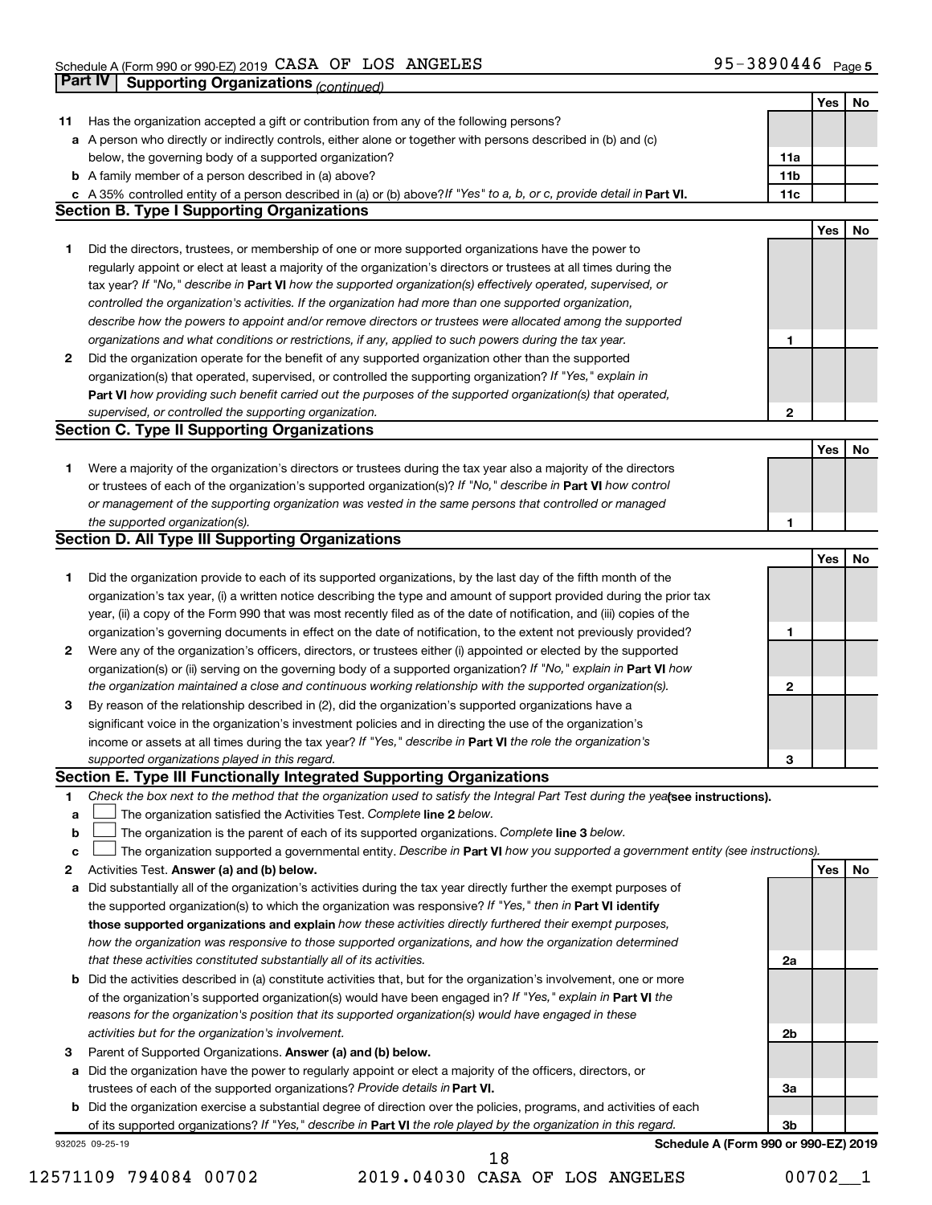Schedule A (Form 990 or 990-EZ) 2019 CASA OF LOS ANGELES 95-3890446 Page 5

## Part IV Supporting Organizations *(continued)*

| | | | Yes | No |
|---|---|---|---|---|
| **11** | Has the organization accepted a gift or contribution from any of the following persons? | | | |
| **a** | A person who directly or indirectly controls, either alone or together with persons described in (b) and (c) below, the governing body of a supported organization? | **11a** | | |
| **b** | A family member of a person described in (a) above? | **11b** | | |
| **c** | A 35% controlled entity of a person described in (a) or (b) above? *If "Yes" to a, b, or c, provide detail in* **Part VI.** | **11c** | | |

### Section B. Type I Supporting Organizations

| | | | Yes | No |
|---|---|---|---|---|
| **1** | Did the directors, trustees, or membership of one or more supported organizations have the power to regularly appoint or elect at least a majority of the organization's directors or trustees at all times during the tax year? *If "No," describe in* **Part VI** *how the supported organization(s) effectively operated, supervised, or controlled the organization's activities. If the organization had more than one supported organization, describe how the powers to appoint and/or remove directors or trustees were allocated among the supported organizations and what conditions or restrictions, if any, applied to such powers during the tax year.* | **1** | | |
| **2** | Did the organization operate for the benefit of any supported organization other than the supported organization(s) that operated, supervised, or controlled the supporting organization? *If "Yes," explain in* **Part VI** *how providing such benefit carried out the purposes of the supported organization(s) that operated, supervised, or controlled the supporting organization.* | **2** | | |

### Section C. Type II Supporting Organizations

| | | | Yes | No |
|---|---|---|---|---|
| **1** | Were a majority of the organization's directors or trustees during the tax year also a majority of the directors or trustees of each of the organization's supported organization(s)? *If "No," describe in* **Part VI** *how control or management of the supporting organization was vested in the same persons that controlled or managed the supported organization(s).* | **1** | | |

### Section D. All Type III Supporting Organizations

| | | | Yes | No |
|---|---|---|---|---|
| **1** | Did the organization provide to each of its supported organizations, by the last day of the fifth month of the organization's tax year, (i) a written notice describing the type and amount of support provided during the prior tax year, (ii) a copy of the Form 990 that was most recently filed as of the date of notification, and (iii) copies of the organization's governing documents in effect on the date of notification, to the extent not previously provided? | **1** | | |
| **2** | Were any of the organization's officers, directors, or trustees either (i) appointed or elected by the supported organization(s) or (ii) serving on the governing body of a supported organization? *If "No," explain in* **Part VI** *how the organization maintained a close and continuous working relationship with the supported organization(s).* | **2** | | |
| **3** | By reason of the relationship described in (2), did the organization's supported organizations have a significant voice in the organization's investment policies and in directing the use of the organization's income or assets at all times during the tax year? *If "Yes," describe in* **Part VI** *the role the organization's supported organizations played in this regard.* | **3** | | |

### Section E. Type III Functionally Integrated Supporting Organizations

**1** *Check the box next to the method that the organization used to satisfy the Integral Part Test during the year* **(see instructions).**

- **a** ☐ The organization satisfied the Activities Test. *Complete* **line 2** *below.*
- **b** ☐ The organization is the parent of each of its supported organizations. *Complete* **line 3** *below.*
- **c** ☐ The organization supported a governmental entity. *Describe in* **Part VI** *how you supported a government entity (see instructions).*

| | | | Yes | No |
|---|---|---|---|---|
| **2** | Activities Test. **Answer (a) and (b) below.** | | | |
| **a** | Did substantially all of the organization's activities during the tax year directly further the exempt purposes of the supported organization(s) to which the organization was responsive? *If "Yes," then in* **Part VI identify those supported organizations and explain** *how these activities directly furthered their exempt purposes, how the organization was responsive to those supported organizations, and how the organization determined that these activities constituted substantially all of its activities.* | **2a** | | |
| **b** | Did the activities described in (a) constitute activities that, but for the organization's involvement, one or more of the organization's supported organization(s) would have been engaged in? *If "Yes," explain in* **Part VI** *the reasons for the organization's position that its supported organization(s) would have engaged in these activities but for the organization's involvement.* | **2b** | | |
| **3** | Parent of Supported Organizations. **Answer (a) and (b) below.** | | | |
| **a** | Did the organization have the power to regularly appoint or elect a majority of the officers, directors, or trustees of each of the supported organizations? *Provide details in* **Part VI.** | **3a** | | |
| **b** | Did the organization exercise a substantial degree of direction over the policies, programs, and activities of each of its supported organizations? *If "Yes," describe in* **Part VI** *the role played by the organization in this regard.* | **3b** | | |

932025 09-25-19 **Schedule A (Form 990 or 990-EZ) 2019**

12571109 794084 00702 2019.04030 CASA OF LOS ANGELES 00702__1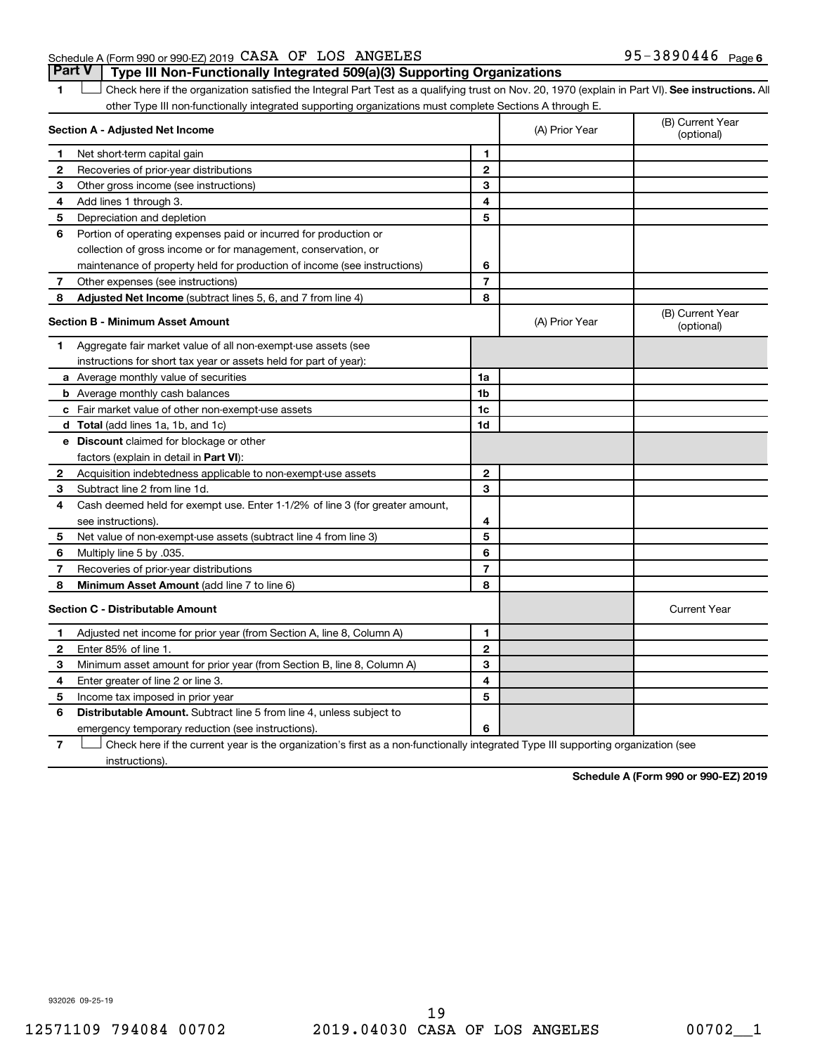Schedule A (Form 990 or 990-EZ) 2019 CASA OF LOS ANGELES 95-3890446 Page 6

## Part V Type III Non-Functionally Integrated 509(a)(3) Supporting Organizations

1 ☐ Check here if the organization satisfied the Integral Part Test as a qualifying trust on Nov. 20, 1970 (explain in Part VI). **See instructions.** All other Type III non-functionally integrated supporting organizations must complete Sections A through E.

| **Section A - Adjusted Net Income** | | | (A) Prior Year | (B) Current Year (optional) |
|---|---|---|---|---|
| 1 | Net short-term capital gain | 1 | | |
| 2 | Recoveries of prior-year distributions | 2 | | |
| 3 | Other gross income (see instructions) | 3 | | |
| 4 | Add lines 1 through 3. | 4 | | |
| 5 | Depreciation and depletion | 5 | | |
| 6 | Portion of operating expenses paid or incurred for production or collection of gross income or for management, conservation, or maintenance of property held for production of income (see instructions) | 6 | | |
| 7 | Other expenses (see instructions) | 7 | | |
| 8 | **Adjusted Net Income** (subtract lines 5, 6, and 7 from line 4) | 8 | | |

| **Section B - Minimum Asset Amount** | | | (A) Prior Year | (B) Current Year (optional) |
|---|---|---|---|---|
| 1 | Aggregate fair market value of all non-exempt-use assets (see instructions for short tax year or assets held for part of year): | | | |
| a | Average monthly value of securities | 1a | | |
| b | Average monthly cash balances | 1b | | |
| c | Fair market value of other non-exempt-use assets | 1c | | |
| d | **Total** (add lines 1a, 1b, and 1c) | 1d | | |
| e | **Discount** claimed for blockage or other factors (explain in detail in **Part VI**): | | | |
| 2 | Acquisition indebtedness applicable to non-exempt-use assets | 2 | | |
| 3 | Subtract line 2 from line 1d. | 3 | | |
| 4 | Cash deemed held for exempt use. Enter 1-1/2% of line 3 (for greater amount, see instructions). | 4 | | |
| 5 | Net value of non-exempt-use assets (subtract line 4 from line 3) | 5 | | |
| 6 | Multiply line 5 by .035. | 6 | | |
| 7 | Recoveries of prior-year distributions | 7 | | |
| 8 | **Minimum Asset Amount** (add line 7 to line 6) | 8 | | |

| **Section C - Distributable Amount** | | | | Current Year |
|---|---|---|---|---|
| 1 | Adjusted net income for prior year (from Section A, line 8, Column A) | 1 | | |
| 2 | Enter 85% of line 1. | 2 | | |
| 3 | Minimum asset amount for prior year (from Section B, line 8, Column A) | 3 | | |
| 4 | Enter greater of line 2 or line 3. | 4 | | |
| 5 | Income tax imposed in prior year | 5 | | |
| 6 | **Distributable Amount.** Subtract line 5 from line 4, unless subject to emergency temporary reduction (see instructions). | 6 | | |

7 ☐ Check here if the current year is the organization's first as a non-functionally integrated Type III supporting organization (see instructions).

**Schedule A (Form 990 or 990-EZ) 2019**

932026 09-25-19

12571109 794084 00702 2019.04030 CASA OF LOS ANGELES 00702__1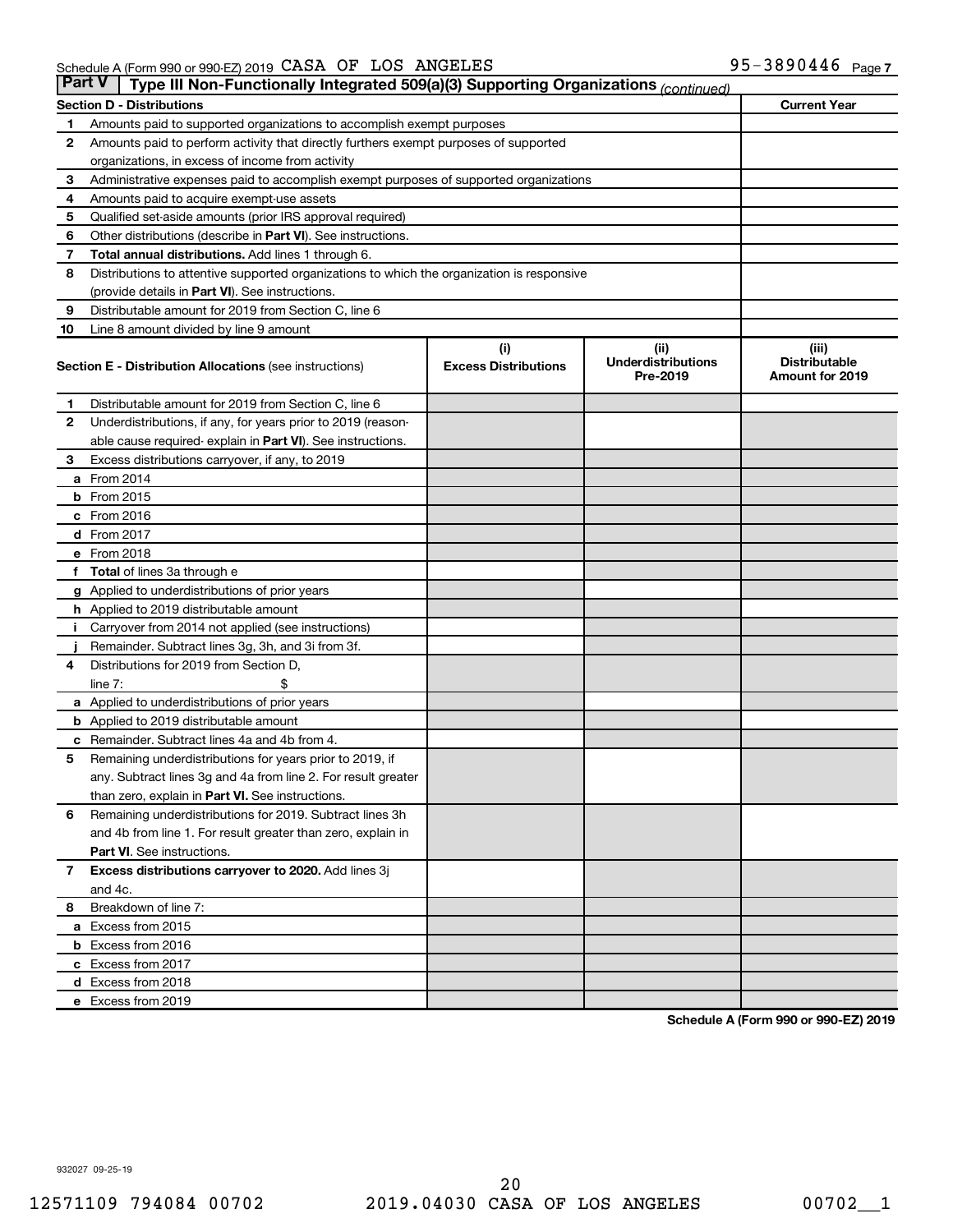Schedule A (Form 990 or 990-EZ) 2019 CASA OF LOS ANGELES 95-3890446 Page 7

**Part V** Type III Non-Functionally Integrated 509(a)(3) Supporting Organizations *(continued)*

| **Section D - Distributions** | | **Current Year** |
|---|---|---|
| 1 | Amounts paid to supported organizations to accomplish exempt purposes | |
| 2 | Amounts paid to perform activity that directly furthers exempt purposes of supported organizations, in excess of income from activity | |
| 3 | Administrative expenses paid to accomplish exempt purposes of supported organizations | |
| 4 | Amounts paid to acquire exempt-use assets | |
| 5 | Qualified set-aside amounts (prior IRS approval required) | |
| 6 | Other distributions (describe in **Part VI**). See instructions. | |
| 7 | **Total annual distributions.** Add lines 1 through 6. | |
| 8 | Distributions to attentive supported organizations to which the organization is responsive (provide details in **Part VI**). See instructions. | |
| 9 | Distributable amount for 2019 from Section C, line 6 | |
| 10 | Line 8 amount divided by line 9 amount | |

| | **Section E - Distribution Allocations** (see instructions) | **(i) Excess Distributions** | **(ii) Underdistributions Pre-2019** | **(iii) Distributable Amount for 2019** |
|---|---|---|---|---|
| 1 | Distributable amount for 2019 from Section C, line 6 | | | |
| 2 | Underdistributions, if any, for years prior to 2019 (reasonable cause required- explain in **Part VI**). See instructions. | | | |
| 3 | Excess distributions carryover, if any, to 2019 | | | |
| a | From 2014 | | | |
| b | From 2015 | | | |
| c | From 2016 | | | |
| d | From 2017 | | | |
| e | From 2018 | | | |
| f | **Total** of lines 3a through e | | | |
| g | Applied to underdistributions of prior years | | | |
| h | Applied to 2019 distributable amount | | | |
| i | Carryover from 2014 not applied (see instructions) | | | |
| j | Remainder. Subtract lines 3g, 3h, and 3i from 3f. | | | |
| 4 | Distributions for 2019 from Section D, line 7: $ | | | |
| a | Applied to underdistributions of prior years | | | |
| b | Applied to 2019 distributable amount | | | |
| c | Remainder. Subtract lines 4a and 4b from 4. | | | |
| 5 | Remaining underdistributions for years prior to 2019, if any. Subtract lines 3g and 4a from line 2. For result greater than zero, explain in **Part VI.** See instructions. | | | |
| 6 | Remaining underdistributions for 2019. Subtract lines 3h and 4b from line 1. For result greater than zero, explain in **Part VI**. See instructions. | | | |
| 7 | **Excess distributions carryover to 2020.** Add lines 3j and 4c. | | | |
| 8 | Breakdown of line 7: | | | |
| a | Excess from 2015 | | | |
| b | Excess from 2016 | | | |
| c | Excess from 2017 | | | |
| d | Excess from 2018 | | | |
| e | Excess from 2019 | | | |

**Schedule A (Form 990 or 990-EZ) 2019**

932027 09-25-19

12571109 794084 00702 2019.04030 CASA OF LOS ANGELES 00702__1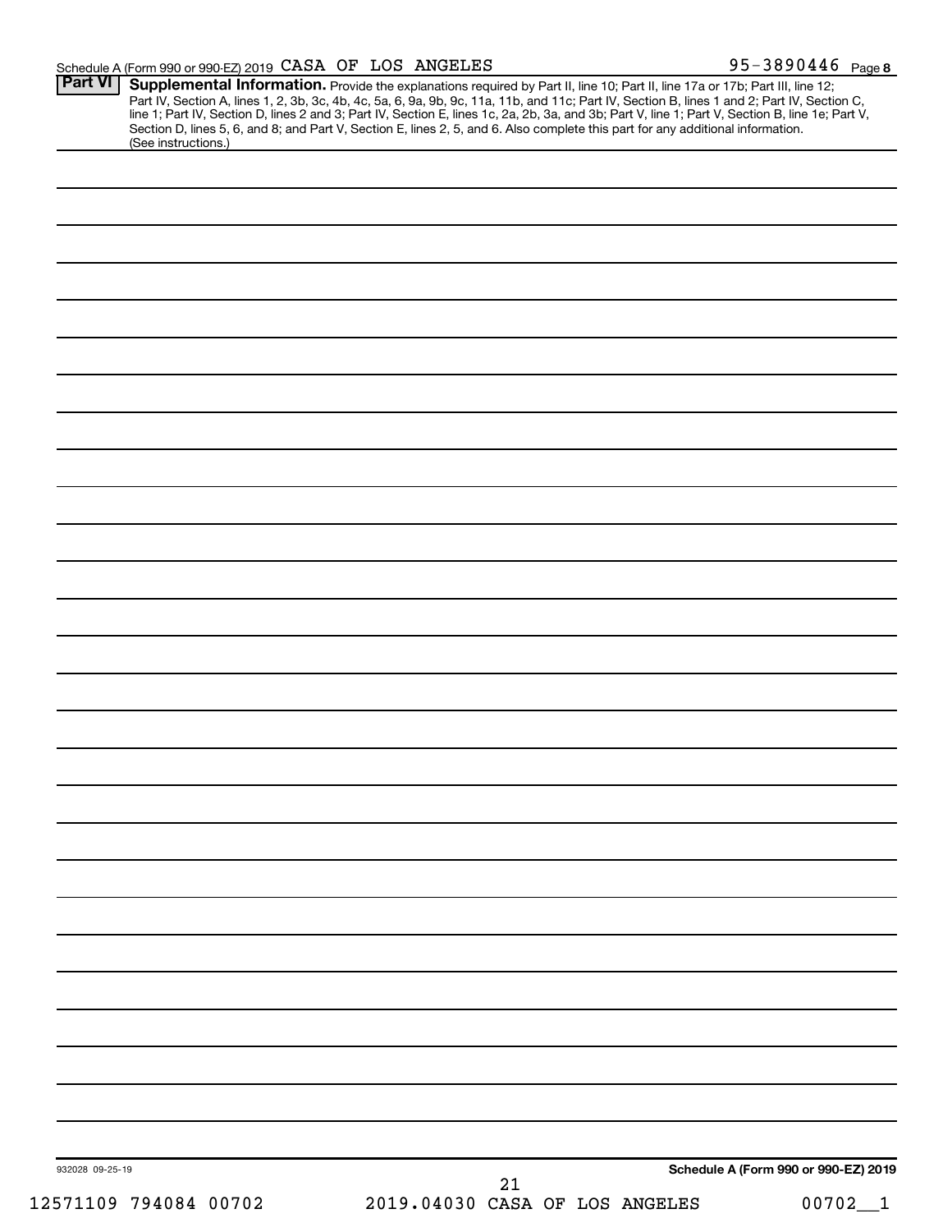Schedule A (Form 990 or 990-EZ) 2019 CASA OF LOS ANGELES 95-3890446 Page 8

**Part VI** **Supplemental Information.** Provide the explanations required by Part II, line 10; Part II, line 17a or 17b; Part III, line 12; Part IV, Section A, lines 1, 2, 3b, 3c, 4b, 4c, 5a, 6, 9a, 9b, 9c, 11a, 11b, and 11c; Part IV, Section B, lines 1 and 2; Part IV, Section C, line 1; Part IV, Section D, lines 2 and 3; Part IV, Section E, lines 1c, 2a, 2b, 3a, and 3b; Part V, line 1; Part V, Section B, line 1e; Part V, Section D, lines 5, 6, and 8; and Part V, Section E, lines 2, 5, and 6. Also complete this part for any additional information. (See instructions.)

932028 09-25-19

**Schedule A (Form 990 or 990-EZ) 2019**

12571109 794084 00702 2019.04030 CASA OF LOS ANGELES 00702__1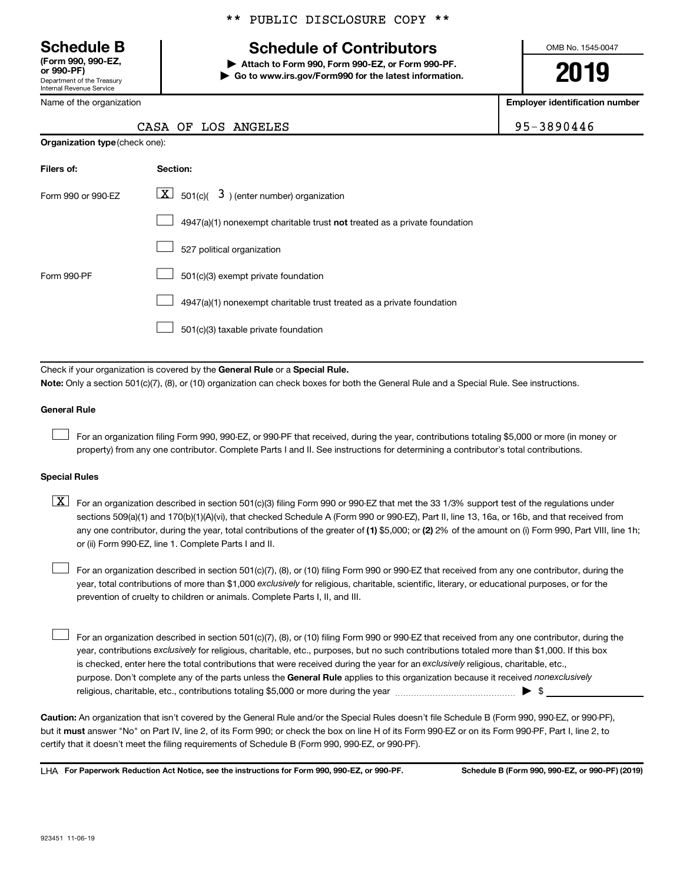\*\* PUBLIC DISCLOSURE COPY \*\*

**Schedule B**
**(Form 990, 990-EZ, or 990-PF)**
Department of the Treasury
Internal Revenue Service

# Schedule of Contributors

▶ **Attach to Form 990, Form 990-EZ, or Form 990-PF.**
▶ **Go to www.irs.gov/Form990 for the latest information.**

OMB No. 1545-0047

**2019**

| Name of the organization | Employer identification number |
|---|---|
| CASA OF LOS ANGELES | 95-3890446 |

**Organization type** (check one):

| Filers of: | Section: |
|---|---|
| Form 990 or 990-EZ | [X] 501(c)( 3 ) (enter number) organization |
| | [ ] 4947(a)(1) nonexempt charitable trust **not** treated as a private foundation |
| | [ ] 527 political organization |
| Form 990-PF | [ ] 501(c)(3) exempt private foundation |
| | [ ] 4947(a)(1) nonexempt charitable trust treated as a private foundation |
| | [ ] 501(c)(3) taxable private foundation |

Check if your organization is covered by the **General Rule** or a **Special Rule.**

**Note:** Only a section 501(c)(7), (8), or (10) organization can check boxes for both the General Rule and a Special Rule. See instructions.

**General Rule**

[ ] For an organization filing Form 990, 990-EZ, or 990-PF that received, during the year, contributions totaling $5,000 or more (in money or property) from any one contributor. Complete Parts I and II. See instructions for determining a contributor's total contributions.

**Special Rules**

[X] For an organization described in section 501(c)(3) filing Form 990 or 990-EZ that met the 33 1/3% support test of the regulations under sections 509(a)(1) and 170(b)(1)(A)(vi), that checked Schedule A (Form 990 or 990-EZ), Part II, line 13, 16a, or 16b, and that received from any one contributor, during the year, total contributions of the greater of **(1)** $5,000; or **(2)** 2% of the amount on (i) Form 990, Part VIII, line 1h; or (ii) Form 990-EZ, line 1. Complete Parts I and II.

[ ] For an organization described in section 501(c)(7), (8), or (10) filing Form 990 or 990-EZ that received from any one contributor, during the year, total contributions of more than $1,000 *exclusively* for religious, charitable, scientific, literary, or educational purposes, or for the prevention of cruelty to children or animals. Complete Parts I, II, and III.

[ ] For an organization described in section 501(c)(7), (8), or (10) filing Form 990 or 990-EZ that received from any one contributor, during the year, contributions *exclusively* for religious, charitable, etc., purposes, but no such contributions totaled more than $1,000. If this box is checked, enter here the total contributions that were received during the year for an *exclusively* religious, charitable, etc., purpose. Don't complete any of the parts unless the **General Rule** applies to this organization because it received *nonexclusively* religious, charitable, etc., contributions totaling $5,000 or more during the year ▶ $ \_\_\_\_\_\_\_\_

**Caution:** An organization that isn't covered by the General Rule and/or the Special Rules doesn't file Schedule B (Form 990, 990-EZ, or 990-PF), but it **must** answer "No" on Part IV, line 2, of its Form 990; or check the box on line H of its Form 990-EZ or on its Form 990-PF, Part I, line 2, to certify that it doesn't meet the filing requirements of Schedule B (Form 990, 990-EZ, or 990-PF).

LHA **For Paperwork Reduction Act Notice, see the instructions for Form 990, 990-EZ, or 990-PF.** **Schedule B (Form 990, 990-EZ, or 990-PF) (2019)**

923451 11-06-19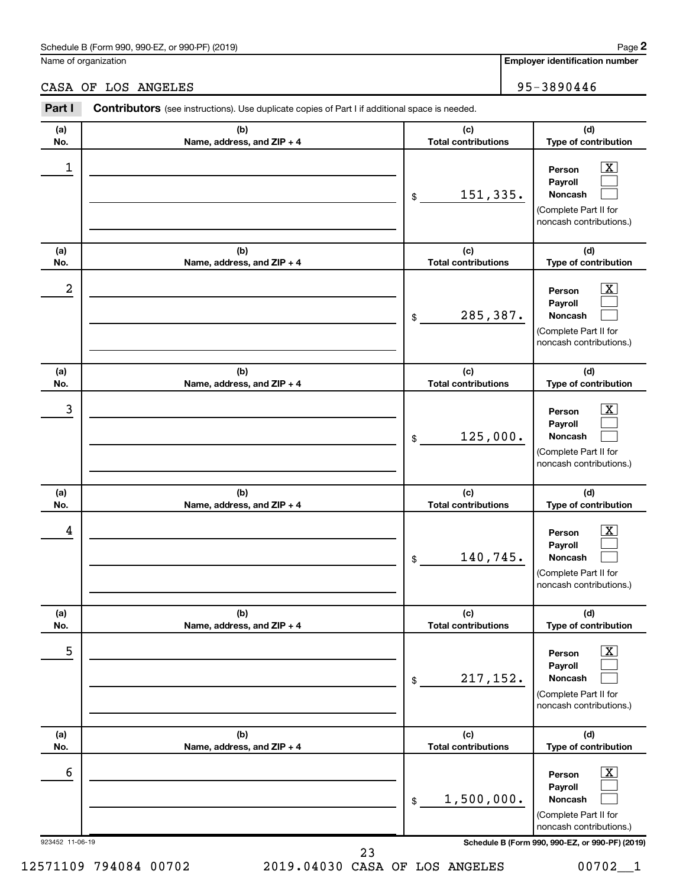Schedule B (Form 990, 990-EZ, or 990-PF) (2019)

Name of organization: CASA OF LOS ANGELES

Employer identification number: 95-3890446

## Part I Contributors (see instructions). Use duplicate copies of Part I if additional space is needed.

| (a) No. | (b) Name, address, and ZIP + 4 | (c) Total contributions | (d) Type of contribution |
|---|---|---|---|
| 1 | | $ 151,335. | Person [X] Payroll [ ] Noncash [ ] (Complete Part II for noncash contributions.) |
| 2 | | $ 285,387. | Person [X] Payroll [ ] Noncash [ ] (Complete Part II for noncash contributions.) |
| 3 | | $ 125,000. | Person [X] Payroll [ ] Noncash [ ] (Complete Part II for noncash contributions.) |
| 4 | | $ 140,745. | Person [X] Payroll [ ] Noncash [ ] (Complete Part II for noncash contributions.) |
| 5 | | $ 217,152. | Person [X] Payroll [ ] Noncash [ ] (Complete Part II for noncash contributions.) |
| 6 | | $ 1,500,000. | Person [X] Payroll [ ] Noncash [ ] (Complete Part II for noncash contributions.) |

923452 11-06-19

Schedule B (Form 990, 990-EZ, or 990-PF) (2019)

12571109 794084 00702 2019.04030 CASA OF LOS ANGELES 00702__1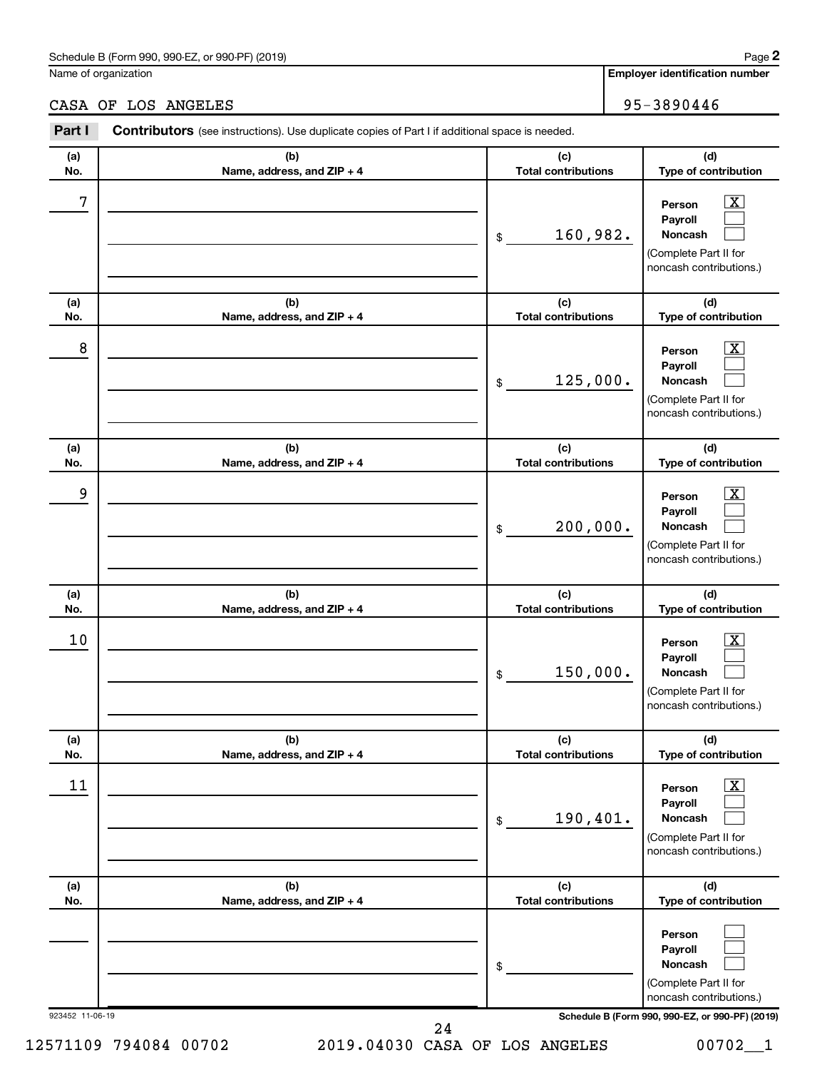Schedule B (Form 990, 990-EZ, or 990-PF) (2019)

Name of organization: CASA OF LOS ANGELES

Employer identification number: 95-3890446

**Part I** **Contributors** (see instructions). Use duplicate copies of Part I if additional space is needed.

| (a) No. | (b) Name, address, and ZIP + 4 | (c) Total contributions | (d) Type of contribution |
|---|---|---|---|
| 7 | | $ 160,982. | Person [X] Payroll [ ] Noncash [ ] (Complete Part II for noncash contributions.) |
| 8 | | $ 125,000. | Person [X] Payroll [ ] Noncash [ ] (Complete Part II for noncash contributions.) |
| 9 | | $ 200,000. | Person [X] Payroll [ ] Noncash [ ] (Complete Part II for noncash contributions.) |
| 10 | | $ 150,000. | Person [X] Payroll [ ] Noncash [ ] (Complete Part II for noncash contributions.) |
| 11 | | $ 190,401. | Person [X] Payroll [ ] Noncash [ ] (Complete Part II for noncash contributions.) |
| | | $ | Person [ ] Payroll [ ] Noncash [ ] (Complete Part II for noncash contributions.) |

923452 11-06-19

Schedule B (Form 990, 990-EZ, or 990-PF) (2019)

12571109 794084 00702 2019.04030 CASA OF LOS ANGELES 00702__1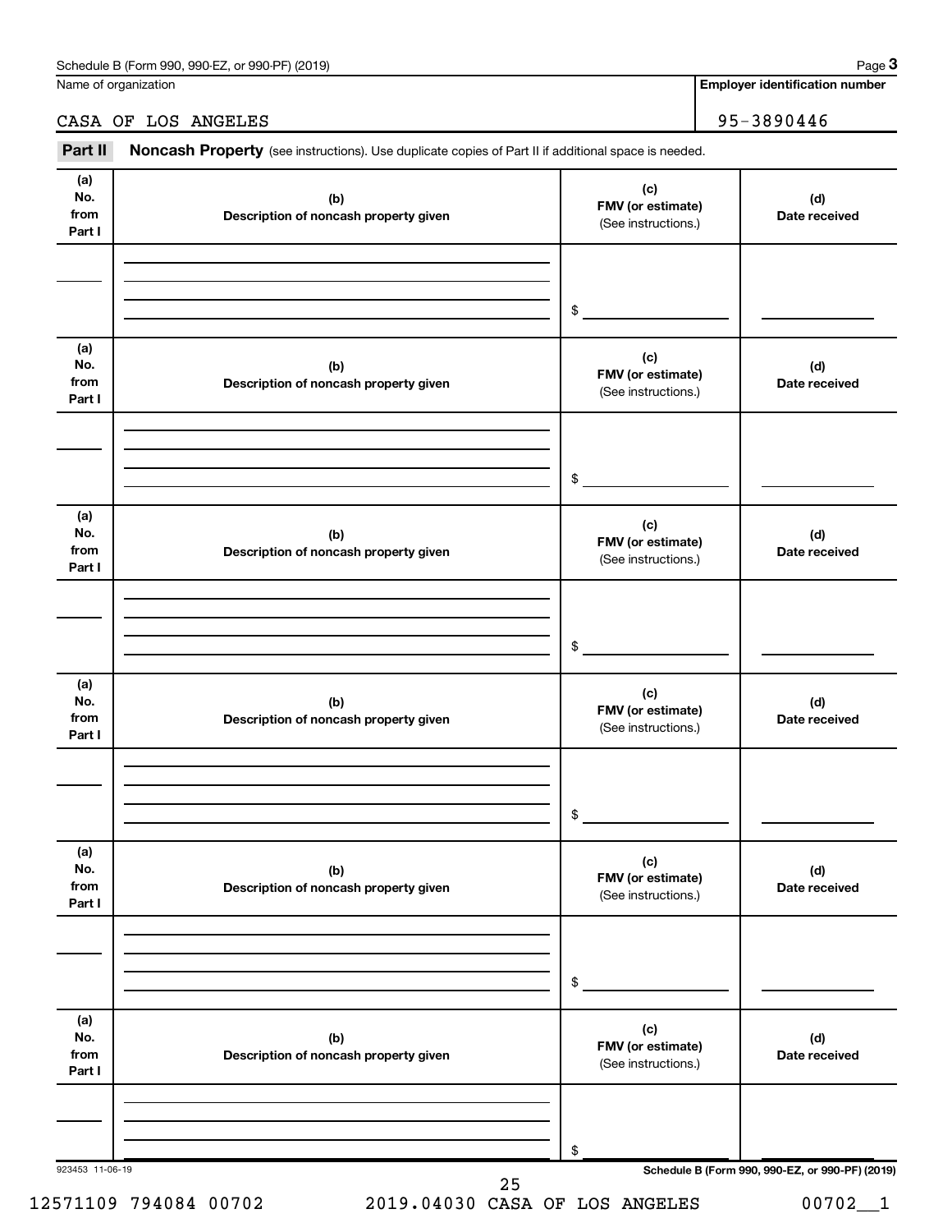Name of organization

CASA OF LOS ANGELES

**Employer identification number**

95-3890446

**Part II** **Noncash Property** (see instructions). Use duplicate copies of Part II if additional space is needed.

| (a) No. from Part I | (b) Description of noncash property given | (c) FMV (or estimate) (See instructions.) | (d) Date received |
|---|---|---|---|
| | | $ | |

| (a) No. from Part I | (b) Description of noncash property given | (c) FMV (or estimate) (See instructions.) | (d) Date received |
|---|---|---|---|
| | | $ | |

| (a) No. from Part I | (b) Description of noncash property given | (c) FMV (or estimate) (See instructions.) | (d) Date received |
|---|---|---|---|
| | | $ | |

| (a) No. from Part I | (b) Description of noncash property given | (c) FMV (or estimate) (See instructions.) | (d) Date received |
|---|---|---|---|
| | | $ | |

| (a) No. from Part I | (b) Description of noncash property given | (c) FMV (or estimate) (See instructions.) | (d) Date received |
|---|---|---|---|
| | | $ | |

| (a) No. from Part I | (b) Description of noncash property given | (c) FMV (or estimate) (See instructions.) | (d) Date received |
|---|---|---|---|
| | | $ | |

923453 11-06-19

**Schedule B (Form 990, 990-EZ, or 990-PF) (2019)**

12571109 794084 00702 2019.04030 CASA OF LOS ANGELES 00702__1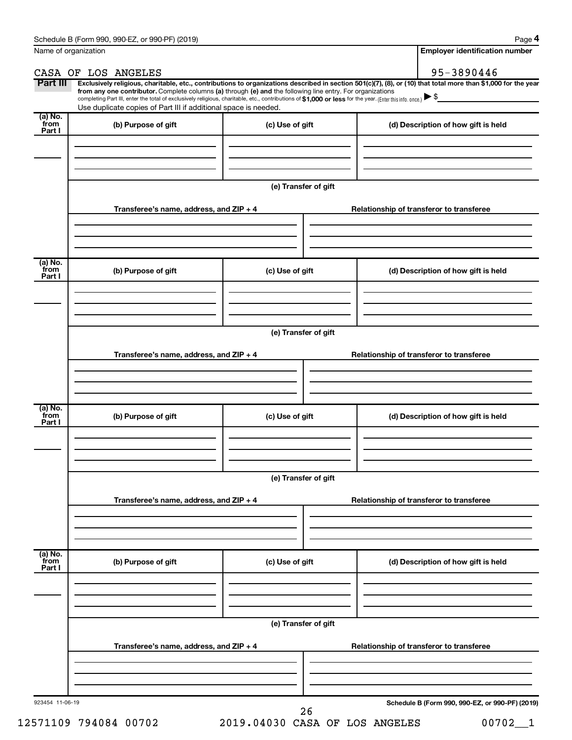Schedule B (Form 990, 990-EZ, or 990-PF) (2019) Page **4**

| Name of organization | Employer identification number |
|---|---|
| CASA OF LOS ANGELES | 95-3890446 |

**Part III** **Exclusively religious, charitable, etc., contributions to organizations described in section 501(c)(7), (8), or (10) that total more than $1,000 for the year from any one contributor.** Complete columns **(a)** through **(e)** and the following line entry. For organizations completing Part III, enter the total of exclusively religious, charitable, etc., contributions of **$1,000 or less** for the year. (Enter this info. once.) ▶ $

Use duplicate copies of Part III if additional space is needed.

| (a) No. from Part I | (b) Purpose of gift | (c) Use of gift | (d) Description of how gift is held |
|---|---|---|---|
| | | | |

**(e) Transfer of gift**

| Transferee's name, address, and ZIP + 4 | Relationship of transferor to transferee |
|---|---|
| | |

| (a) No. from Part I | (b) Purpose of gift | (c) Use of gift | (d) Description of how gift is held |
|---|---|---|---|
| | | | |

**(e) Transfer of gift**

| Transferee's name, address, and ZIP + 4 | Relationship of transferor to transferee |
|---|---|
| | |

| (a) No. from Part I | (b) Purpose of gift | (c) Use of gift | (d) Description of how gift is held |
|---|---|---|---|
| | | | |

**(e) Transfer of gift**

| Transferee's name, address, and ZIP + 4 | Relationship of transferor to transferee |
|---|---|
| | |

| (a) No. from Part I | (b) Purpose of gift | (c) Use of gift | (d) Description of how gift is held |
|---|---|---|---|
| | | | |

**(e) Transfer of gift**

| Transferee's name, address, and ZIP + 4 | Relationship of transferor to transferee |
|---|---|
| | |

923454 11-06-19 **Schedule B (Form 990, 990-EZ, or 990-PF) (2019)**

12571109 794084 00702 2019.04030 CASA OF LOS ANGELES 00702__1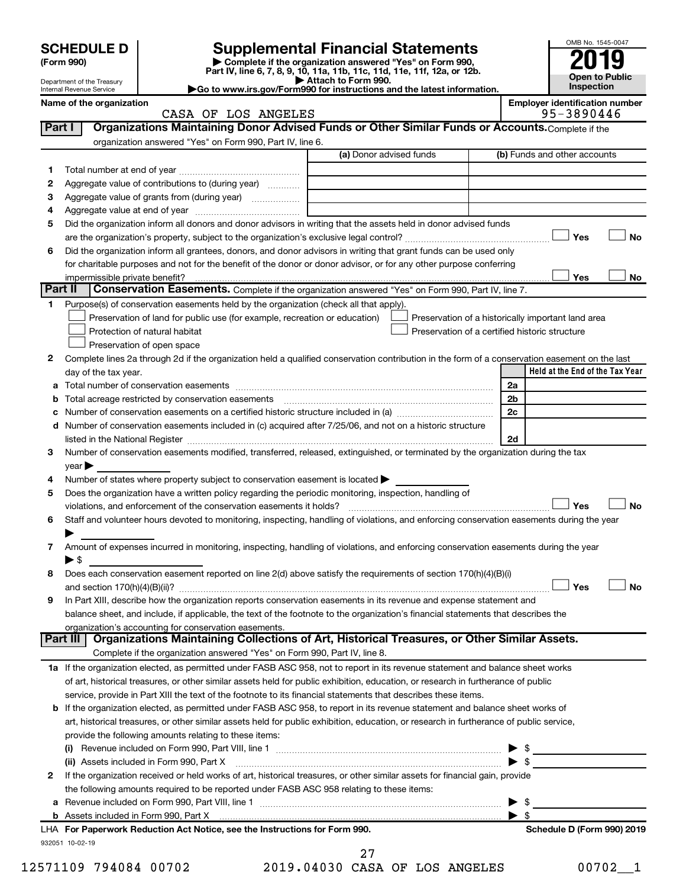# SCHEDULE D (Form 990)

Department of the Treasury
Internal Revenue Service

## Supplemental Financial Statements

▶ Complete if the organization answered "Yes" on Form 990, Part IV, line 6, 7, 8, 9, 10, 11a, 11b, 11c, 11d, 11e, 11f, 12a, or 12b.
▶ Attach to Form 990.
▶Go to www.irs.gov/Form990 for instructions and the latest information.

OMB No. 1545-0047
**2019**
**Open to Public Inspection**

**Name of the organization**: CASA OF LOS ANGELES
**Employer identification number**: 95-3890446

### Part I — Organizations Maintaining Donor Advised Funds or Other Similar Funds or Accounts. Complete if the organization answered "Yes" on Form 990, Part IV, line 6.

| | | (a) Donor advised funds | (b) Funds and other accounts |
|---|---|---|---|
| 1 | Total number at end of year | | |
| 2 | Aggregate value of contributions to (during year) | | |
| 3 | Aggregate value of grants from (during year) | | |
| 4 | Aggregate value at end of year | | |

5 Did the organization inform all donors and donor advisors in writing that the assets held in donor advised funds are the organization's property, subject to the organization's exclusive legal control? ☐ Yes ☐ No

6 Did the organization inform all grantees, donors, and donor advisors in writing that grant funds can be used only for charitable purposes and not for the benefit of the donor or donor advisor, or for any other purpose conferring impermissible private benefit? ☐ Yes ☐ No

### Part II — Conservation Easements. Complete if the organization answered "Yes" on Form 990, Part IV, line 7.

1 Purpose(s) of conservation easements held by the organization (check all that apply).
- ☐ Preservation of land for public use (for example, recreation or education)
- ☐ Protection of natural habitat
- ☐ Preservation of open space
- ☐ Preservation of a historically important land area
- ☐ Preservation of a certified historic structure

2 Complete lines 2a through 2d if the organization held a qualified conservation contribution in the form of a conservation easement on the last day of the tax year.

| | | | Held at the End of the Tax Year |
|---|---|---|---|
| a | Total number of conservation easements | 2a | |
| b | Total acreage restricted by conservation easements | 2b | |
| c | Number of conservation easements on a certified historic structure included in (a) | 2c | |
| d | Number of conservation easements included in (c) acquired after 7/25/06, and not on a historic structure listed in the National Register | 2d | |

3 Number of conservation easements modified, transferred, released, extinguished, or terminated by the organization during the tax year ▶

4 Number of states where property subject to conservation easement is located ▶

5 Does the organization have a written policy regarding the periodic monitoring, inspection, handling of violations, and enforcement of the conservation easements it holds? ☐ Yes ☐ No

6 Staff and volunteer hours devoted to monitoring, inspecting, handling of violations, and enforcing conservation easements during the year ▶

7 Amount of expenses incurred in monitoring, inspecting, handling of violations, and enforcing conservation easements during the year ▶ $

8 Does each conservation easement reported on line 2(d) above satisfy the requirements of section 170(h)(4)(B)(i) and section 170(h)(4)(B)(ii)? ☐ Yes ☐ No

9 In Part XIII, describe how the organization reports conservation easements in its revenue and expense statement and balance sheet, and include, if applicable, the text of the footnote to the organization's financial statements that describes the organization's accounting for conservation easements.

### Part III — Organizations Maintaining Collections of Art, Historical Treasures, or Other Similar Assets. Complete if the organization answered "Yes" on Form 990, Part IV, line 8.

1a If the organization elected, as permitted under FASB ASC 958, not to report in its revenue statement and balance sheet works of art, historical treasures, or other similar assets held for public exhibition, education, or research in furtherance of public service, provide in Part XIII the text of the footnote to its financial statements that describes these items.

b If the organization elected, as permitted under FASB ASC 958, to report in its revenue statement and balance sheet works of art, historical treasures, or other similar assets held for public exhibition, education, or research in furtherance of public service, provide the following amounts relating to these items:

(i) Revenue included on Form 990, Part VIII, line 1 ▶ $

(ii) Assets included in Form 990, Part X ▶ $

2 If the organization received or held works of art, historical treasures, or other similar assets for financial gain, provide the following amounts required to be reported under FASB ASC 958 relating to these items:

a Revenue included on Form 990, Part VIII, line 1 ▶ $

b Assets included in Form 990, Part X ▶ $

**LHA For Paperwork Reduction Act Notice, see the Instructions for Form 990.** **Schedule D (Form 990) 2019**

932051 10-02-19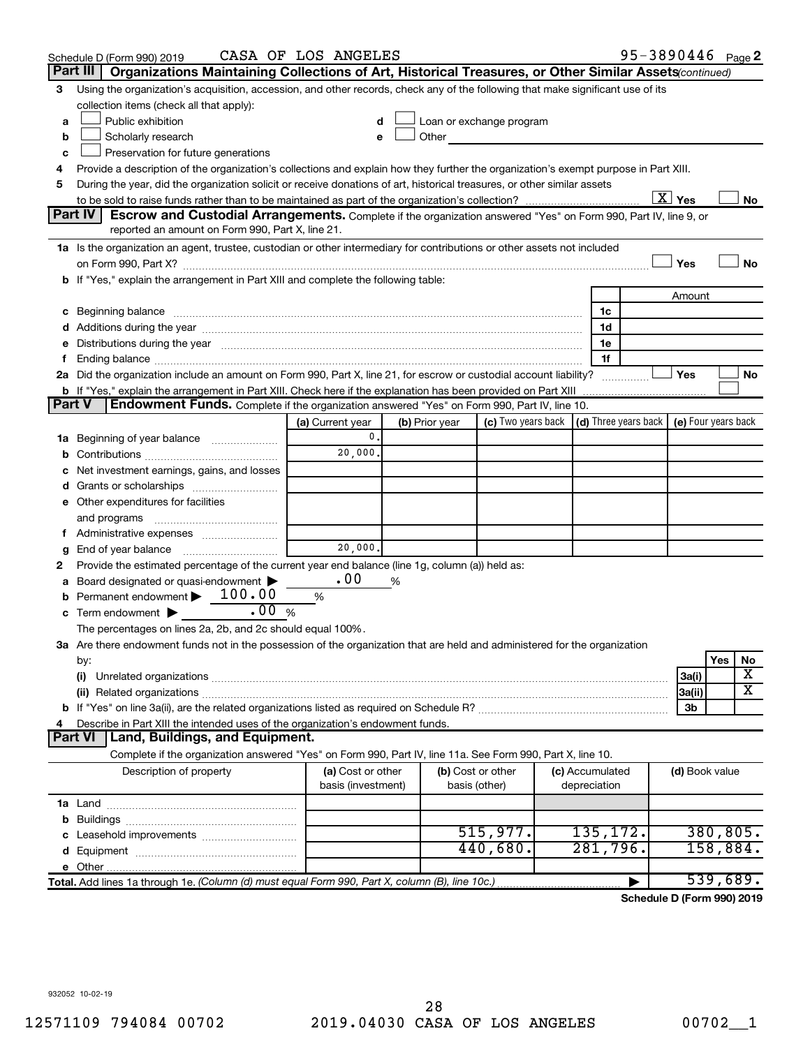Schedule D (Form 990) 2019 CASA OF LOS ANGELES 95-3890446 Page 2

## Part III Organizations Maintaining Collections of Art, Historical Treasures, or Other Similar Assets *(continued)*

3 Using the organization's acquisition, accession, and other records, check any of the following that make significant use of its collection items (check all that apply):

- a ☐ Public exhibition
- b ☐ Scholarly research
- c ☐ Preservation for future generations
- d ☐ Loan or exchange program
- e ☐ Other

4 Provide a description of the organization's collections and explain how they further the organization's exempt purpose in Part XIII.

5 During the year, did the organization solicit or receive donations of art, historical treasures, or other similar assets to be sold to raise funds rather than to be maintained as part of the organization's collection? ☒ Yes ☐ No

## Part IV Escrow and Custodial Arrangements.

Complete if the organization answered "Yes" on Form 990, Part IV, line 9, or reported an amount on Form 990, Part X, line 21.

1a Is the organization an agent, trustee, custodian or other intermediary for contributions or other assets not included on Form 990, Part X? ☐ Yes ☐ No

b If "Yes," explain the arrangement in Part XIII and complete the following table:

| | | Amount |
|---|---|---|
| c Beginning balance | 1c | |
| d Additions during the year | 1d | |
| e Distributions during the year | 1e | |
| f Ending balance | 1f | |

2a Did the organization include an amount on Form 990, Part X, line 21, for escrow or custodial account liability? ☐ Yes ☐ No

b If "Yes," explain the arrangement in Part XIII. Check here if the explanation has been provided on Part XIII ☐

## Part V Endowment Funds.

Complete if the organization answered "Yes" on Form 990, Part IV, line 10.

| | (a) Current year | (b) Prior year | (c) Two years back | (d) Three years back | (e) Four years back |
|---|---|---|---|---|---|
| 1a Beginning of year balance | 0. | | | | |
| b Contributions | 20,000. | | | | |
| c Net investment earnings, gains, and losses | | | | | |
| d Grants or scholarships | | | | | |
| e Other expenditures for facilities and programs | | | | | |
| f Administrative expenses | | | | | |
| g End of year balance | 20,000. | | | | |

2 Provide the estimated percentage of the current year end balance (line 1g, column (a)) held as:

- a Board designated or quasi-endowment ▶ .00 %
- b Permanent endowment ▶ 100.00 %
- c Term endowment ▶ .00 %

The percentages on lines 2a, 2b, and 2c should equal 100%.

3a Are there endowment funds not in the possession of the organization that are held and administered for the organization by:

| | | Yes | No |
|---|---|---|---|
| (i) Unrelated organizations | 3a(i) | | X |
| (ii) Related organizations | 3a(ii) | | X |
| b If "Yes" on line 3a(ii), are the related organizations listed as required on Schedule R? | 3b | | |

4 Describe in Part XIII the intended uses of the organization's endowment funds.

## Part VI Land, Buildings, and Equipment.

Complete if the organization answered "Yes" on Form 990, Part IV, line 11a. See Form 990, Part X, line 10.

| Description of property | (a) Cost or other basis (investment) | (b) Cost or other basis (other) | (c) Accumulated depreciation | (d) Book value |
|---|---|---|---|---|
| 1a Land | | | | |
| b Buildings | | | | |
| c Leasehold improvements | | 515,977. | 135,172. | 380,805. |
| d Equipment | | 440,680. | 281,796. | 158,884. |
| e Other | | | | |
| **Total.** Add lines 1a through 1e. *(Column (d) must equal Form 990, Part X, column (B), line 10c.)* | | | ▶ | 539,689. |

**Schedule D (Form 990) 2019**

932052 10-02-19

12571109 794084 00702 2019.04030 CASA OF LOS ANGELES 00702__1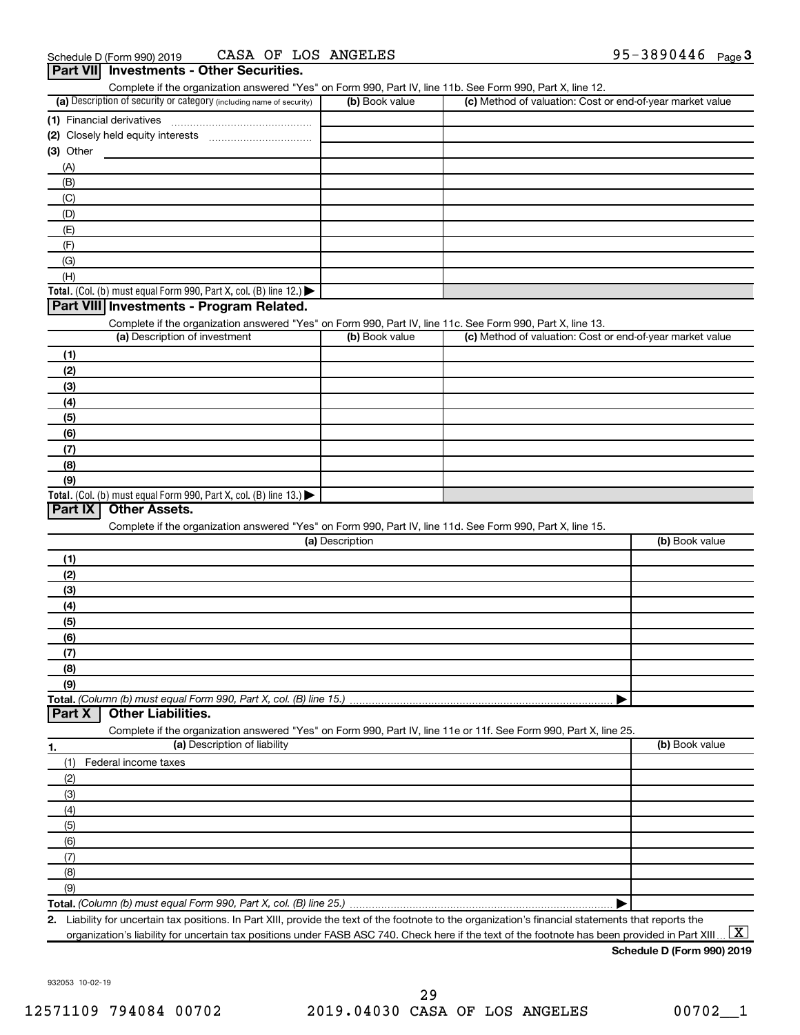Schedule D (Form 990) 2019 CASA OF LOS ANGELES 95-3890446 Page 3

## Part VII Investments - Other Securities.

Complete if the organization answered "Yes" on Form 990, Part IV, line 11b. See Form 990, Part X, line 12.

| (a) Description of security or category (including name of security) | (b) Book value | (c) Method of valuation: Cost or end-of-year market value |
|---|---|---|
| (1) Financial derivatives | | |
| (2) Closely held equity interests | | |
| (3) Other | | |
| (A) | | |
| (B) | | |
| (C) | | |
| (D) | | |
| (E) | | |
| (F) | | |
| (G) | | |
| (H) | | |
| **Total.** (Col. (b) must equal Form 990, Part X, col. (B) line 12.) ▶ | | |

## Part VIII Investments - Program Related.

Complete if the organization answered "Yes" on Form 990, Part IV, line 11c. See Form 990, Part X, line 13.

| (a) Description of investment | (b) Book value | (c) Method of valuation: Cost or end-of-year market value |
|---|---|---|
| (1) | | |
| (2) | | |
| (3) | | |
| (4) | | |
| (5) | | |
| (6) | | |
| (7) | | |
| (8) | | |
| (9) | | |
| **Total.** (Col. (b) must equal Form 990, Part X, col. (B) line 13.) ▶ | | |

## Part IX Other Assets.

Complete if the organization answered "Yes" on Form 990, Part IV, line 11d. See Form 990, Part X, line 15.

| (a) Description | (b) Book value |
|---|---|
| (1) | |
| (2) | |
| (3) | |
| (4) | |
| (5) | |
| (6) | |
| (7) | |
| (8) | |
| (9) | |
| **Total.** *(Column (b) must equal Form 990, Part X, col. (B) line 15.)* ▶ | |

## Part X Other Liabilities.

Complete if the organization answered "Yes" on Form 990, Part IV, line 11e or 11f. See Form 990, Part X, line 25.

| 1. (a) Description of liability | (b) Book value |
|---|---|
| (1) Federal income taxes | |
| (2) | |
| (3) | |
| (4) | |
| (5) | |
| (6) | |
| (7) | |
| (8) | |
| (9) | |
| **Total.** *(Column (b) must equal Form 990, Part X, col. (B) line 25.)* ▶ | |

**2.** Liability for uncertain tax positions. In Part XIII, provide the text of the footnote to the organization's financial statements that reports the organization's liability for uncertain tax positions under FASB ASC 740. Check here if the text of the footnote has been provided in Part XIII ... [X]

**Schedule D (Form 990) 2019**

932053 10-02-19

12571109 794084 00702 2019.04030 CASA OF LOS ANGELES 00702__1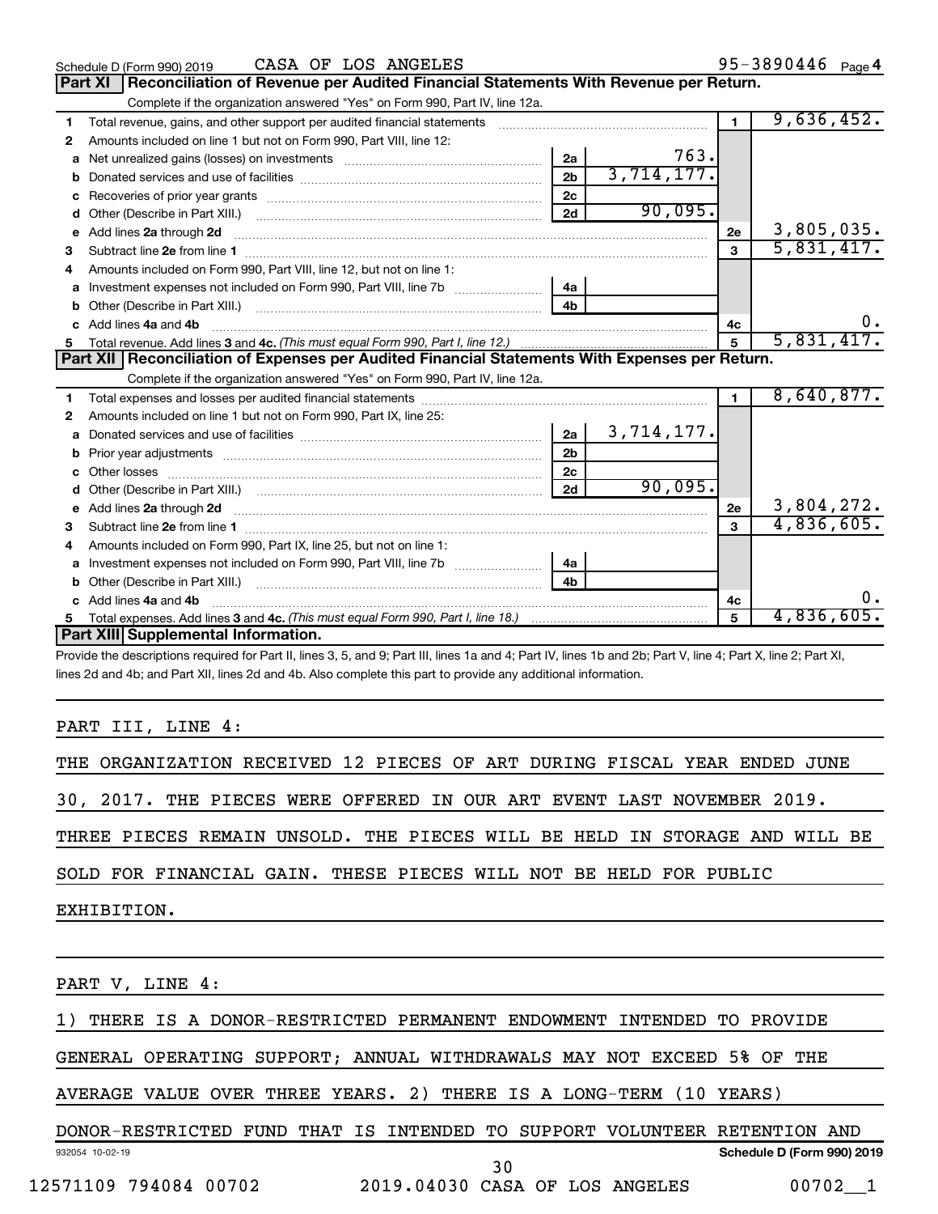Schedule D (Form 990) 2019 CASA OF LOS ANGELES 95-3890446 Page 4

## Part XI Reconciliation of Revenue per Audited Financial Statements With Revenue per Return.

Complete if the organization answered "Yes" on Form 990, Part IV, line 12a.

| | | | | | |
|---|---|---|---|---|---|
| **1** | Total revenue, gains, and other support per audited financial statements | | | 1 | 9,636,452. |
| **2** | Amounts included on line 1 but not on Form 990, Part VIII, line 12: | | | | |
| **a** | Net unrealized gains (losses) on investments | 2a | 763. | | |
| **b** | Donated services and use of facilities | 2b | 3,714,177. | | |
| **c** | Recoveries of prior year grants | 2c | | | |
| **d** | Other (Describe in Part XIII.) | 2d | 90,095. | | |
| **e** | Add lines **2a** through **2d** | | | 2e | 3,805,035. |
| **3** | Subtract line **2e** from line **1** | | | 3 | 5,831,417. |
| **4** | Amounts included on Form 990, Part VIII, line 12, but not on line 1: | | | | |
| **a** | Investment expenses not included on Form 990, Part VIII, line 7b | 4a | | | |
| **b** | Other (Describe in Part XIII.) | 4b | | | |
| **c** | Add lines **4a** and **4b** | | | 4c | 0. |
| **5** | Total revenue. Add lines **3** and **4c.** *(This must equal Form 990, Part I, line 12.)* | | | 5 | 5,831,417. |

## Part XII Reconciliation of Expenses per Audited Financial Statements With Expenses per Return.

Complete if the organization answered "Yes" on Form 990, Part IV, line 12a.

| | | | | | |
|---|---|---|---|---|---|
| **1** | Total expenses and losses per audited financial statements | | | 1 | 8,640,877. |
| **2** | Amounts included on line 1 but not on Form 990, Part IX, line 25: | | | | |
| **a** | Donated services and use of facilities | 2a | 3,714,177. | | |
| **b** | Prior year adjustments | 2b | | | |
| **c** | Other losses | 2c | | | |
| **d** | Other (Describe in Part XIII.) | 2d | 90,095. | | |
| **e** | Add lines **2a** through **2d** | | | 2e | 3,804,272. |
| **3** | Subtract line **2e** from line **1** | | | 3 | 4,836,605. |
| **4** | Amounts included on Form 990, Part IX, line 25, but not on line 1: | | | | |
| **a** | Investment expenses not included on Form 990, Part VIII, line 7b | 4a | | | |
| **b** | Other (Describe in Part XIII.) | 4b | | | |
| **c** | Add lines **4a** and **4b** | | | 4c | 0. |
| **5** | Total expenses. Add lines **3** and **4c.** *(This must equal Form 990, Part I, line 18.)* | | | 5 | 4,836,605. |

## Part XIII Supplemental Information.

Provide the descriptions required for Part II, lines 3, 5, and 9; Part III, lines 1a and 4; Part IV, lines 1b and 2b; Part V, line 4; Part X, line 2; Part XI, lines 2d and 4b; and Part XII, lines 2d and 4b. Also complete this part to provide any additional information.

PART III, LINE 4:

THE ORGANIZATION RECEIVED 12 PIECES OF ART DURING FISCAL YEAR ENDED JUNE 30, 2017. THE PIECES WERE OFFERED IN OUR ART EVENT LAST NOVEMBER 2019. THREE PIECES REMAIN UNSOLD. THE PIECES WILL BE HELD IN STORAGE AND WILL BE SOLD FOR FINANCIAL GAIN. THESE PIECES WILL NOT BE HELD FOR PUBLIC EXHIBITION.

PART V, LINE 4:

1) THERE IS A DONOR-RESTRICTED PERMANENT ENDOWMENT INTENDED TO PROVIDE GENERAL OPERATING SUPPORT; ANNUAL WITHDRAWALS MAY NOT EXCEED 5% OF THE AVERAGE VALUE OVER THREE YEARS. 2) THERE IS A LONG-TERM (10 YEARS) DONOR-RESTRICTED FUND THAT IS INTENDED TO SUPPORT VOLUNTEER RETENTION AND

932054 10-02-19 **Schedule D (Form 990) 2019**

12571109 794084 00702 2019.04030 CASA OF LOS ANGELES 00702__1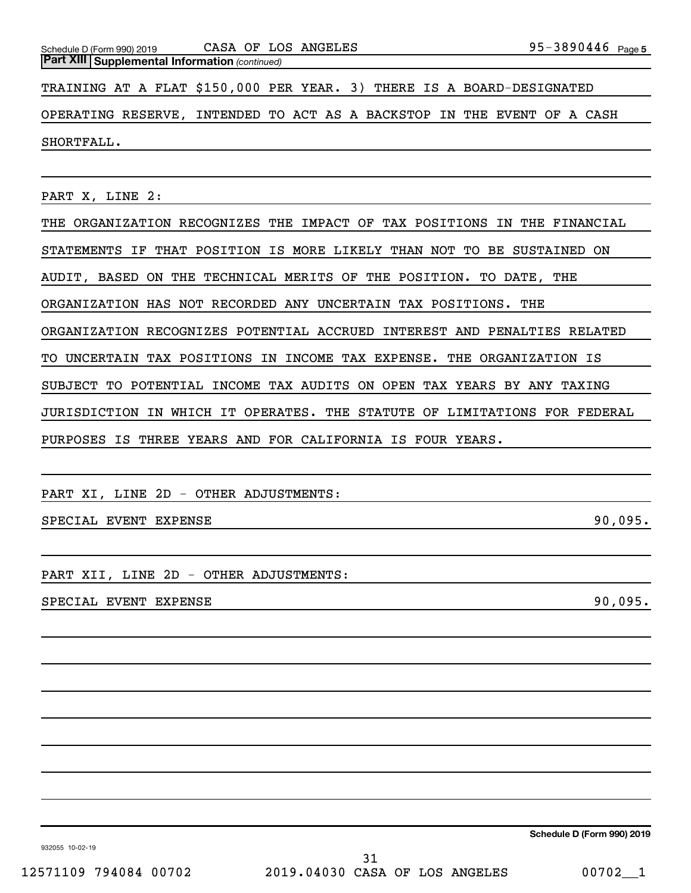**Part XIII | Supplemental Information** *(continued)*

TRAINING AT A FLAT $150,000 PER YEAR. 3) THERE IS A BOARD-DESIGNATED OPERATING RESERVE, INTENDED TO ACT AS A BACKSTOP IN THE EVENT OF A CASH SHORTFALL.

PART X, LINE 2:

THE ORGANIZATION RECOGNIZES THE IMPACT OF TAX POSITIONS IN THE FINANCIAL STATEMENTS IF THAT POSITION IS MORE LIKELY THAN NOT TO BE SUSTAINED ON AUDIT, BASED ON THE TECHNICAL MERITS OF THE POSITION. TO DATE, THE ORGANIZATION HAS NOT RECORDED ANY UNCERTAIN TAX POSITIONS. THE ORGANIZATION RECOGNIZES POTENTIAL ACCRUED INTEREST AND PENALTIES RELATED TO UNCERTAIN TAX POSITIONS IN INCOME TAX EXPENSE. THE ORGANIZATION IS SUBJECT TO POTENTIAL INCOME TAX AUDITS ON OPEN TAX YEARS BY ANY TAXING JURISDICTION IN WHICH IT OPERATES. THE STATUTE OF LIMITATIONS FOR FEDERAL PURPOSES IS THREE YEARS AND FOR CALIFORNIA IS FOUR YEARS.

PART XI, LINE 2D - OTHER ADJUSTMENTS:

| | |
|---|---|
| SPECIAL EVENT EXPENSE | 90,095. |

PART XII, LINE 2D - OTHER ADJUSTMENTS:

| | |
|---|---|
| SPECIAL EVENT EXPENSE | 90,095. |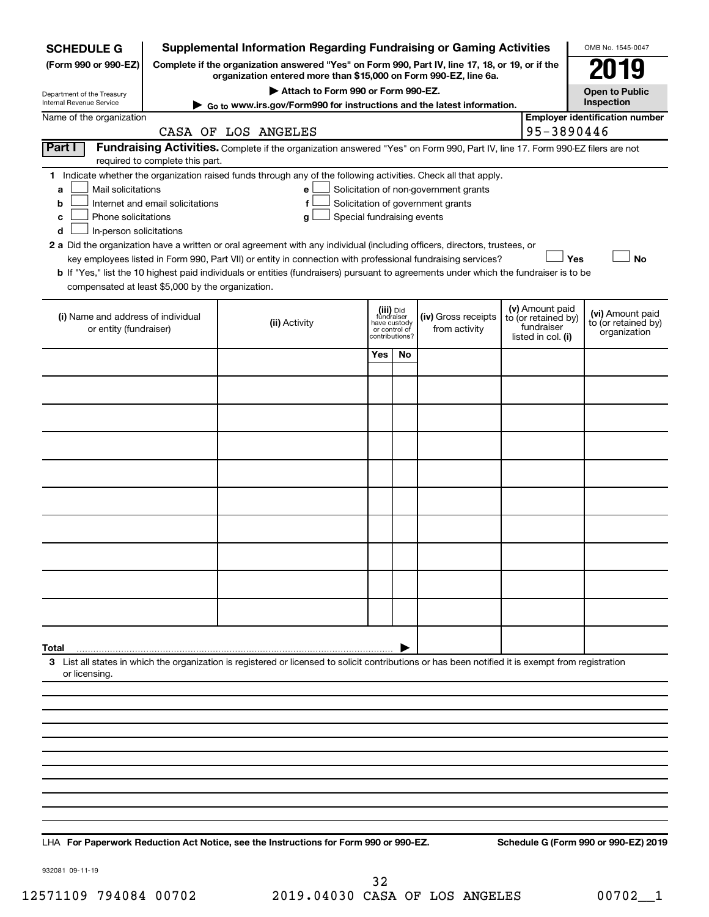**SCHEDULE G** (Form 990 or 990-EZ)

Department of the Treasury
Internal Revenue Service

# Supplemental Information Regarding Fundraising or Gaming Activities

**Complete if the organization answered "Yes" on Form 990, Part IV, line 17, 18, or 19, or if the organization entered more than $15,000 on Form 990-EZ, line 6a.**

▶ **Attach to Form 990 or Form 990-EZ.**

▶ **Go to www.irs.gov/Form990 for instructions and the latest information.**

OMB No. 1545-0047

**2019**

**Open to Public Inspection**

Name of the organization: CASA OF LOS ANGELES

**Employer identification number:** 95-3890446

**Part I** **Fundraising Activities.** Complete if the organization answered "Yes" on Form 990, Part IV, line 17. Form 990-EZ filers are not required to complete this part.

**1** Indicate whether the organization raised funds through any of the following activities. Check all that apply.

- **a** ☐ Mail solicitations
- **b** ☐ Internet and email solicitations
- **c** ☐ Phone solicitations
- **d** ☐ In-person solicitations
- **e** ☐ Solicitation of non-government grants
- **f** ☐ Solicitation of government grants
- **g** ☐ Special fundraising events

**2 a** Did the organization have a written or oral agreement with any individual (including officers, directors, trustees, or key employees listed in Form 990, Part VII) or entity in connection with professional fundraising services? ☐ **Yes** ☐ **No**

**b** If "Yes," list the 10 highest paid individuals or entities (fundraisers) pursuant to agreements under which the fundraiser is to be compensated at least $5,000 by the organization.

| (i) Name and address of individual or entity (fundraiser) | (ii) Activity | (iii) Did fundraiser have custody or control of contributions? Yes | No | (iv) Gross receipts from activity | (v) Amount paid to (or retained by) fundraiser listed in col. (i) | (vi) Amount paid to (or retained by) organization |
|---|---|---|---|---|---|---|
| | | | | | | |
| | | | | | | |
| | | | | | | |
| | | | | | | |
| | | | | | | |
| | | | | | | |
| | | | | | | |
| | | | | | | |
| | | | | | | |
| | | | | | | |
| **Total** ▶ | | | | | | |

**3** List all states in which the organization is registered or licensed to solicit contributions or has been notified it is exempt from registration or licensing.

LHA **For Paperwork Reduction Act Notice, see the Instructions for Form 990 or 990-EZ.** **Schedule G (Form 990 or 990-EZ) 2019**

932081 09-11-19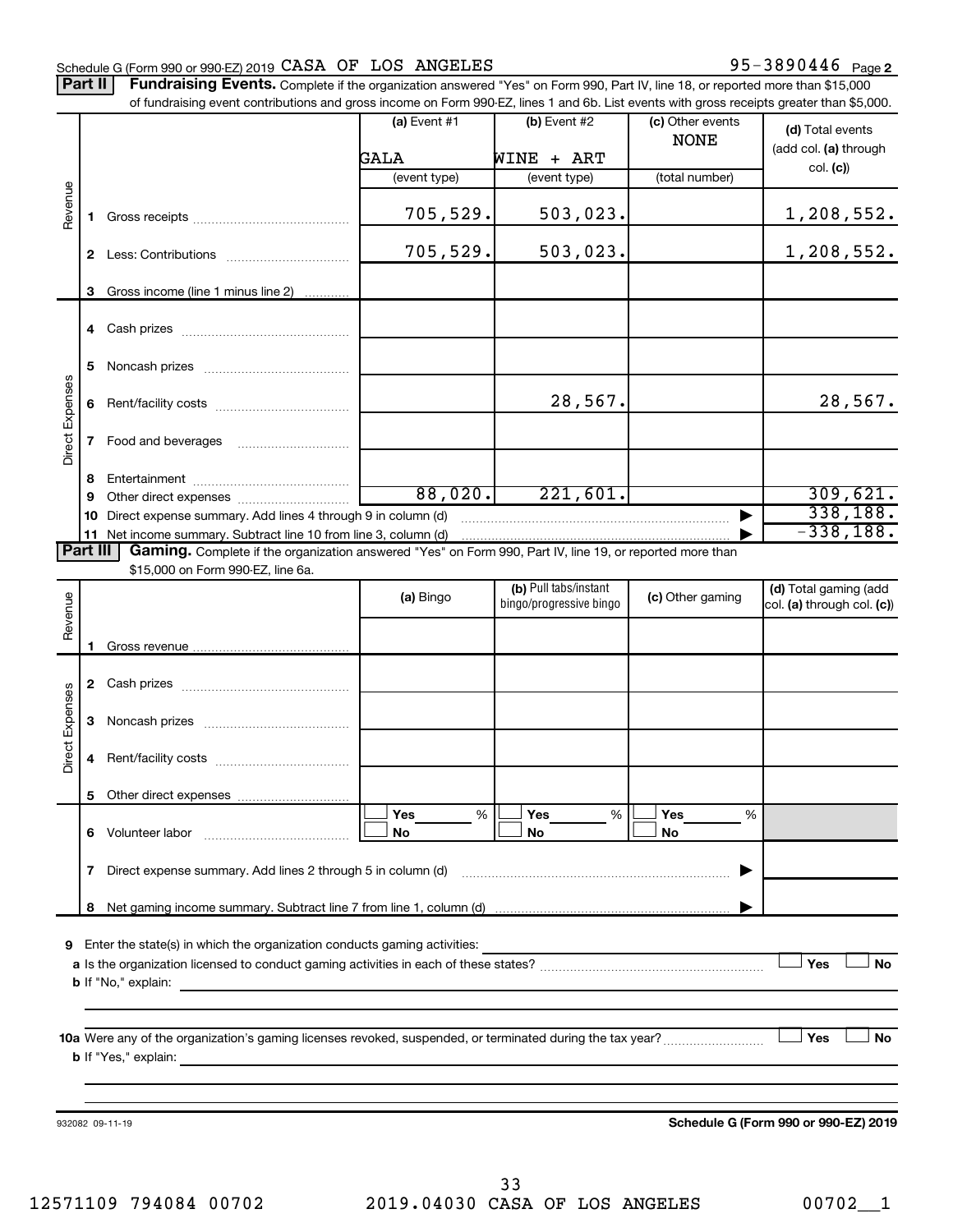Schedule G (Form 990 or 990-EZ) 2019 CASA OF LOS ANGELES 95-3890446 Page 2

**Part II** **Fundraising Events.** Complete if the organization answered "Yes" on Form 990, Part IV, line 18, or reported more than $15,000 of fundraising event contributions and gross income on Form 990-EZ, lines 1 and 6b. List events with gross receipts greater than $5,000.

| | | (a) Event #1 GALA (event type) | (b) Event #2 WINE + ART (event type) | (c) Other events NONE (total number) | (d) Total events (add col. (a) through col. (c)) |
|---|---|---|---|---|---|
| Revenue | 1 Gross receipts | 705,529. | 503,023. | | 1,208,552. |
| | 2 Less: Contributions | 705,529. | 503,023. | | 1,208,552. |
| | 3 Gross income (line 1 minus line 2) | | | | |
| Direct Expenses | 4 Cash prizes | | | | |
| | 5 Noncash prizes | | | | |
| | 6 Rent/facility costs | | 28,567. | | 28,567. |
| | 7 Food and beverages | | | | |
| | 8 Entertainment | | | | |
| | 9 Other direct expenses | 88,020. | 221,601. | | 309,621. |
| | 10 Direct expense summary. Add lines 4 through 9 in column (d) | | | | 338,188. |
| | 11 Net income summary. Subtract line 10 from line 3, column (d) | | | | -338,188. |

**Part III** **Gaming.** Complete if the organization answered "Yes" on Form 990, Part IV, line 19, or reported more than $15,000 on Form 990-EZ, line 6a.

| | | (a) Bingo | (b) Pull tabs/instant bingo/progressive bingo | (c) Other gaming | (d) Total gaming (add col. (a) through col. (c)) |
|---|---|---|---|---|---|
| Revenue | 1 Gross revenue | | | | |
| Direct Expenses | 2 Cash prizes | | | | |
| | 3 Noncash prizes | | | | |
| | 4 Rent/facility costs | | | | |
| | 5 Other direct expenses | | | | |
| | 6 Volunteer labor | ☐ Yes ___% ☐ No | ☐ Yes ___% ☐ No | ☐ Yes ___% ☐ No | |
| | 7 Direct expense summary. Add lines 2 through 5 in column (d) | | | | |
| | 8 Net gaming income summary. Subtract line 7 from line 1, column (d) | | | | |

**9** Enter the state(s) in which the organization conducts gaming activities: ______

**a** Is the organization licensed to conduct gaming activities in each of these states? ☐ Yes ☐ No

**b** If "No," explain: ______

**10a** Were any of the organization's gaming licenses revoked, suspended, or terminated during the tax year? ☐ Yes ☐ No

**b** If "Yes," explain: ______

932082 09-11-19 **Schedule G (Form 990 or 990-EZ) 2019**

12571109 794084 00702 2019.04030 CASA OF LOS ANGELES 00702__1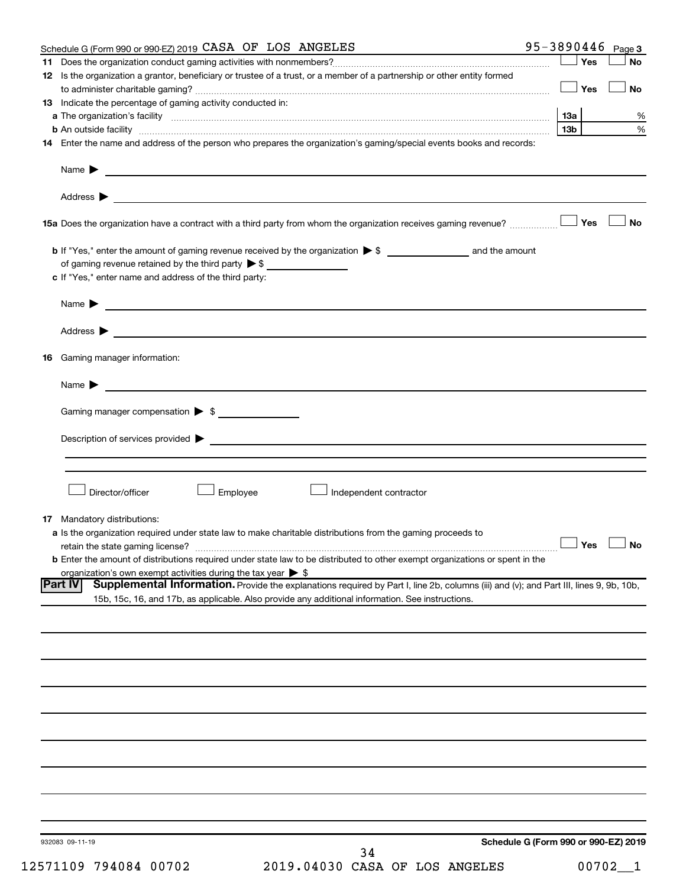Schedule G (Form 990 or 990-EZ) 2019 CASA OF LOS ANGELES 95-3890446 Page **3**

**11** Does the organization conduct gaming activities with nonmembers? ☐ Yes ☐ No

**12** Is the organization a grantor, beneficiary or trustee of a trust, or a member of a partnership or other entity formed to administer charitable gaming? ☐ Yes ☐ No

**13** Indicate the percentage of gaming activity conducted in:

**a** The organization's facility **13a** %

**b** An outside facility **13b** %

**14** Enter the name and address of the person who prepares the organization's gaming/special events books and records:

Name ▶

Address ▶

**15a** Does the organization have a contract with a third party from whom the organization receives gaming revenue? ☐ Yes ☐ No

**b** If "Yes," enter the amount of gaming revenue received by the organization ▶ $ ________ and the amount of gaming revenue retained by the third party ▶ $ ________

**c** If "Yes," enter name and address of the third party:

Name ▶

Address ▶

**16** Gaming manager information:

Name ▶

Gaming manager compensation ▶ $

Description of services provided ▶

☐ Director/officer ☐ Employee ☐ Independent contractor

**17** Mandatory distributions:

**a** Is the organization required under state law to make charitable distributions from the gaming proceeds to retain the state gaming license? ☐ Yes ☐ No

**b** Enter the amount of distributions required under state law to be distributed to other exempt organizations or spent in the organization's own exempt activities during the tax year ▶ $

**Part IV** **Supplemental Information.** Provide the explanations required by Part I, line 2b, columns (iii) and (v); and Part III, lines 9, 9b, 10b, 15b, 15c, 16, and 17b, as applicable. Also provide any additional information. See instructions.

932083 09-11-19

**Schedule G (Form 990 or 990-EZ) 2019**

12571109 794084 00702 2019.04030 CASA OF LOS ANGELES 00702__1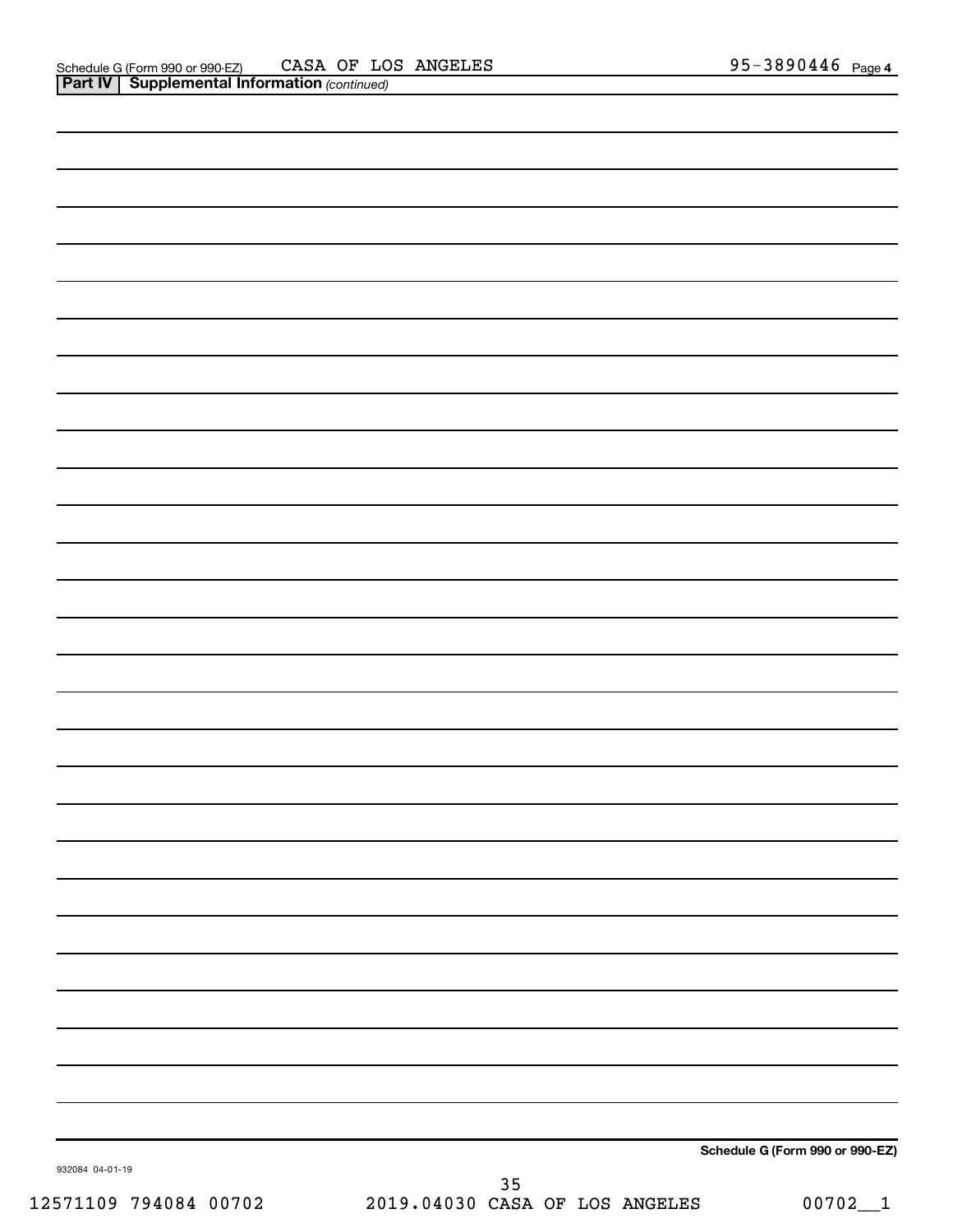Schedule G (Form 990 or 990-EZ) CASA OF LOS ANGELES 95-3890446 Page 4

**Part IV | Supplemental Information** *(continued)*

**Schedule G (Form 990 or 990-EZ)**

932084 04-01-19

12571109 794084 00702 2019.04030 CASA OF LOS ANGELES 00702__1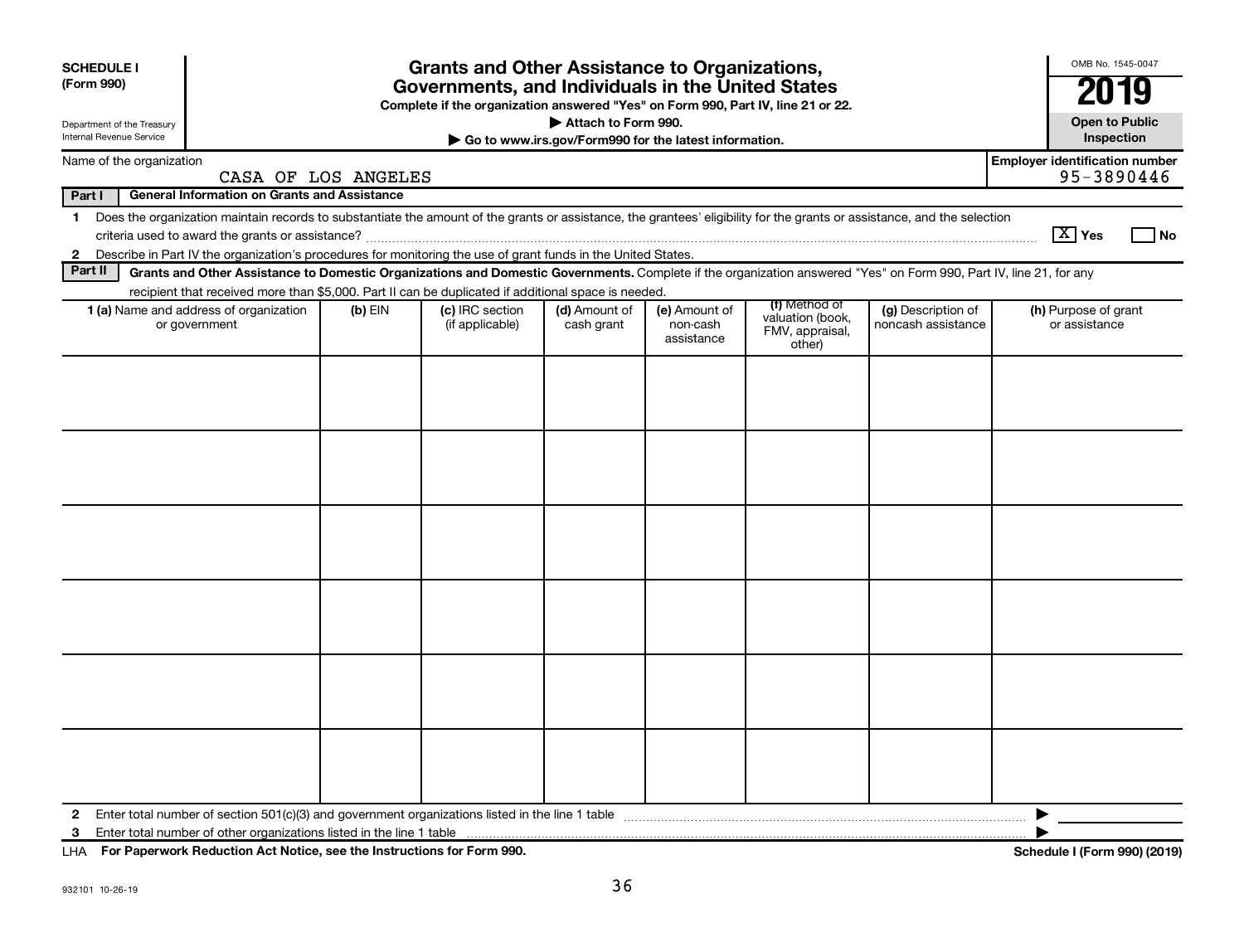**SCHEDULE I**
**(Form 990)**

Department of the Treasury
Internal Revenue Service

# Grants and Other Assistance to Organizations, Governments, and Individuals in the United States

**Complete if the organization answered "Yes" on Form 990, Part IV, line 21 or 22.**
**▶ Attach to Form 990.**
**▶ Go to www.irs.gov/Form990 for the latest information.**

OMB No. 1545-0047
**2019**
**Open to Public Inspection**

Name of the organization: CASA OF LOS ANGELES

**Employer identification number** 95-3890446

**Part I — General Information on Grants and Assistance**

1 Does the organization maintain records to substantiate the amount of the grants or assistance, the grantees' eligibility for the grants or assistance, and the selection criteria used to award the grants or assistance? [X] Yes [ ] No

2 Describe in Part IV the organization's procedures for monitoring the use of grant funds in the United States.

**Part II — Grants and Other Assistance to Domestic Organizations and Domestic Governments.** Complete if the organization answered "Yes" on Form 990, Part IV, line 21, for any recipient that received more than $5,000. Part II can be duplicated if additional space is needed.

| 1 (a) Name and address of organization or government | (b) EIN | (c) IRC section (if applicable) | (d) Amount of cash grant | (e) Amount of non-cash assistance | (f) Method of valuation (book, FMV, appraisal, other) | (g) Description of noncash assistance | (h) Purpose of grant or assistance |
|---|---|---|---|---|---|---|---|
| | | | | | | | |
| | | | | | | | |
| | | | | | | | |
| | | | | | | | |
| | | | | | | | |
| | | | | | | | |

2 Enter total number of section 501(c)(3) and government organizations listed in the line 1 table ▶

3 Enter total number of other organizations listed in the line 1 table ▶

LHA **For Paperwork Reduction Act Notice, see the Instructions for Form 990.** **Schedule I (Form 990) (2019)**

932101 10-26-19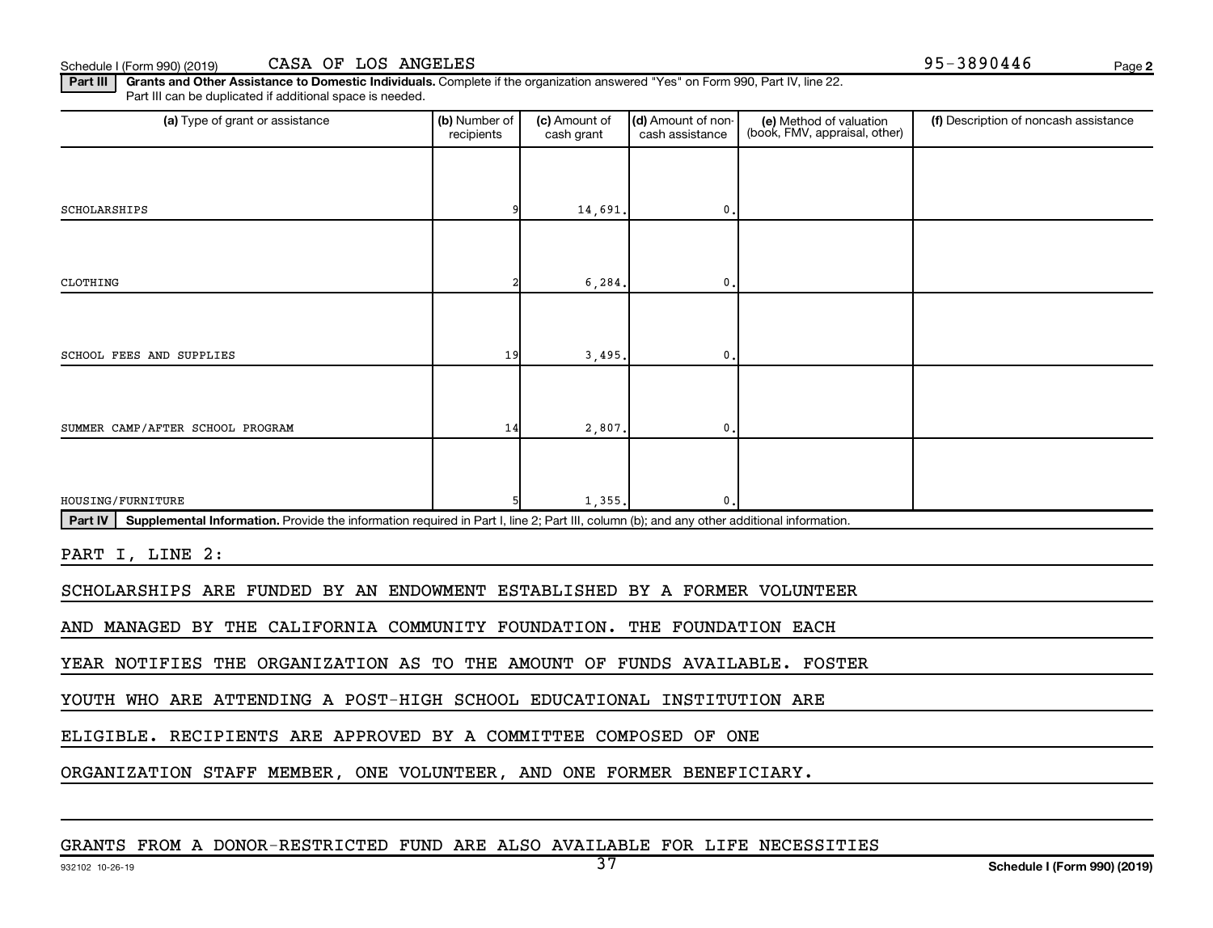Schedule I (Form 990) (2019) CASA OF LOS ANGELES 95-3890446

**Part III** **Grants and Other Assistance to Domestic Individuals.** Complete if the organization answered "Yes" on Form 990, Part IV, line 22. Part III can be duplicated if additional space is needed.

| (a) Type of grant or assistance | (b) Number of recipients | (c) Amount of cash grant | (d) Amount of non-cash assistance | (e) Method of valuation (book, FMV, appraisal, other) | (f) Description of noncash assistance |
|---|---|---|---|---|---|
| SCHOLARSHIPS | 9 | 14,691. | 0. | | |
| CLOTHING | 2 | 6,284. | 0. | | |
| SCHOOL FEES AND SUPPLIES | 19 | 3,495. | 0. | | |
| SUMMER CAMP/AFTER SCHOOL PROGRAM | 14 | 2,807. | 0. | | |
| HOUSING/FURNITURE | 5 | 1,355. | 0. | | |

**Part IV** **Supplemental Information.** Provide the information required in Part I, line 2; Part III, column (b); and any other additional information.

PART I, LINE 2:

SCHOLARSHIPS ARE FUNDED BY AN ENDOWMENT ESTABLISHED BY A FORMER VOLUNTEER AND MANAGED BY THE CALIFORNIA COMMUNITY FOUNDATION. THE FOUNDATION EACH YEAR NOTIFIES THE ORGANIZATION AS TO THE AMOUNT OF FUNDS AVAILABLE. FOSTER YOUTH WHO ARE ATTENDING A POST-HIGH SCHOOL EDUCATIONAL INSTITUTION ARE ELIGIBLE. RECIPIENTS ARE APPROVED BY A COMMITTEE COMPOSED OF ONE ORGANIZATION STAFF MEMBER, ONE VOLUNTEER, AND ONE FORMER BENEFICIARY.

GRANTS FROM A DONOR-RESTRICTED FUND ARE ALSO AVAILABLE FOR LIFE NECESSITIES

932102 10-26-19 Schedule I (Form 990) (2019)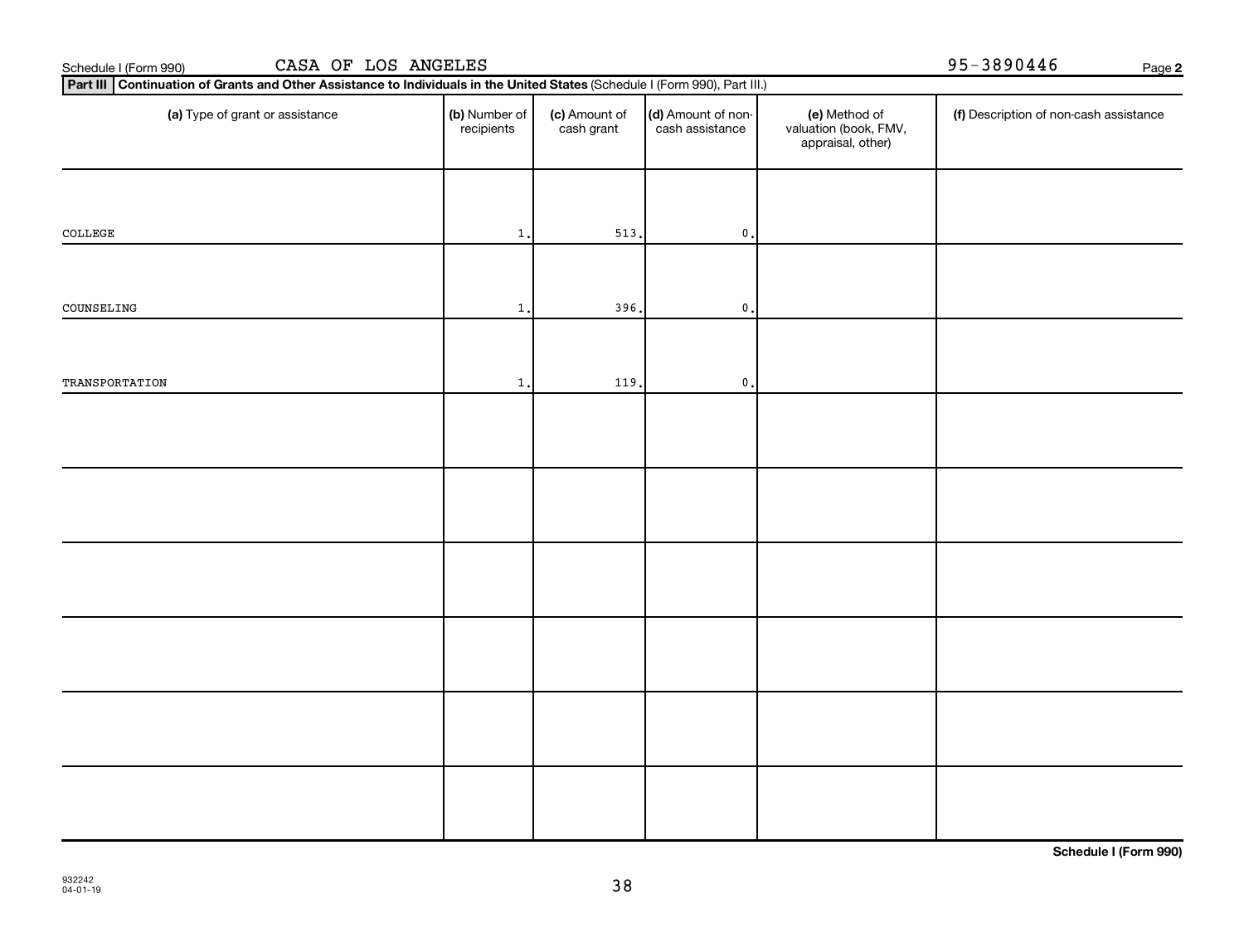Schedule I (Form 990) CASA OF LOS ANGELES 95-3890446

**Part III** **Continuation of Grants and Other Assistance to Individuals in the United States** (Schedule I (Form 990), Part III.)

| (a) Type of grant or assistance | (b) Number of recipients | (c) Amount of cash grant | (d) Amount of non-cash assistance | (e) Method of valuation (book, FMV, appraisal, other) | (f) Description of non-cash assistance |
|---|---|---|---|---|---|
| COLLEGE | 1. | 513. | 0. | | |
| COUNSELING | 1. | 396. | 0. | | |
| TRANSPORTATION | 1. | 119. | 0. | | |
| | | | | | |
| | | | | | |
| | | | | | |
| | | | | | |
| | | | | | |
| | | | | | |

**Schedule I (Form 990)**

932242
04-01-19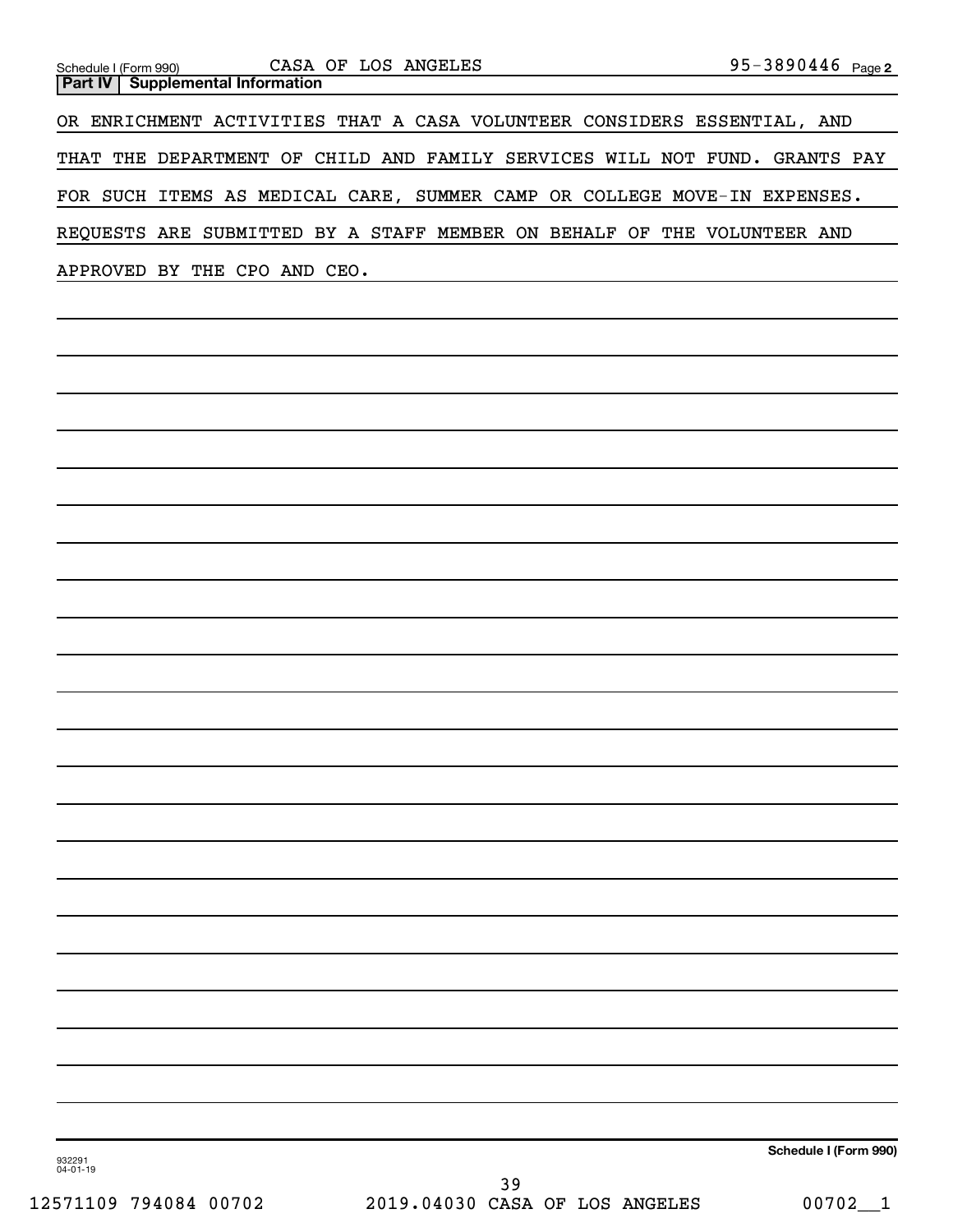Schedule I (Form 990) CASA OF LOS ANGELES 95-3890446 Page 2

**Part IV | Supplemental Information**

OR ENRICHMENT ACTIVITIES THAT A CASA VOLUNTEER CONSIDERS ESSENTIAL, AND THAT THE DEPARTMENT OF CHILD AND FAMILY SERVICES WILL NOT FUND. GRANTS PAY FOR SUCH ITEMS AS MEDICAL CARE, SUMMER CAMP OR COLLEGE MOVE-IN EXPENSES. REQUESTS ARE SUBMITTED BY A STAFF MEMBER ON BEHALF OF THE VOLUNTEER AND APPROVED BY THE CPO AND CEO.

Schedule I (Form 990)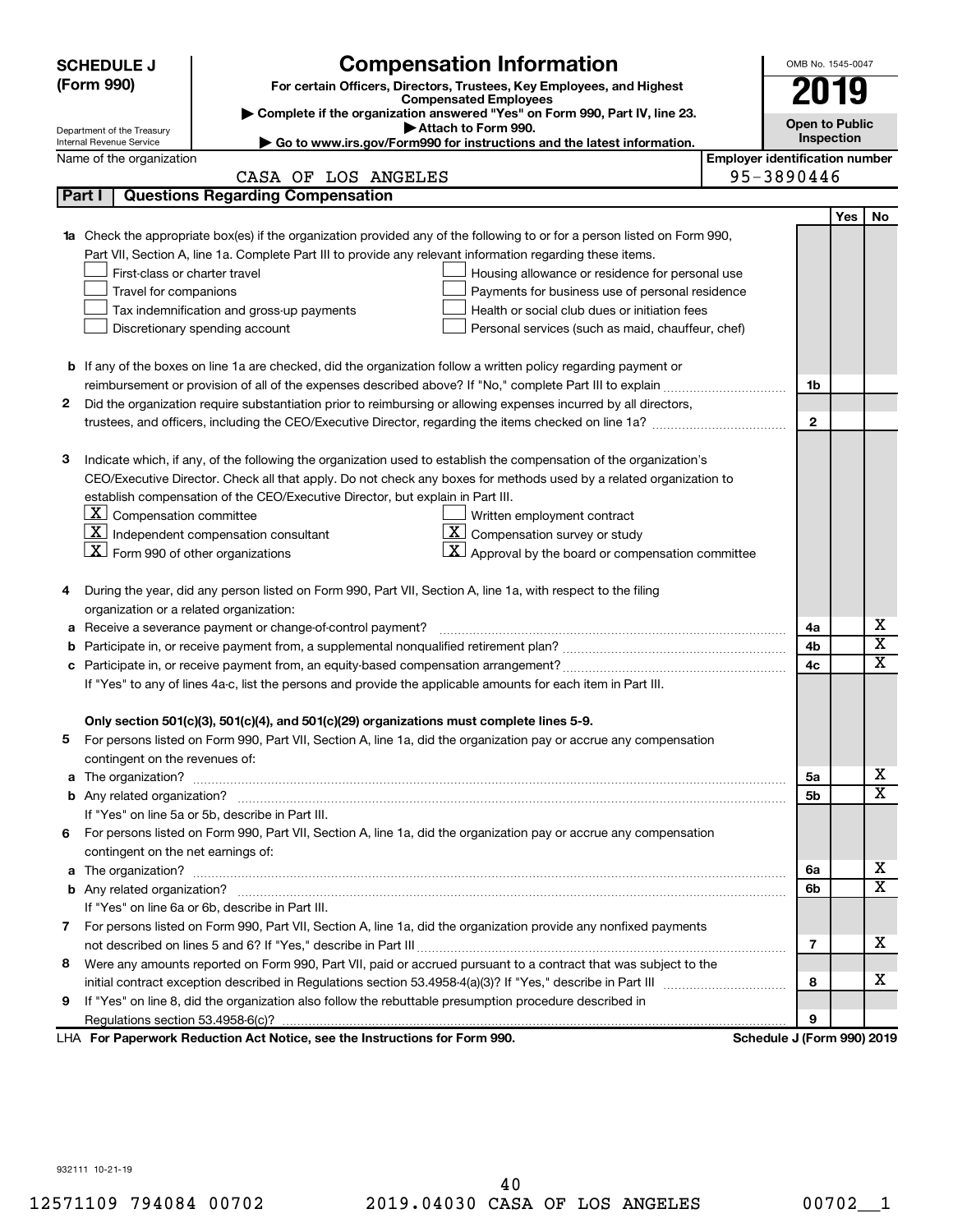**SCHEDULE J (Form 990)**

Department of the Treasury Internal Revenue Service

# Compensation Information

**For certain Officers, Directors, Trustees, Key Employees, and Highest Compensated Employees**

▶ Complete if the organization answered "Yes" on Form 990, Part IV, line 23.

▶ Attach to Form 990.

▶ Go to www.irs.gov/Form990 for instructions and the latest information.

OMB No. 1545-0047

**2019**

**Open to Public Inspection**

Name of the organization: CASA OF LOS ANGELES

Employer identification number: 95-3890446

## Part I | Questions Regarding Compensation

| | | | Yes | No |
|---|---|---|---|---|
| **1a** | Check the appropriate box(es) if the organization provided any of the following to or for a person listed on Form 990, Part VII, Section A, line 1a. Complete Part III to provide any relevant information regarding these items.<br>☐ First-class or charter travel ☐ Housing allowance or residence for personal use<br>☐ Travel for companions ☐ Payments for business use of personal residence<br>☐ Tax indemnification and gross-up payments ☐ Health or social club dues or initiation fees<br>☐ Discretionary spending account ☐ Personal services (such as maid, chauffeur, chef) | | | |
| **b** | If any of the boxes on line 1a are checked, did the organization follow a written policy regarding payment or reimbursement or provision of all of the expenses described above? If "No," complete Part III to explain | 1b | | |
| **2** | Did the organization require substantiation prior to reimbursing or allowing expenses incurred by all directors, trustees, and officers, including the CEO/Executive Director, regarding the items checked on line 1a? | 2 | | |
| **3** | Indicate which, if any, of the following the organization used to establish the compensation of the organization's CEO/Executive Director. Check all that apply. Do not check any boxes for methods used by a related organization to establish compensation of the CEO/Executive Director, but explain in Part III.<br>☒ Compensation committee ☐ Written employment contract<br>☒ Independent compensation consultant ☒ Compensation survey or study<br>☒ Form 990 of other organizations ☒ Approval by the board or compensation committee | | | |
| **4** | During the year, did any person listed on Form 990, Part VII, Section A, line 1a, with respect to the filing organization or a related organization: | | | |
| **a** | Receive a severance payment or change-of-control payment? | 4a | | X |
| **b** | Participate in, or receive payment from, a supplemental nonqualified retirement plan? | 4b | | X |
| **c** | Participate in, or receive payment from, an equity-based compensation arrangement? | 4c | | X |
| | If "Yes" to any of lines 4a-c, list the persons and provide the applicable amounts for each item in Part III. | | | |
| | **Only section 501(c)(3), 501(c)(4), and 501(c)(29) organizations must complete lines 5-9.** | | | |
| **5** | For persons listed on Form 990, Part VII, Section A, line 1a, did the organization pay or accrue any compensation contingent on the revenues of: | | | |
| **a** | The organization? | 5a | | X |
| **b** | Any related organization? | 5b | | X |
| | If "Yes" on line 5a or 5b, describe in Part III. | | | |
| **6** | For persons listed on Form 990, Part VII, Section A, line 1a, did the organization pay or accrue any compensation contingent on the net earnings of: | | | |
| **a** | The organization? | 6a | | X |
| **b** | Any related organization? | 6b | | X |
| | If "Yes" on line 6a or 6b, describe in Part III. | | | |
| **7** | For persons listed on Form 990, Part VII, Section A, line 1a, did the organization provide any nonfixed payments not described on lines 5 and 6? If "Yes," describe in Part III | 7 | | X |
| **8** | Were any amounts reported on Form 990, Part VII, paid or accrued pursuant to a contract that was subject to the initial contract exception described in Regulations section 53.4958-4(a)(3)? If "Yes," describe in Part III | 8 | | X |
| **9** | If "Yes" on line 8, did the organization also follow the rebuttable presumption procedure described in Regulations section 53.4958-6(c)? | 9 | | |

LHA **For Paperwork Reduction Act Notice, see the Instructions for Form 990.** **Schedule J (Form 990) 2019**

932111 10-21-19

12571109 794084 00702 2019.04030 CASA OF LOS ANGELES 00702__1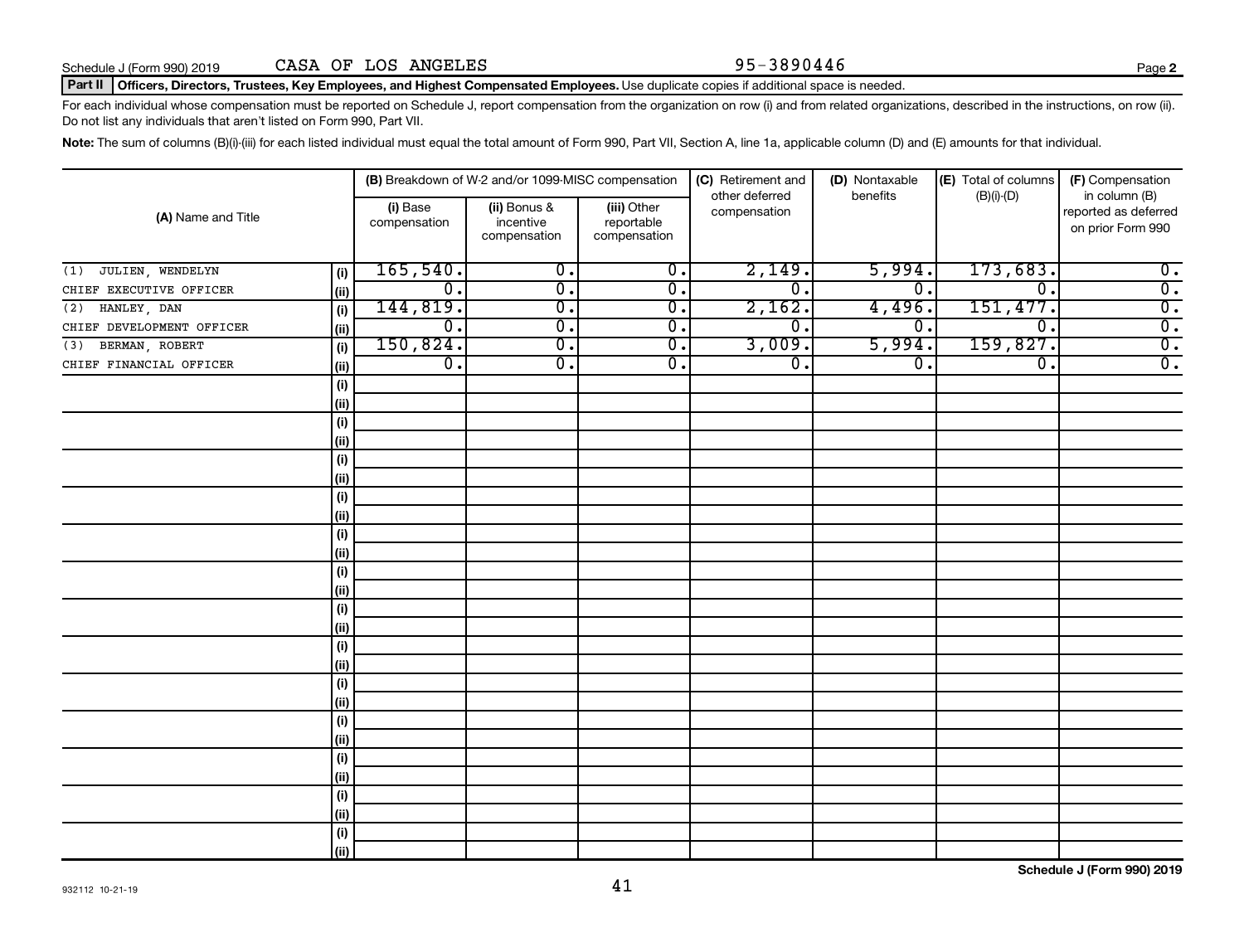Schedule J (Form 990) 2019 CASA OF LOS ANGELES 95-3890446 Page 2

**Part II** **Officers, Directors, Trustees, Key Employees, and Highest Compensated Employees.** Use duplicate copies if additional space is needed.

For each individual whose compensation must be reported on Schedule J, report compensation from the organization on row (i) and from related organizations, described in the instructions, on row (ii). Do not list any individuals that aren't listed on Form 990, Part VII.

**Note:** The sum of columns (B)(i)-(iii) for each listed individual must equal the total amount of Form 990, Part VII, Section A, line 1a, applicable column (D) and (E) amounts for that individual.

| (A) Name and Title | | (B) Breakdown of W-2 and/or 1099-MISC compensation | | | (C) Retirement and other deferred compensation | (D) Nontaxable benefits | (E) Total of columns (B)(i)-(D) | (F) Compensation in column (B) reported as deferred on prior Form 990 |
|---|---|---|---|---|---|---|---|---|
| | | (i) Base compensation | (ii) Bonus & incentive compensation | (iii) Other reportable compensation | | | | |
| (1) JULIEN, WENDELYN | (i) | 165,540. | 0. | 0. | 2,149. | 5,994. | 173,683. | 0. |
| CHIEF EXECUTIVE OFFICER | (ii) | 0. | 0. | 0. | 0. | 0. | 0. | 0. |
| (2) HANLEY, DAN | (i) | 144,819. | 0. | 0. | 2,162. | 4,496. | 151,477. | 0. |
| CHIEF DEVELOPMENT OFFICER | (ii) | 0. | 0. | 0. | 0. | 0. | 0. | 0. |
| (3) BERMAN, ROBERT | (i) | 150,824. | 0. | 0. | 3,009. | 5,994. | 159,827. | 0. |
| CHIEF FINANCIAL OFFICER | (ii) | 0. | 0. | 0. | 0. | 0. | 0. | 0. |

Schedule J (Form 990) 2019

932112 10-21-19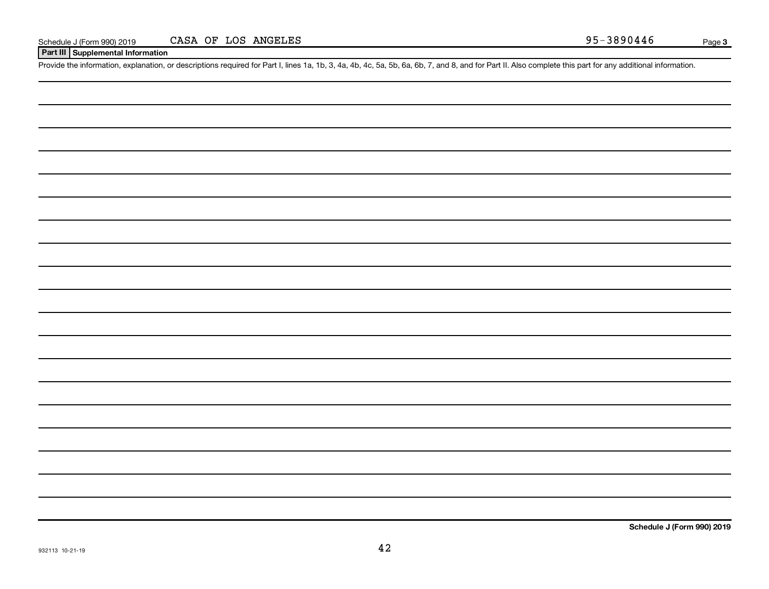Schedule J (Form 990) 2019 CASA OF LOS ANGELES 95-3890446

## Part III Supplemental Information

Provide the information, explanation, or descriptions required for Part I, lines 1a, 1b, 3, 4a, 4b, 4c, 5a, 5b, 6a, 6b, 7, and 8, and for Part II. Also complete this part for any additional information.

Schedule J (Form 990) 2019

932113 10-21-19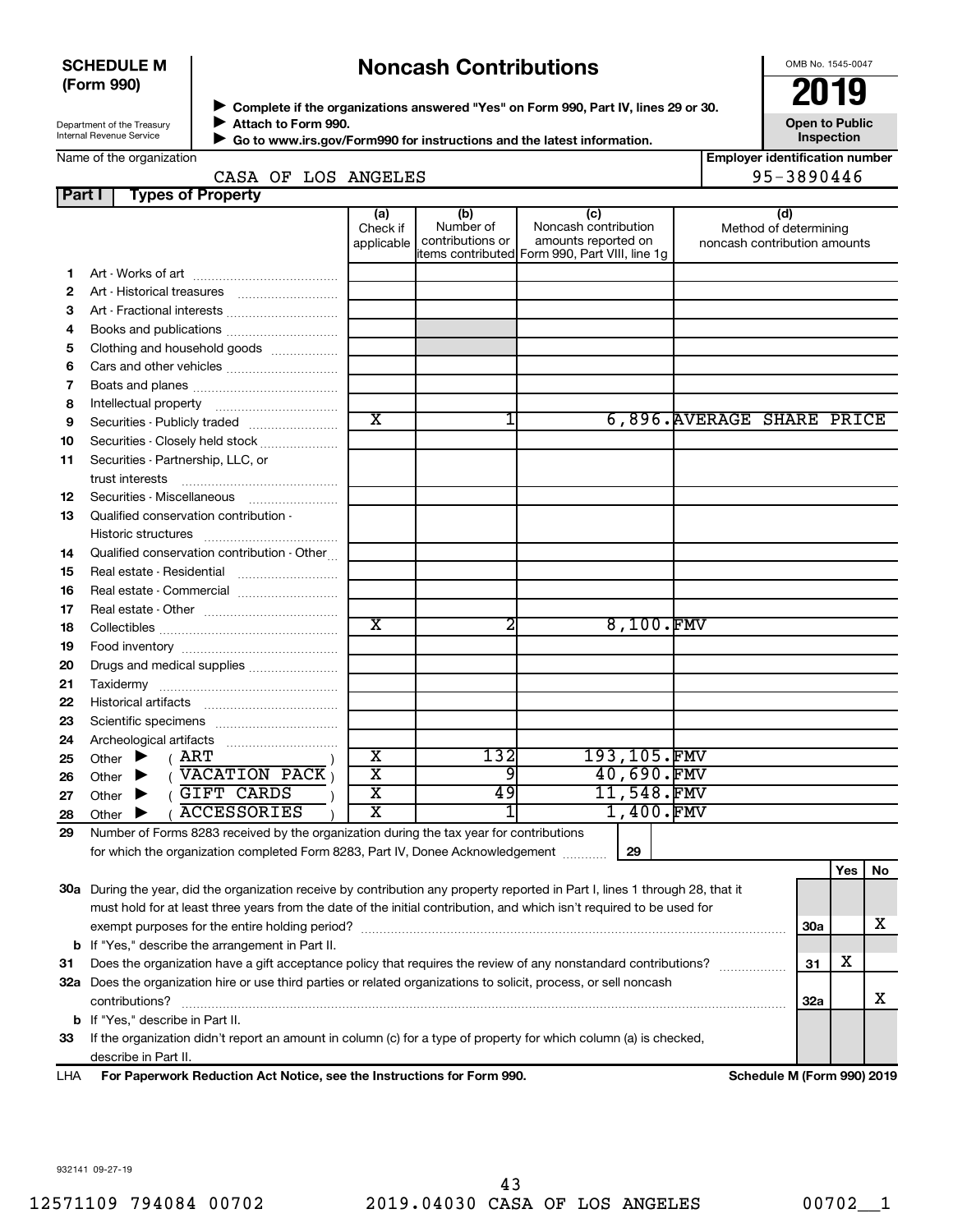**SCHEDULE M (Form 990)**

Department of the Treasury
Internal Revenue Service

# Noncash Contributions

▶ Complete if the organizations answered "Yes" on Form 990, Part IV, lines 29 or 30.
▶ Attach to Form 990.
▶ Go to www.irs.gov/Form990 for instructions and the latest information.

OMB No. 1545-0047

**2019**

**Open to Public Inspection**

Name of the organization: CASA OF LOS ANGELES

Employer identification number: 95-3890446

## Part I Types of Property

| | | (a) Check if applicable | (b) Number of contributions or items contributed | (c) Noncash contribution amounts reported on Form 990, Part VIII, line 1g | (d) Method of determining noncash contribution amounts |
|---|---|---|---|---|---|
| 1 | Art - Works of art | | | | |
| 2 | Art - Historical treasures | | | | |
| 3 | Art - Fractional interests | | | | |
| 4 | Books and publications | | | | |
| 5 | Clothing and household goods | | | | |
| 6 | Cars and other vehicles | | | | |
| 7 | Boats and planes | | | | |
| 8 | Intellectual property | | | | |
| 9 | Securities - Publicly traded | X | 1 | 6,896. | AVERAGE SHARE PRICE |
| 10 | Securities - Closely held stock | | | | |
| 11 | Securities - Partnership, LLC, or trust interests | | | | |
| 12 | Securities - Miscellaneous | | | | |
| 13 | Qualified conservation contribution - Historic structures | | | | |
| 14 | Qualified conservation contribution - Other | | | | |
| 15 | Real estate - Residential | | | | |
| 16 | Real estate - Commercial | | | | |
| 17 | Real estate - Other | | | | |
| 18 | Collectibles | X | 2 | 8,100. | FMV |
| 19 | Food inventory | | | | |
| 20 | Drugs and medical supplies | | | | |
| 21 | Taxidermy | | | | |
| 22 | Historical artifacts | | | | |
| 23 | Scientific specimens | | | | |
| 24 | Archeological artifacts | | | | |
| 25 | Other ▶ ( ART ) | X | 132 | 193,105. | FMV |
| 26 | Other ▶ ( VACATION PACK ) | X | 9 | 40,690. | FMV |
| 27 | Other ▶ ( GIFT CARDS ) | X | 49 | 11,548. | FMV |
| 28 | Other ▶ ( ACCESSORIES ) | X | 1 | 1,400. | FMV |

29 Number of Forms 8283 received by the organization during the tax year for contributions for which the organization completed Form 8283, Part IV, Donee Acknowledgement ..... 29

| | | | Yes | No |
|---|---|---|---|---|
| 30a | During the year, did the organization receive by contribution any property reported in Part I, lines 1 through 28, that it must hold for at least three years from the date of the initial contribution, and which isn't required to be used for exempt purposes for the entire holding period? | 30a | | X |
| b | If "Yes," describe the arrangement in Part II. | | | |
| 31 | Does the organization have a gift acceptance policy that requires the review of any nonstandard contributions? | 31 | X | |
| 32a | Does the organization hire or use third parties or related organizations to solicit, process, or sell noncash contributions? | 32a | | X |
| b | If "Yes," describe in Part II. | | | |
| 33 | If the organization didn't report an amount in column (c) for a type of property for which column (a) is checked, describe in Part II. | | | |

LHA For Paperwork Reduction Act Notice, see the Instructions for Form 990. Schedule M (Form 990) 2019

932141 09-27-19

12571109 794084 00702 2019.04030 CASA OF LOS ANGELES 00702__1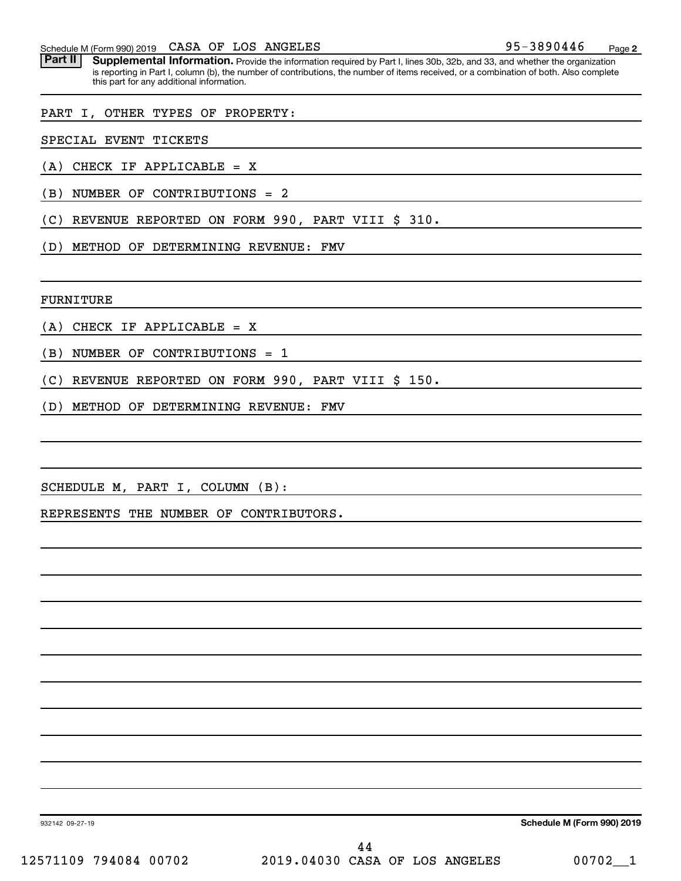Schedule M (Form 990) 2019 CASA OF LOS ANGELES 95-3890446 Page 2

**Part II** **Supplemental Information.** Provide the information required by Part I, lines 30b, 32b, and 33, and whether the organization is reporting in Part I, column (b), the number of contributions, the number of items received, or a combination of both. Also complete this part for any additional information.

PART I, OTHER TYPES OF PROPERTY:

SPECIAL EVENT TICKETS

(A) CHECK IF APPLICABLE = X

(B) NUMBER OF CONTRIBUTIONS = 2

(C) REVENUE REPORTED ON FORM 990, PART VIII $ 310.

(D) METHOD OF DETERMINING REVENUE: FMV

FURNITURE

(A) CHECK IF APPLICABLE = X

(B) NUMBER OF CONTRIBUTIONS = 1

(C) REVENUE REPORTED ON FORM 990, PART VIII $ 150.

(D) METHOD OF DETERMINING REVENUE: FMV

SCHEDULE M, PART I, COLUMN (B):

REPRESENTS THE NUMBER OF CONTRIBUTORS.

932142 09-27-19 **Schedule M (Form 990) 2019**

12571109 794084 00702 2019.04030 CASA OF LOS ANGELES 00702__1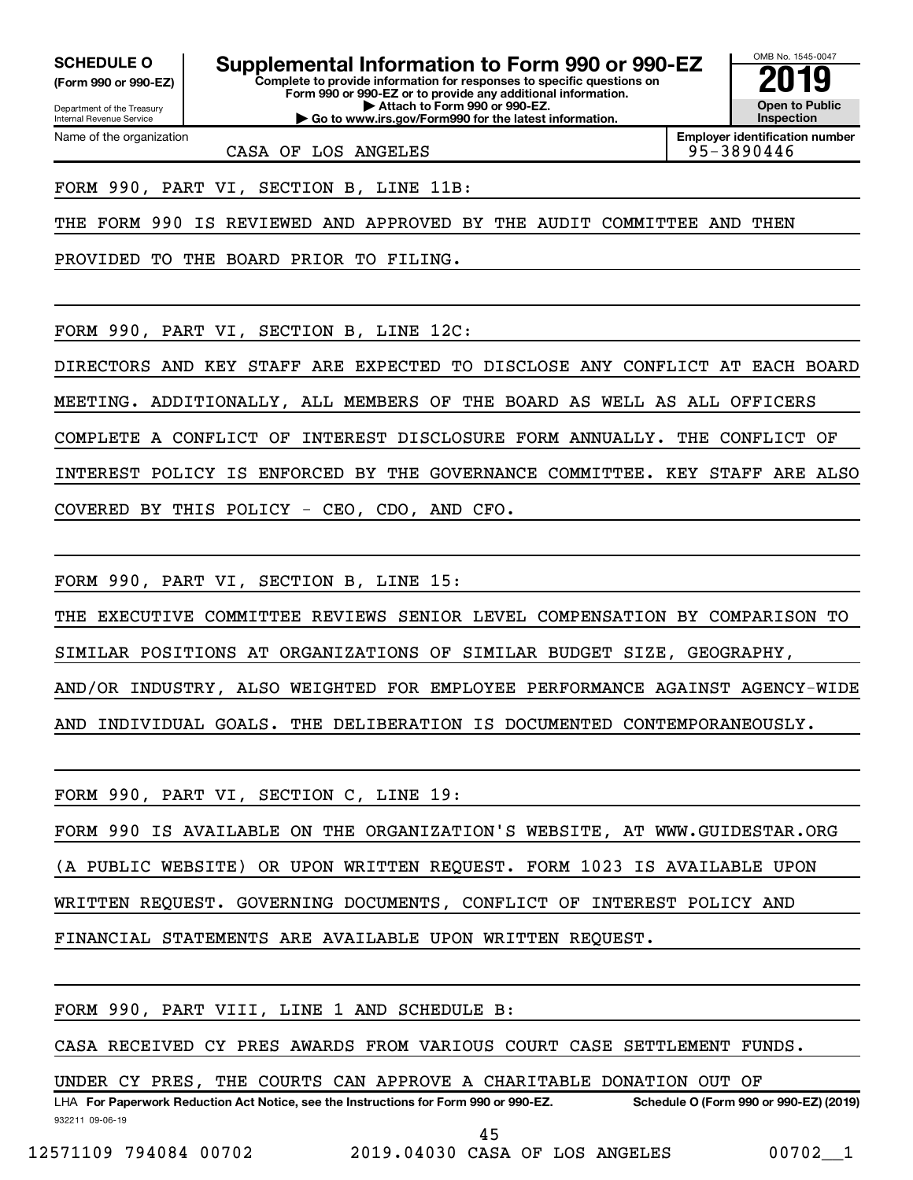**SCHEDULE O**
**(Form 990 or 990-EZ)**

Department of the Treasury
Internal Revenue Service

# Supplemental Information to Form 990 or 990-EZ

**Complete to provide information for responses to specific questions on Form 990 or 990-EZ or to provide any additional information.**
**▶ Attach to Form 990 or 990-EZ.**
**▶ Go to www.irs.gov/Form990 for the latest information.**

OMB No. 1545-0047

**2019**

**Open to Public Inspection**

Name of the organization: CASA OF LOS ANGELES

**Employer identification number:** 95-3890446

FORM 990, PART VI, SECTION B, LINE 11B:

THE FORM 990 IS REVIEWED AND APPROVED BY THE AUDIT COMMITTEE AND THEN PROVIDED TO THE BOARD PRIOR TO FILING.

FORM 990, PART VI, SECTION B, LINE 12C:

DIRECTORS AND KEY STAFF ARE EXPECTED TO DISCLOSE ANY CONFLICT AT EACH BOARD MEETING. ADDITIONALLY, ALL MEMBERS OF THE BOARD AS WELL AS ALL OFFICERS COMPLETE A CONFLICT OF INTEREST DISCLOSURE FORM ANNUALLY. THE CONFLICT OF INTEREST POLICY IS ENFORCED BY THE GOVERNANCE COMMITTEE. KEY STAFF ARE ALSO COVERED BY THIS POLICY - CEO, CDO, AND CFO.

FORM 990, PART VI, SECTION B, LINE 15:

THE EXECUTIVE COMMITTEE REVIEWS SENIOR LEVEL COMPENSATION BY COMPARISON TO SIMILAR POSITIONS AT ORGANIZATIONS OF SIMILAR BUDGET SIZE, GEOGRAPHY, AND/OR INDUSTRY, ALSO WEIGHTED FOR EMPLOYEE PERFORMANCE AGAINST AGENCY-WIDE AND INDIVIDUAL GOALS. THE DELIBERATION IS DOCUMENTED CONTEMPORANEOUSLY.

FORM 990, PART VI, SECTION C, LINE 19:

FORM 990 IS AVAILABLE ON THE ORGANIZATION'S WEBSITE, AT WWW.GUIDESTAR.ORG (A PUBLIC WEBSITE) OR UPON WRITTEN REQUEST. FORM 1023 IS AVAILABLE UPON WRITTEN REQUEST. GOVERNING DOCUMENTS, CONFLICT OF INTEREST POLICY AND FINANCIAL STATEMENTS ARE AVAILABLE UPON WRITTEN REQUEST.

FORM 990, PART VIII, LINE 1 AND SCHEDULE B:

CASA RECEIVED CY PRES AWARDS FROM VARIOUS COURT CASE SETTLEMENT FUNDS.

UNDER CY PRES, THE COURTS CAN APPROVE A CHARITABLE DONATION OUT OF

LHA **For Paperwork Reduction Act Notice, see the Instructions for Form 990 or 990-EZ.** **Schedule O (Form 990 or 990-EZ) (2019)**

932211 09-06-19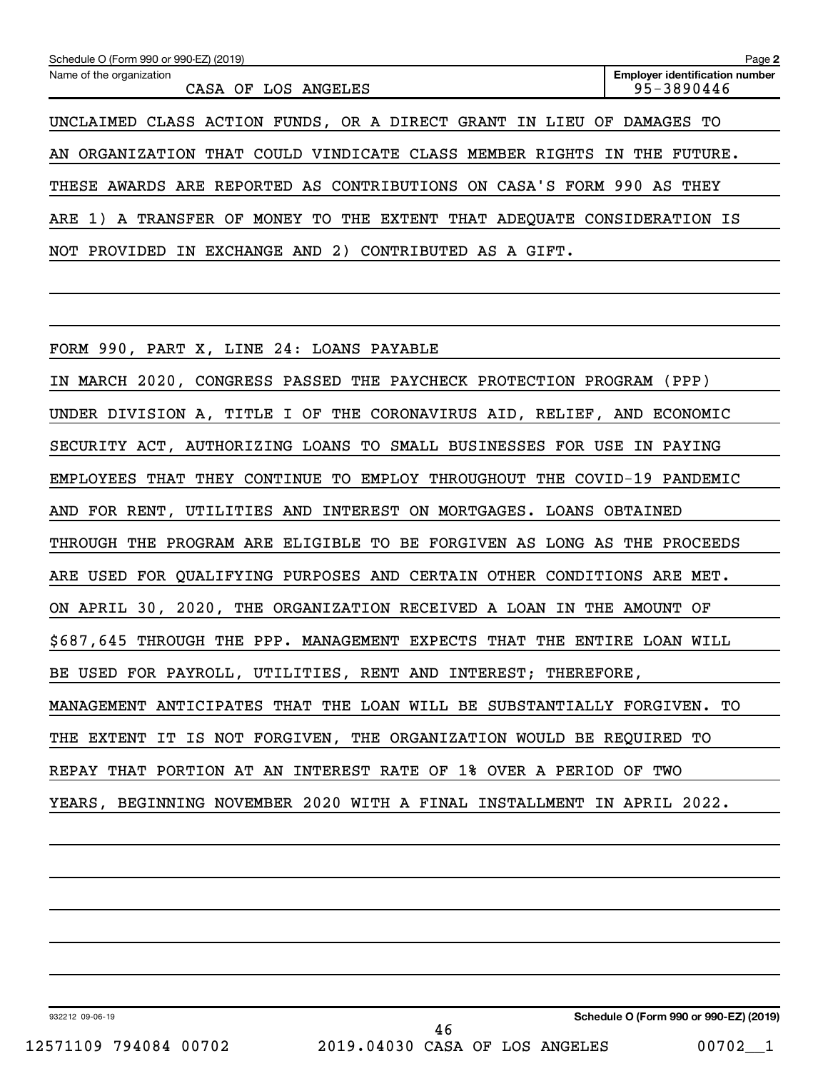Name of the organization: CASA OF LOS ANGELES

Employer identification number: 95-3890446

UNCLAIMED CLASS ACTION FUNDS, OR A DIRECT GRANT IN LIEU OF DAMAGES TO AN ORGANIZATION THAT COULD VINDICATE CLASS MEMBER RIGHTS IN THE FUTURE. THESE AWARDS ARE REPORTED AS CONTRIBUTIONS ON CASA'S FORM 990 AS THEY ARE 1) A TRANSFER OF MONEY TO THE EXTENT THAT ADEQUATE CONSIDERATION IS NOT PROVIDED IN EXCHANGE AND 2) CONTRIBUTED AS A GIFT.

FORM 990, PART X, LINE 24: LOANS PAYABLE

IN MARCH 2020, CONGRESS PASSED THE PAYCHECK PROTECTION PROGRAM (PPP) UNDER DIVISION A, TITLE I OF THE CORONAVIRUS AID, RELIEF, AND ECONOMIC SECURITY ACT, AUTHORIZING LOANS TO SMALL BUSINESSES FOR USE IN PAYING EMPLOYEES THAT THEY CONTINUE TO EMPLOY THROUGHOUT THE COVID-19 PANDEMIC AND FOR RENT, UTILITIES AND INTEREST ON MORTGAGES. LOANS OBTAINED THROUGH THE PROGRAM ARE ELIGIBLE TO BE FORGIVEN AS LONG AS THE PROCEEDS ARE USED FOR QUALIFYING PURPOSES AND CERTAIN OTHER CONDITIONS ARE MET. ON APRIL 30, 2020, THE ORGANIZATION RECEIVED A LOAN IN THE AMOUNT OF $687,645 THROUGH THE PPP. MANAGEMENT EXPECTS THAT THE ENTIRE LOAN WILL BE USED FOR PAYROLL, UTILITIES, RENT AND INTEREST; THEREFORE, MANAGEMENT ANTICIPATES THAT THE LOAN WILL BE SUBSTANTIALLY FORGIVEN. TO THE EXTENT IT IS NOT FORGIVEN, THE ORGANIZATION WOULD BE REQUIRED TO REPAY THAT PORTION AT AN INTEREST RATE OF 1% OVER A PERIOD OF TWO YEARS, BEGINNING NOVEMBER 2020 WITH A FINAL INSTALLMENT IN APRIL 2022.